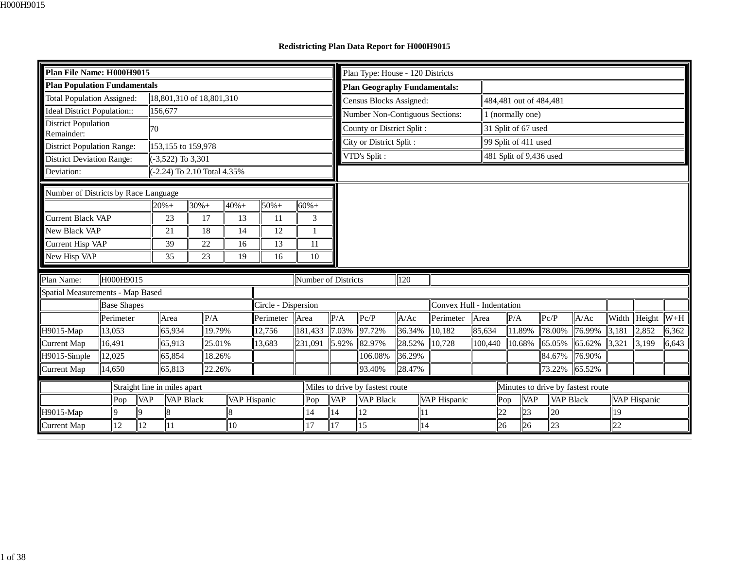# Redistricting Plan Data Report for H000H9015

| Plan File Name: H000H9015 | |
|---|---|
| **Plan Population Fundamentals** | |
| Total Population Assigned: | 18,801,310 of 18,801,310 |
| Ideal District Population:: | 156,677 |
| District Population Remainder: | 70 |
| District Population Range: | 153,155 to 159,978 |
| District Deviation Range: | (-3,522) To 3,301 |
| Deviation: | (-2.24) To 2.10 Total 4.35% |

| Plan Type: House - 120 Districts | |
|---|---|
| **Plan Geography Fundamentals:** | |
| Census Blocks Assigned: | 484,481 out of 484,481 |
| Number Non-Contiguous Sections: | 1 (normally one) |
| County or District Split : | 31 Split of 67 used |
| City or District Split : | 99 Split of 411 used |
| VTD's Split : | 481 Split of 9,436 used |

| Number of Districts by Race Language | 20%+ | 30%+ | 40%+ | 50%+ | 60%+ |
|---|---|---|---|---|---|
| Current Black VAP | 23 | 17 | 13 | 11 | 3 |
| New Black VAP | 21 | 18 | 14 | 12 | 1 |
| Current Hisp VAP | 39 | 22 | 16 | 13 | 11 |
| New Hisp VAP | 35 | 23 | 19 | 16 | 10 |

| Plan Name: | H000H9015 | | | Number of Districts | 120 | | | | | | | | | | | |
|---|---|---|---|---|---|---|---|---|---|---|---|---|---|---|---|---|
| Spatial Measurements - Map Based | | | | | | | | | | | | | | | | |
| | Base Shapes | | | Circle - Dispersion | | | | | Convex Hull - Indentation | | | | | | | |
| | Perimeter | Area | P/A | Perimeter | Area | P/A | Pc/P | A/Ac | Perimeter | Area | P/A | Pc/P | A/Ac | Width | Height | W+H |
| H9015-Map | 13,053 | 65,934 | 19.79% | 12,756 | 181,433 | 7.03% | 97.72% | 36.34% | 10,182 | 85,634 | 11.89% | 78.00% | 76.99% | 3,181 | 2,852 | 6,362 |
| Current Map | 16,491 | 65,913 | 25.01% | 13,683 | 231,091 | 5.92% | 82.97% | 28.52% | 10,728 | 100,440 | 10.68% | 65.05% | 65.62% | 3,321 | 3,199 | 6,643 |
| H9015-Simple | 12,025 | 65,854 | 18.26% | | | | 106.08% | 36.29% | | | | 84.67% | 76.90% | | | |
| Current Map | 14,650 | 65,813 | 22.26% | | | | 93.40% | 28.47% | | | | 73.22% | 65.52% | | | |

| | Straight line in miles apart | | | | Miles to drive by fastest route | | | | Minutes to drive by fastest route | | | |
|---|---|---|---|---|---|---|---|---|---|---|---|---|
| | Pop | VAP | VAP Black | VAP Hispanic | Pop | VAP | VAP Black | VAP Hispanic | Pop | VAP | VAP Black | VAP Hispanic |
| H9015-Map | 9 | 9 | 8 | 8 | 14 | 14 | 12 | 11 | 22 | 23 | 20 | 19 |
| Current Map | 12 | 12 | 11 | 10 | 17 | 17 | 15 | 14 | 26 | 26 | 23 | 22 |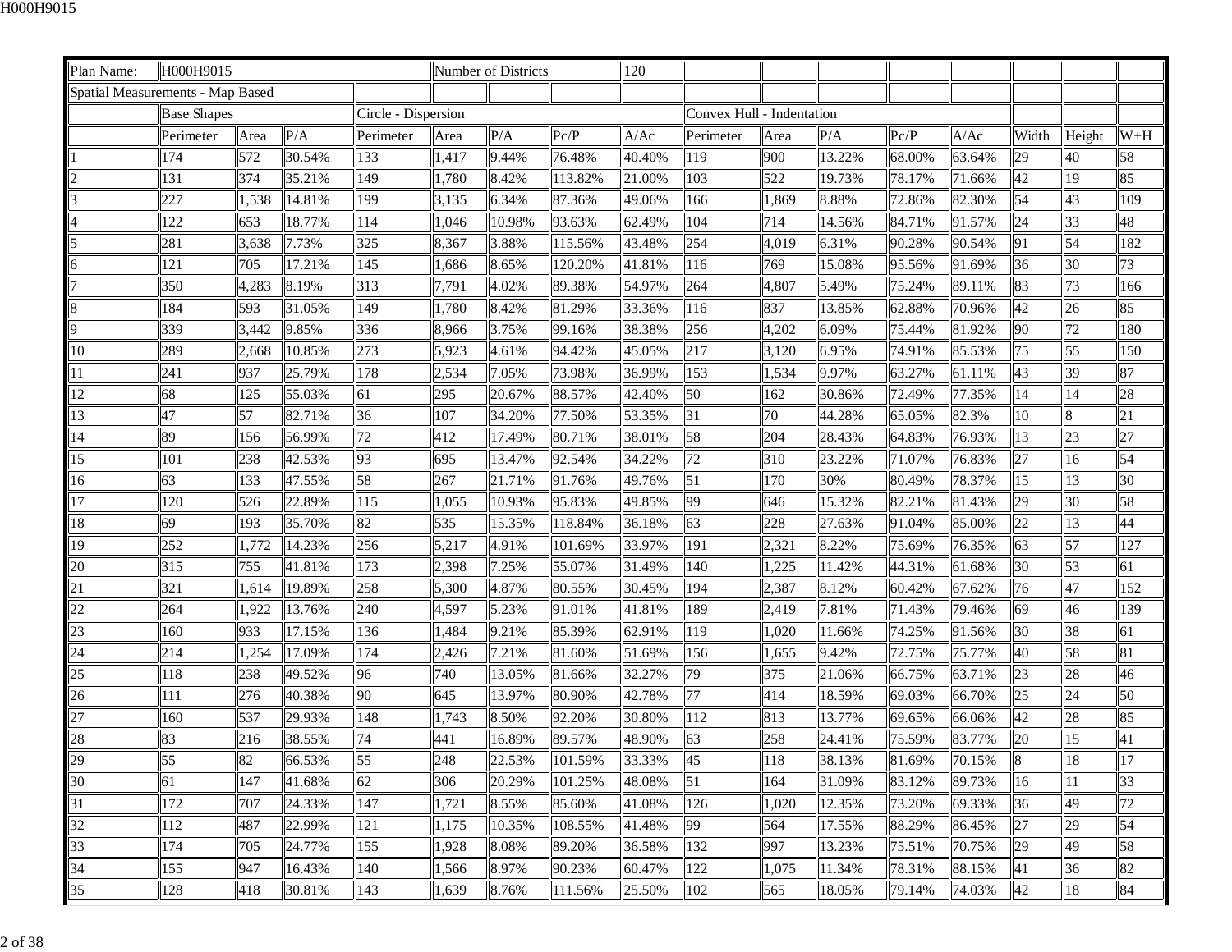| Plan Name: | H000H9015 | | | | Number of Districts | | | 120 | | | | | | | | |
|---|---|---|---|---|---|---|---|---|---|---|---|---|---|---|---|---|
| Spatial Measurements - Map Based | | | | | | | | | | | | | | | | |
| | Base Shapes | | | Circle - Dispersion | | | | | Convex Hull - Indentation | | | | | | | |
| | Perimeter | Area | P/A | Perimeter | Area | P/A | Pc/P | A/Ac | Perimeter | Area | P/A | Pc/P | A/Ac | Width | Height | W+H |
| 1 | 174 | 572 | 30.54% | 133 | 1,417 | 9.44% | 76.48% | 40.40% | 119 | 900 | 13.22% | 68.00% | 63.64% | 29 | 40 | 58 |
| 2 | 131 | 374 | 35.21% | 149 | 1,780 | 8.42% | 113.82% | 21.00% | 103 | 522 | 19.73% | 78.17% | 71.66% | 42 | 19 | 85 |
| 3 | 227 | 1,538 | 14.81% | 199 | 3,135 | 6.34% | 87.36% | 49.06% | 166 | 1,869 | 8.88% | 72.86% | 82.30% | 54 | 43 | 109 |
| 4 | 122 | 653 | 18.77% | 114 | 1,046 | 10.98% | 93.63% | 62.49% | 104 | 714 | 14.56% | 84.71% | 91.57% | 24 | 33 | 48 |
| 5 | 281 | 3,638 | 7.73% | 325 | 8,367 | 3.88% | 115.56% | 43.48% | 254 | 4,019 | 6.31% | 90.28% | 90.54% | 91 | 54 | 182 |
| 6 | 121 | 705 | 17.21% | 145 | 1,686 | 8.65% | 120.20% | 41.81% | 116 | 769 | 15.08% | 95.56% | 91.69% | 36 | 30 | 73 |
| 7 | 350 | 4,283 | 8.19% | 313 | 7,791 | 4.02% | 89.38% | 54.97% | 264 | 4,807 | 5.49% | 75.24% | 89.11% | 83 | 73 | 166 |
| 8 | 184 | 593 | 31.05% | 149 | 1,780 | 8.42% | 81.29% | 33.36% | 116 | 837 | 13.85% | 62.88% | 70.96% | 42 | 26 | 85 |
| 9 | 339 | 3,442 | 9.85% | 336 | 8,966 | 3.75% | 99.16% | 38.38% | 256 | 4,202 | 6.09% | 75.44% | 81.92% | 90 | 72 | 180 |
| 10 | 289 | 2,668 | 10.85% | 273 | 5,923 | 4.61% | 94.42% | 45.05% | 217 | 3,120 | 6.95% | 74.91% | 85.53% | 75 | 55 | 150 |
| 11 | 241 | 937 | 25.79% | 178 | 2,534 | 7.05% | 73.98% | 36.99% | 153 | 1,534 | 9.97% | 63.27% | 61.11% | 43 | 39 | 87 |
| 12 | 68 | 125 | 55.03% | 61 | 295 | 20.67% | 88.57% | 42.40% | 50 | 162 | 30.86% | 72.49% | 77.35% | 14 | 14 | 28 |
| 13 | 47 | 57 | 82.71% | 36 | 107 | 34.20% | 77.50% | 53.35% | 31 | 70 | 44.28% | 65.05% | 82.3% | 10 | 8 | 21 |
| 14 | 89 | 156 | 56.99% | 72 | 412 | 17.49% | 80.71% | 38.01% | 58 | 204 | 28.43% | 64.83% | 76.93% | 13 | 23 | 27 |
| 15 | 101 | 238 | 42.53% | 93 | 695 | 13.47% | 92.54% | 34.22% | 72 | 310 | 23.22% | 71.07% | 76.83% | 27 | 16 | 54 |
| 16 | 63 | 133 | 47.55% | 58 | 267 | 21.71% | 91.76% | 49.76% | 51 | 170 | 30% | 80.49% | 78.37% | 15 | 13 | 30 |
| 17 | 120 | 526 | 22.89% | 115 | 1,055 | 10.93% | 95.83% | 49.85% | 99 | 646 | 15.32% | 82.21% | 81.43% | 29 | 30 | 58 |
| 18 | 69 | 193 | 35.70% | 82 | 535 | 15.35% | 118.84% | 36.18% | 63 | 228 | 27.63% | 91.04% | 85.00% | 22 | 13 | 44 |
| 19 | 252 | 1,772 | 14.23% | 256 | 5,217 | 4.91% | 101.69% | 33.97% | 191 | 2,321 | 8.22% | 75.69% | 76.35% | 63 | 57 | 127 |
| 20 | 315 | 755 | 41.81% | 173 | 2,398 | 7.25% | 55.07% | 31.49% | 140 | 1,225 | 11.42% | 44.31% | 61.68% | 30 | 53 | 61 |
| 21 | 321 | 1,614 | 19.89% | 258 | 5,300 | 4.87% | 80.55% | 30.45% | 194 | 2,387 | 8.12% | 60.42% | 67.62% | 76 | 47 | 152 |
| 22 | 264 | 1,922 | 13.76% | 240 | 4,597 | 5.23% | 91.01% | 41.81% | 189 | 2,419 | 7.81% | 71.43% | 79.46% | 69 | 46 | 139 |
| 23 | 160 | 933 | 17.15% | 136 | 1,484 | 9.21% | 85.39% | 62.91% | 119 | 1,020 | 11.66% | 74.25% | 91.56% | 30 | 38 | 61 |
| 24 | 214 | 1,254 | 17.09% | 174 | 2,426 | 7.21% | 81.60% | 51.69% | 156 | 1,655 | 9.42% | 72.75% | 75.77% | 40 | 58 | 81 |
| 25 | 118 | 238 | 49.52% | 96 | 740 | 13.05% | 81.66% | 32.27% | 79 | 375 | 21.06% | 66.75% | 63.71% | 23 | 28 | 46 |
| 26 | 111 | 276 | 40.38% | 90 | 645 | 13.97% | 80.90% | 42.78% | 77 | 414 | 18.59% | 69.03% | 66.70% | 25 | 24 | 50 |
| 27 | 160 | 537 | 29.93% | 148 | 1,743 | 8.50% | 92.20% | 30.80% | 112 | 813 | 13.77% | 69.65% | 66.06% | 42 | 28 | 85 |
| 28 | 83 | 216 | 38.55% | 74 | 441 | 16.89% | 89.57% | 48.90% | 63 | 258 | 24.41% | 75.59% | 83.77% | 20 | 15 | 41 |
| 29 | 55 | 82 | 66.53% | 55 | 248 | 22.53% | 101.59% | 33.33% | 45 | 118 | 38.13% | 81.69% | 70.15% | 8 | 18 | 17 |
| 30 | 61 | 147 | 41.68% | 62 | 306 | 20.29% | 101.25% | 48.08% | 51 | 164 | 31.09% | 83.12% | 89.73% | 16 | 11 | 33 |
| 31 | 172 | 707 | 24.33% | 147 | 1,721 | 8.55% | 85.60% | 41.08% | 126 | 1,020 | 12.35% | 73.20% | 69.33% | 36 | 49 | 72 |
| 32 | 112 | 487 | 22.99% | 121 | 1,175 | 10.35% | 108.55% | 41.48% | 99 | 564 | 17.55% | 88.29% | 86.45% | 27 | 29 | 54 |
| 33 | 174 | 705 | 24.77% | 155 | 1,928 | 8.08% | 89.20% | 36.58% | 132 | 997 | 13.23% | 75.51% | 70.75% | 29 | 49 | 58 |
| 34 | 155 | 947 | 16.43% | 140 | 1,566 | 8.97% | 90.23% | 60.47% | 122 | 1,075 | 11.34% | 78.31% | 88.15% | 41 | 36 | 82 |
| 35 | 128 | 418 | 30.81% | 143 | 1,639 | 8.76% | 111.56% | 25.50% | 102 | 565 | 18.05% | 79.14% | 74.03% | 42 | 18 | 84 |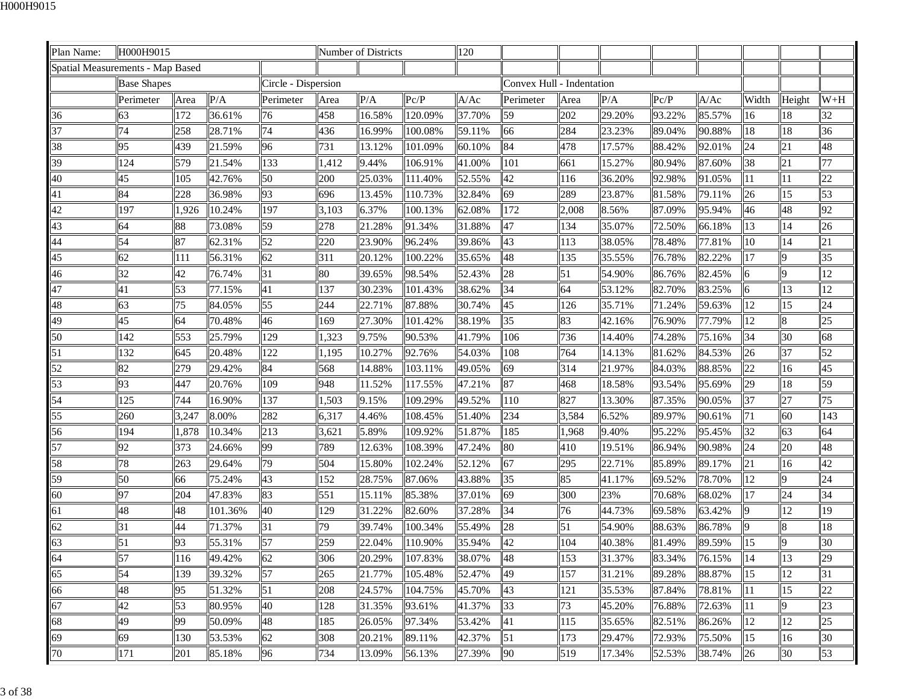| Plan Name: | H000H9015 | | | Number of Districts | | | 120 | | | | | | | | | |
|---|---|---|---|---|---|---|---|---|---|---|---|---|---|---|---|---|
| Spatial Measurements - Map Based | | | | | | | | | | | | | | | | |
| | Base Shapes | | | Circle - Dispersion | | | | Convex Hull - Indentation | | | | | | | | |
| | Perimeter | Area | P/A | Perimeter | Area | P/A | Pc/P | A/Ac | Perimeter | Area | P/A | Pc/P | A/Ac | Width | Height | W+H |
| 36 | 63 | 172 | 36.61% | 76 | 458 | 16.58% | 120.09% | 37.70% | 59 | 202 | 29.20% | 93.22% | 85.57% | 16 | 18 | 32 |
| 37 | 74 | 258 | 28.71% | 74 | 436 | 16.99% | 100.08% | 59.11% | 66 | 284 | 23.23% | 89.04% | 90.88% | 18 | 18 | 36 |
| 38 | 95 | 439 | 21.59% | 96 | 731 | 13.12% | 101.09% | 60.10% | 84 | 478 | 17.57% | 88.42% | 92.01% | 24 | 21 | 48 |
| 39 | 124 | 579 | 21.54% | 133 | 1,412 | 9.44% | 106.91% | 41.00% | 101 | 661 | 15.27% | 80.94% | 87.60% | 38 | 21 | 77 |
| 40 | 45 | 105 | 42.76% | 50 | 200 | 25.03% | 111.40% | 52.55% | 42 | 116 | 36.20% | 92.98% | 91.05% | 11 | 11 | 22 |
| 41 | 84 | 228 | 36.98% | 93 | 696 | 13.45% | 110.73% | 32.84% | 69 | 289 | 23.87% | 81.58% | 79.11% | 26 | 15 | 53 |
| 42 | 197 | 1,926 | 10.24% | 197 | 3,103 | 6.37% | 100.13% | 62.08% | 172 | 2,008 | 8.56% | 87.09% | 95.94% | 46 | 48 | 92 |
| 43 | 64 | 88 | 73.08% | 59 | 278 | 21.28% | 91.34% | 31.88% | 47 | 134 | 35.07% | 72.50% | 66.18% | 13 | 14 | 26 |
| 44 | 54 | 87 | 62.31% | 52 | 220 | 23.90% | 96.24% | 39.86% | 43 | 113 | 38.05% | 78.48% | 77.81% | 10 | 14 | 21 |
| 45 | 62 | 111 | 56.31% | 62 | 311 | 20.12% | 100.22% | 35.65% | 48 | 135 | 35.55% | 76.78% | 82.22% | 17 | 9 | 35 |
| 46 | 32 | 42 | 76.74% | 31 | 80 | 39.65% | 98.54% | 52.43% | 28 | 51 | 54.90% | 86.76% | 82.45% | 6 | 9 | 12 |
| 47 | 41 | 53 | 77.15% | 41 | 137 | 30.23% | 101.43% | 38.62% | 34 | 64 | 53.12% | 82.70% | 83.25% | 6 | 13 | 12 |
| 48 | 63 | 75 | 84.05% | 55 | 244 | 22.71% | 87.88% | 30.74% | 45 | 126 | 35.71% | 71.24% | 59.63% | 12 | 15 | 24 |
| 49 | 45 | 64 | 70.48% | 46 | 169 | 27.30% | 101.42% | 38.19% | 35 | 83 | 42.16% | 76.90% | 77.79% | 12 | 8 | 25 |
| 50 | 142 | 553 | 25.79% | 129 | 1,323 | 9.75% | 90.53% | 41.79% | 106 | 736 | 14.40% | 74.28% | 75.16% | 34 | 30 | 68 |
| 51 | 132 | 645 | 20.48% | 122 | 1,195 | 10.27% | 92.76% | 54.03% | 108 | 764 | 14.13% | 81.62% | 84.53% | 26 | 37 | 52 |
| 52 | 82 | 279 | 29.42% | 84 | 568 | 14.88% | 103.11% | 49.05% | 69 | 314 | 21.97% | 84.03% | 88.85% | 22 | 16 | 45 |
| 53 | 93 | 447 | 20.76% | 109 | 948 | 11.52% | 117.55% | 47.21% | 87 | 468 | 18.58% | 93.54% | 95.69% | 29 | 18 | 59 |
| 54 | 125 | 744 | 16.90% | 137 | 1,503 | 9.15% | 109.29% | 49.52% | 110 | 827 | 13.30% | 87.35% | 90.05% | 37 | 27 | 75 |
| 55 | 260 | 3,247 | 8.00% | 282 | 6,317 | 4.46% | 108.45% | 51.40% | 234 | 3,584 | 6.52% | 89.97% | 90.61% | 71 | 60 | 143 |
| 56 | 194 | 1,878 | 10.34% | 213 | 3,621 | 5.89% | 109.92% | 51.87% | 185 | 1,968 | 9.40% | 95.22% | 95.45% | 32 | 63 | 64 |
| 57 | 92 | 373 | 24.66% | 99 | 789 | 12.63% | 108.39% | 47.24% | 80 | 410 | 19.51% | 86.94% | 90.98% | 24 | 20 | 48 |
| 58 | 78 | 263 | 29.64% | 79 | 504 | 15.80% | 102.24% | 52.12% | 67 | 295 | 22.71% | 85.89% | 89.17% | 21 | 16 | 42 |
| 59 | 50 | 66 | 75.24% | 43 | 152 | 28.75% | 87.06% | 43.88% | 35 | 85 | 41.17% | 69.52% | 78.70% | 12 | 9 | 24 |
| 60 | 97 | 204 | 47.83% | 83 | 551 | 15.11% | 85.38% | 37.01% | 69 | 300 | 23% | 70.68% | 68.02% | 17 | 24 | 34 |
| 61 | 48 | 48 | 101.36% | 40 | 129 | 31.22% | 82.60% | 37.28% | 34 | 76 | 44.73% | 69.58% | 63.42% | 9 | 12 | 19 |
| 62 | 31 | 44 | 71.37% | 31 | 79 | 39.74% | 100.34% | 55.49% | 28 | 51 | 54.90% | 88.63% | 86.78% | 9 | 8 | 18 |
| 63 | 51 | 93 | 55.31% | 57 | 259 | 22.04% | 110.90% | 35.94% | 42 | 104 | 40.38% | 81.49% | 89.59% | 15 | 9 | 30 |
| 64 | 57 | 116 | 49.42% | 62 | 306 | 20.29% | 107.83% | 38.07% | 48 | 153 | 31.37% | 83.34% | 76.15% | 14 | 13 | 29 |
| 65 | 54 | 139 | 39.32% | 57 | 265 | 21.77% | 105.48% | 52.47% | 49 | 157 | 31.21% | 89.28% | 88.87% | 15 | 12 | 31 |
| 66 | 48 | 95 | 51.32% | 51 | 208 | 24.57% | 104.75% | 45.70% | 43 | 121 | 35.53% | 87.84% | 78.81% | 11 | 15 | 22 |
| 67 | 42 | 53 | 80.95% | 40 | 128 | 31.35% | 93.61% | 41.37% | 33 | 73 | 45.20% | 76.88% | 72.63% | 11 | 9 | 23 |
| 68 | 49 | 99 | 50.09% | 48 | 185 | 26.05% | 97.34% | 53.42% | 41 | 115 | 35.65% | 82.51% | 86.26% | 12 | 12 | 25 |
| 69 | 69 | 130 | 53.53% | 62 | 308 | 20.21% | 89.11% | 42.37% | 51 | 173 | 29.47% | 72.93% | 75.50% | 15 | 16 | 30 |
| 70 | 171 | 201 | 85.18% | 96 | 734 | 13.09% | 56.13% | 27.39% | 90 | 519 | 17.34% | 52.53% | 38.74% | 26 | 30 | 53 |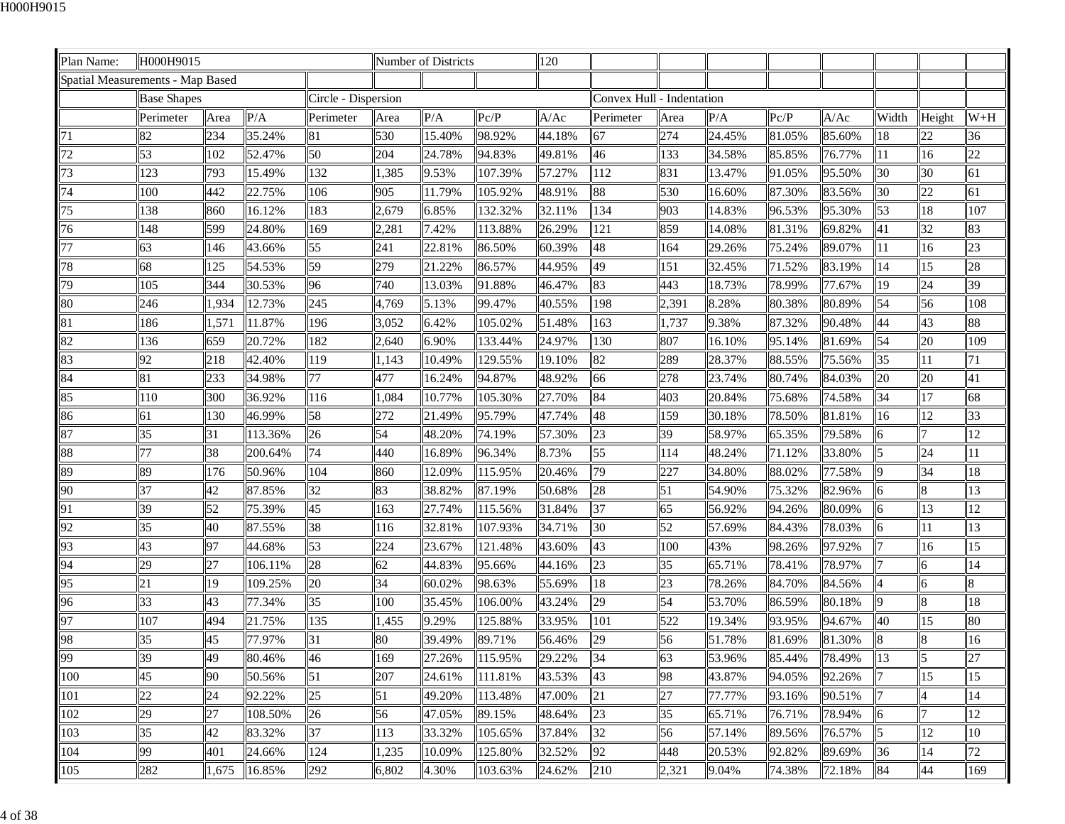| Plan Name: | H000H9015 | | | | Number of Districts | | | 120 | | | | | | | | |
|---|---|---|---|---|---|---|---|---|---|---|---|---|---|---|---|---|
| Spatial Measurements - Map Based | | | | | | | | | | | | | | | | |
| | Base Shapes | | | Circle - Dispersion | | | | | Convex Hull - Indentation | | | | | | | |
| | Perimeter | Area | P/A | Perimeter | Area | P/A | Pc/P | A/Ac | Perimeter | Area | P/A | Pc/P | A/Ac | Width | Height | W+H |
| 71 | 82 | 234 | 35.24% | 81 | 530 | 15.40% | 98.92% | 44.18% | 67 | 274 | 24.45% | 81.05% | 85.60% | 18 | 22 | 36 |
| 72 | 53 | 102 | 52.47% | 50 | 204 | 24.78% | 94.83% | 49.81% | 46 | 133 | 34.58% | 85.85% | 76.77% | 11 | 16 | 22 |
| 73 | 123 | 793 | 15.49% | 132 | 1,385 | 9.53% | 107.39% | 57.27% | 112 | 831 | 13.47% | 91.05% | 95.50% | 30 | 30 | 61 |
| 74 | 100 | 442 | 22.75% | 106 | 905 | 11.79% | 105.92% | 48.91% | 88 | 530 | 16.60% | 87.30% | 83.56% | 30 | 22 | 61 |
| 75 | 138 | 860 | 16.12% | 183 | 2,679 | 6.85% | 132.32% | 32.11% | 134 | 903 | 14.83% | 96.53% | 95.30% | 53 | 18 | 107 |
| 76 | 148 | 599 | 24.80% | 169 | 2,281 | 7.42% | 113.88% | 26.29% | 121 | 859 | 14.08% | 81.31% | 69.82% | 41 | 32 | 83 |
| 77 | 63 | 146 | 43.66% | 55 | 241 | 22.81% | 86.50% | 60.39% | 48 | 164 | 29.26% | 75.24% | 89.07% | 11 | 16 | 23 |
| 78 | 68 | 125 | 54.53% | 59 | 279 | 21.22% | 86.57% | 44.95% | 49 | 151 | 32.45% | 71.52% | 83.19% | 14 | 15 | 28 |
| 79 | 105 | 344 | 30.53% | 96 | 740 | 13.03% | 91.88% | 46.47% | 83 | 443 | 18.73% | 78.99% | 77.67% | 19 | 24 | 39 |
| 80 | 246 | 1,934 | 12.73% | 245 | 4,769 | 5.13% | 99.47% | 40.55% | 198 | 2,391 | 8.28% | 80.38% | 80.89% | 54 | 56 | 108 |
| 81 | 186 | 1,571 | 11.87% | 196 | 3,052 | 6.42% | 105.02% | 51.48% | 163 | 1,737 | 9.38% | 87.32% | 90.48% | 44 | 43 | 88 |
| 82 | 136 | 659 | 20.72% | 182 | 2,640 | 6.90% | 133.44% | 24.97% | 130 | 807 | 16.10% | 95.14% | 81.69% | 54 | 20 | 109 |
| 83 | 92 | 218 | 42.40% | 119 | 1,143 | 10.49% | 129.55% | 19.10% | 82 | 289 | 28.37% | 88.55% | 75.56% | 35 | 11 | 71 |
| 84 | 81 | 233 | 34.98% | 77 | 477 | 16.24% | 94.87% | 48.92% | 66 | 278 | 23.74% | 80.74% | 84.03% | 20 | 20 | 41 |
| 85 | 110 | 300 | 36.92% | 116 | 1,084 | 10.77% | 105.30% | 27.70% | 84 | 403 | 20.84% | 75.68% | 74.58% | 34 | 17 | 68 |
| 86 | 61 | 130 | 46.99% | 58 | 272 | 21.49% | 95.79% | 47.74% | 48 | 159 | 30.18% | 78.50% | 81.81% | 16 | 12 | 33 |
| 87 | 35 | 31 | 113.36% | 26 | 54 | 48.20% | 74.19% | 57.30% | 23 | 39 | 58.97% | 65.35% | 79.58% | 6 | 7 | 12 |
| 88 | 77 | 38 | 200.64% | 74 | 440 | 16.89% | 96.34% | 8.73% | 55 | 114 | 48.24% | 71.12% | 33.80% | 5 | 24 | 11 |
| 89 | 89 | 176 | 50.96% | 104 | 860 | 12.09% | 115.95% | 20.46% | 79 | 227 | 34.80% | 88.02% | 77.58% | 9 | 34 | 18 |
| 90 | 37 | 42 | 87.85% | 32 | 83 | 38.82% | 87.19% | 50.68% | 28 | 51 | 54.90% | 75.32% | 82.96% | 6 | 8 | 13 |
| 91 | 39 | 52 | 75.39% | 45 | 163 | 27.74% | 115.56% | 31.84% | 37 | 65 | 56.92% | 94.26% | 80.09% | 6 | 13 | 12 |
| 92 | 35 | 40 | 87.55% | 38 | 116 | 32.81% | 107.93% | 34.71% | 30 | 52 | 57.69% | 84.43% | 78.03% | 6 | 11 | 13 |
| 93 | 43 | 97 | 44.68% | 53 | 224 | 23.67% | 121.48% | 43.60% | 43 | 100 | 43% | 98.26% | 97.92% | 7 | 16 | 15 |
| 94 | 29 | 27 | 106.11% | 28 | 62 | 44.83% | 95.66% | 44.16% | 23 | 35 | 65.71% | 78.41% | 78.97% | 7 | 6 | 14 |
| 95 | 21 | 19 | 109.25% | 20 | 34 | 60.02% | 98.63% | 55.69% | 18 | 23 | 78.26% | 84.70% | 84.56% | 4 | 6 | 8 |
| 96 | 33 | 43 | 77.34% | 35 | 100 | 35.45% | 106.00% | 43.24% | 29 | 54 | 53.70% | 86.59% | 80.18% | 9 | 8 | 18 |
| 97 | 107 | 494 | 21.75% | 135 | 1,455 | 9.29% | 125.88% | 33.95% | 101 | 522 | 19.34% | 93.95% | 94.67% | 40 | 15 | 80 |
| 98 | 35 | 45 | 77.97% | 31 | 80 | 39.49% | 89.71% | 56.46% | 29 | 56 | 51.78% | 81.69% | 81.30% | 8 | 8 | 16 |
| 99 | 39 | 49 | 80.46% | 46 | 169 | 27.26% | 115.95% | 29.22% | 34 | 63 | 53.96% | 85.44% | 78.49% | 13 | 5 | 27 |
| 100 | 45 | 90 | 50.56% | 51 | 207 | 24.61% | 111.81% | 43.53% | 43 | 98 | 43.87% | 94.05% | 92.26% | 7 | 15 | 15 |
| 101 | 22 | 24 | 92.22% | 25 | 51 | 49.20% | 113.48% | 47.00% | 21 | 27 | 77.77% | 93.16% | 90.51% | 7 | 4 | 14 |
| 102 | 29 | 27 | 108.50% | 26 | 56 | 47.05% | 89.15% | 48.64% | 23 | 35 | 65.71% | 76.71% | 78.94% | 6 | 7 | 12 |
| 103 | 35 | 42 | 83.32% | 37 | 113 | 33.32% | 105.65% | 37.84% | 32 | 56 | 57.14% | 89.56% | 76.57% | 5 | 12 | 10 |
| 104 | 99 | 401 | 24.66% | 124 | 1,235 | 10.09% | 125.80% | 32.52% | 92 | 448 | 20.53% | 92.82% | 89.69% | 36 | 14 | 72 |
| 105 | 282 | 1,675 | 16.85% | 292 | 6,802 | 4.30% | 103.63% | 24.62% | 210 | 2,321 | 9.04% | 74.38% | 72.18% | 84 | 44 | 169 |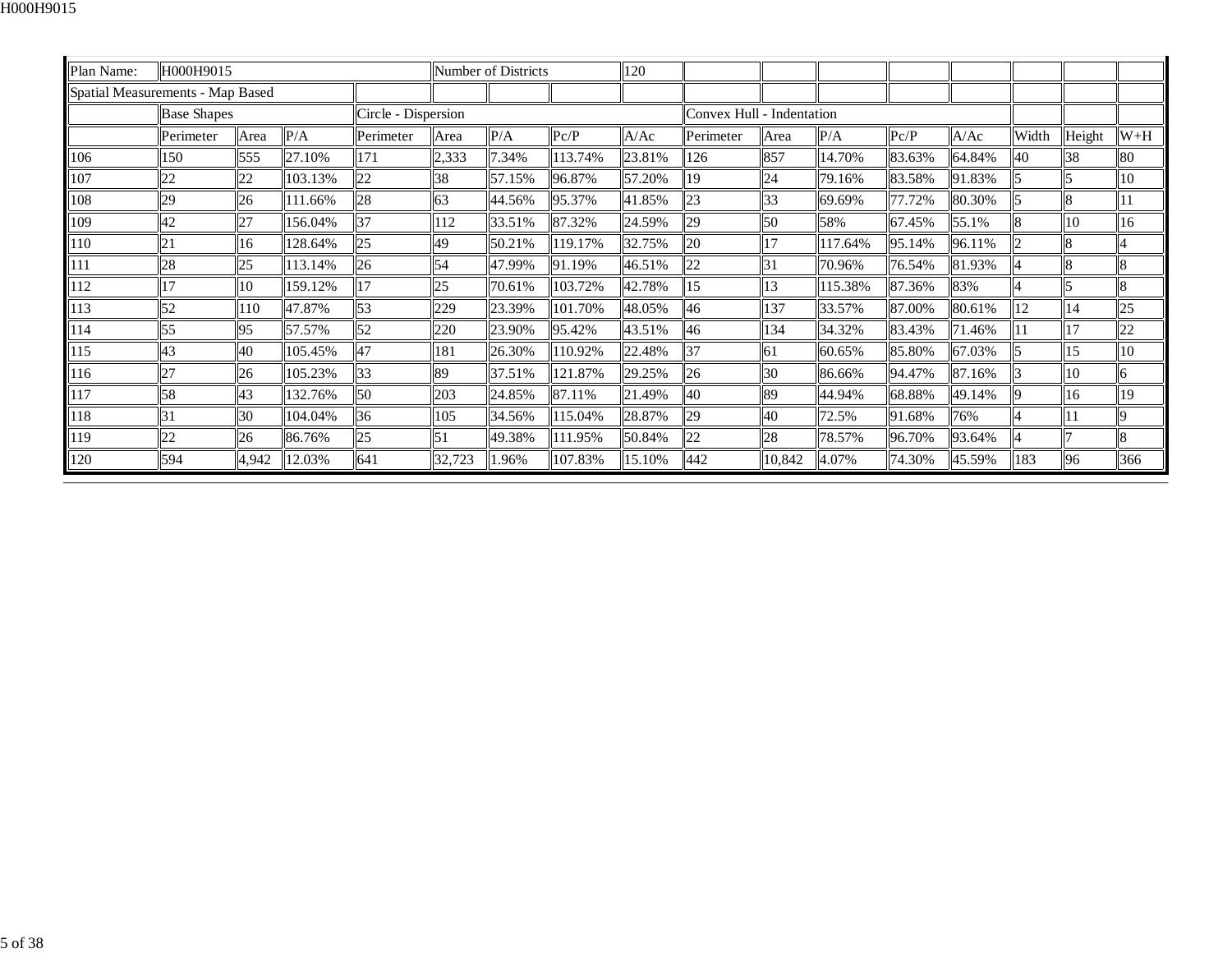| Plan Name: | H000H9015 | | | | Number of Districts | | | 120 | | | | | | | | |
|---|---|---|---|---|---|---|---|---|---|---|---|---|---|---|---|---|
| Spatial Measurements - Map Based | | | | | | | | | | | | | | | | |
| | Base Shapes | | | Circle - Dispersion | | | | | Convex Hull - Indentation | | | | | | | |
| | Perimeter | Area | P/A | Perimeter | Area | P/A | Pc/P | A/Ac | Perimeter | Area | P/A | Pc/P | A/Ac | Width | Height | W+H |
| 106 | 150 | 555 | 27.10% | 171 | 2,333 | 7.34% | 113.74% | 23.81% | 126 | 857 | 14.70% | 83.63% | 64.84% | 40 | 38 | 80 |
| 107 | 22 | 22 | 103.13% | 22 | 38 | 57.15% | 96.87% | 57.20% | 19 | 24 | 79.16% | 83.58% | 91.83% | 5 | 5 | 10 |
| 108 | 29 | 26 | 111.66% | 28 | 63 | 44.56% | 95.37% | 41.85% | 23 | 33 | 69.69% | 77.72% | 80.30% | 5 | 8 | 11 |
| 109 | 42 | 27 | 156.04% | 37 | 112 | 33.51% | 87.32% | 24.59% | 29 | 50 | 58% | 67.45% | 55.1% | 8 | 10 | 16 |
| 110 | 21 | 16 | 128.64% | 25 | 49 | 50.21% | 119.17% | 32.75% | 20 | 17 | 117.64% | 95.14% | 96.11% | 2 | 8 | 4 |
| 111 | 28 | 25 | 113.14% | 26 | 54 | 47.99% | 91.19% | 46.51% | 22 | 31 | 70.96% | 76.54% | 81.93% | 4 | 8 | 8 |
| 112 | 17 | 10 | 159.12% | 17 | 25 | 70.61% | 103.72% | 42.78% | 15 | 13 | 115.38% | 87.36% | 83% | 4 | 5 | 8 |
| 113 | 52 | 110 | 47.87% | 53 | 229 | 23.39% | 101.70% | 48.05% | 46 | 137 | 33.57% | 87.00% | 80.61% | 12 | 14 | 25 |
| 114 | 55 | 95 | 57.57% | 52 | 220 | 23.90% | 95.42% | 43.51% | 46 | 134 | 34.32% | 83.43% | 71.46% | 11 | 17 | 22 |
| 115 | 43 | 40 | 105.45% | 47 | 181 | 26.30% | 110.92% | 22.48% | 37 | 61 | 60.65% | 85.80% | 67.03% | 5 | 15 | 10 |
| 116 | 27 | 26 | 105.23% | 33 | 89 | 37.51% | 121.87% | 29.25% | 26 | 30 | 86.66% | 94.47% | 87.16% | 3 | 10 | 6 |
| 117 | 58 | 43 | 132.76% | 50 | 203 | 24.85% | 87.11% | 21.49% | 40 | 89 | 44.94% | 68.88% | 49.14% | 9 | 16 | 19 |
| 118 | 31 | 30 | 104.04% | 36 | 105 | 34.56% | 115.04% | 28.87% | 29 | 40 | 72.5% | 91.68% | 76% | 4 | 11 | 9 |
| 119 | 22 | 26 | 86.76% | 25 | 51 | 49.38% | 111.95% | 50.84% | 22 | 28 | 78.57% | 96.70% | 93.64% | 4 | 7 | 8 |
| 120 | 594 | 4,942 | 12.03% | 641 | 32,723 | 1.96% | 107.83% | 15.10% | 442 | 10,842 | 4.07% | 74.30% | 45.59% | 183 | 96 | 366 |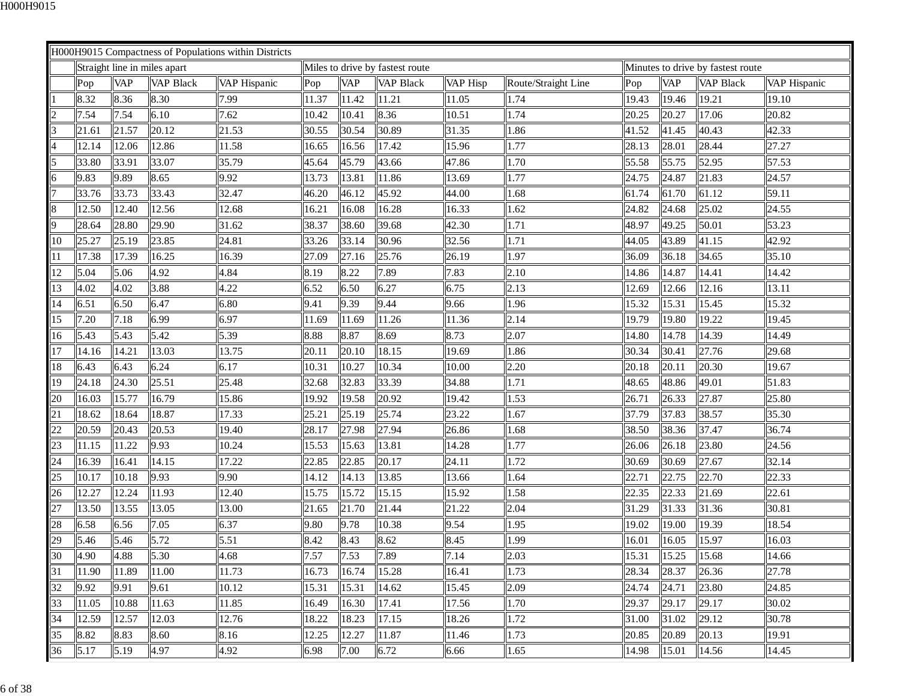| H000H9015 Compactness of Populations within Districts | | | | | | | | | | | | | |
|---|---|---|---|---|---|---|---|---|---|---|---|---|---|
| | Straight line in miles apart | | | | Miles to drive by fastest route | | | | | Minutes to drive by fastest route | | | |
| | Pop | VAP | VAP Black | VAP Hispanic | Pop | VAP | VAP Black | VAP Hisp | Route/Straight Line | Pop | VAP | VAP Black | VAP Hispanic |
| 1 | 8.32 | 8.36 | 8.30 | 7.99 | 11.37 | 11.42 | 11.21 | 11.05 | 1.74 | 19.43 | 19.46 | 19.21 | 19.10 |
| 2 | 7.54 | 7.54 | 6.10 | 7.62 | 10.42 | 10.41 | 8.36 | 10.51 | 1.74 | 20.25 | 20.27 | 17.06 | 20.82 |
| 3 | 21.61 | 21.57 | 20.12 | 21.53 | 30.55 | 30.54 | 30.89 | 31.35 | 1.86 | 41.52 | 41.45 | 40.43 | 42.33 |
| 4 | 12.14 | 12.06 | 12.86 | 11.58 | 16.65 | 16.56 | 17.42 | 15.96 | 1.77 | 28.13 | 28.01 | 28.44 | 27.27 |
| 5 | 33.80 | 33.91 | 33.07 | 35.79 | 45.64 | 45.79 | 43.66 | 47.86 | 1.70 | 55.58 | 55.75 | 52.95 | 57.53 |
| 6 | 9.83 | 9.89 | 8.65 | 9.92 | 13.73 | 13.81 | 11.86 | 13.69 | 1.77 | 24.75 | 24.87 | 21.83 | 24.57 |
| 7 | 33.76 | 33.73 | 33.43 | 32.47 | 46.20 | 46.12 | 45.92 | 44.00 | 1.68 | 61.74 | 61.70 | 61.12 | 59.11 |
| 8 | 12.50 | 12.40 | 12.56 | 12.68 | 16.21 | 16.08 | 16.28 | 16.33 | 1.62 | 24.82 | 24.68 | 25.02 | 24.55 |
| 9 | 28.64 | 28.80 | 29.90 | 31.62 | 38.37 | 38.60 | 39.68 | 42.30 | 1.71 | 48.97 | 49.25 | 50.01 | 53.23 |
| 10 | 25.27 | 25.19 | 23.85 | 24.81 | 33.26 | 33.14 | 30.96 | 32.56 | 1.71 | 44.05 | 43.89 | 41.15 | 42.92 |
| 11 | 17.38 | 17.39 | 16.25 | 16.39 | 27.09 | 27.16 | 25.76 | 26.19 | 1.97 | 36.09 | 36.18 | 34.65 | 35.10 |
| 12 | 5.04 | 5.06 | 4.92 | 4.84 | 8.19 | 8.22 | 7.89 | 7.83 | 2.10 | 14.86 | 14.87 | 14.41 | 14.42 |
| 13 | 4.02 | 4.02 | 3.88 | 4.22 | 6.52 | 6.50 | 6.27 | 6.75 | 2.13 | 12.69 | 12.66 | 12.16 | 13.11 |
| 14 | 6.51 | 6.50 | 6.47 | 6.80 | 9.41 | 9.39 | 9.44 | 9.66 | 1.96 | 15.32 | 15.31 | 15.45 | 15.32 |
| 15 | 7.20 | 7.18 | 6.99 | 6.97 | 11.69 | 11.69 | 11.26 | 11.36 | 2.14 | 19.79 | 19.80 | 19.22 | 19.45 |
| 16 | 5.43 | 5.43 | 5.42 | 5.39 | 8.88 | 8.87 | 8.69 | 8.73 | 2.07 | 14.80 | 14.78 | 14.39 | 14.49 |
| 17 | 14.16 | 14.21 | 13.03 | 13.75 | 20.11 | 20.10 | 18.15 | 19.69 | 1.86 | 30.34 | 30.41 | 27.76 | 29.68 |
| 18 | 6.43 | 6.43 | 6.24 | 6.17 | 10.31 | 10.27 | 10.34 | 10.00 | 2.20 | 20.18 | 20.11 | 20.30 | 19.67 |
| 19 | 24.18 | 24.30 | 25.51 | 25.48 | 32.68 | 32.83 | 33.39 | 34.88 | 1.71 | 48.65 | 48.86 | 49.01 | 51.83 |
| 20 | 16.03 | 15.77 | 16.79 | 15.86 | 19.92 | 19.58 | 20.92 | 19.42 | 1.53 | 26.71 | 26.33 | 27.87 | 25.80 |
| 21 | 18.62 | 18.64 | 18.87 | 17.33 | 25.21 | 25.19 | 25.74 | 23.22 | 1.67 | 37.79 | 37.83 | 38.57 | 35.30 |
| 22 | 20.59 | 20.43 | 20.53 | 19.40 | 28.17 | 27.98 | 27.94 | 26.86 | 1.68 | 38.50 | 38.36 | 37.47 | 36.74 |
| 23 | 11.15 | 11.22 | 9.93 | 10.24 | 15.53 | 15.63 | 13.81 | 14.28 | 1.77 | 26.06 | 26.18 | 23.80 | 24.56 |
| 24 | 16.39 | 16.41 | 14.15 | 17.22 | 22.85 | 22.85 | 20.17 | 24.11 | 1.72 | 30.69 | 30.69 | 27.67 | 32.14 |
| 25 | 10.17 | 10.18 | 9.93 | 9.90 | 14.12 | 14.13 | 13.85 | 13.66 | 1.64 | 22.71 | 22.75 | 22.70 | 22.33 |
| 26 | 12.27 | 12.24 | 11.93 | 12.40 | 15.75 | 15.72 | 15.15 | 15.92 | 1.58 | 22.35 | 22.33 | 21.69 | 22.61 |
| 27 | 13.50 | 13.55 | 13.05 | 13.00 | 21.65 | 21.70 | 21.44 | 21.22 | 2.04 | 31.29 | 31.33 | 31.36 | 30.81 |
| 28 | 6.58 | 6.56 | 7.05 | 6.37 | 9.80 | 9.78 | 10.38 | 9.54 | 1.95 | 19.02 | 19.00 | 19.39 | 18.54 |
| 29 | 5.46 | 5.46 | 5.72 | 5.51 | 8.42 | 8.43 | 8.62 | 8.45 | 1.99 | 16.01 | 16.05 | 15.97 | 16.03 |
| 30 | 4.90 | 4.88 | 5.30 | 4.68 | 7.57 | 7.53 | 7.89 | 7.14 | 2.03 | 15.31 | 15.25 | 15.68 | 14.66 |
| 31 | 11.90 | 11.89 | 11.00 | 11.73 | 16.73 | 16.74 | 15.28 | 16.41 | 1.73 | 28.34 | 28.37 | 26.36 | 27.78 |
| 32 | 9.92 | 9.91 | 9.61 | 10.12 | 15.31 | 15.31 | 14.62 | 15.45 | 2.09 | 24.74 | 24.71 | 23.80 | 24.85 |
| 33 | 11.05 | 10.88 | 11.63 | 11.85 | 16.49 | 16.30 | 17.41 | 17.56 | 1.70 | 29.37 | 29.17 | 29.17 | 30.02 |
| 34 | 12.59 | 12.57 | 12.03 | 12.76 | 18.22 | 18.23 | 17.15 | 18.26 | 1.72 | 31.00 | 31.02 | 29.12 | 30.78 |
| 35 | 8.82 | 8.83 | 8.60 | 8.16 | 12.25 | 12.27 | 11.87 | 11.46 | 1.73 | 20.85 | 20.89 | 20.13 | 19.91 |
| 36 | 5.17 | 5.19 | 4.97 | 4.92 | 6.98 | 7.00 | 6.72 | 6.66 | 1.65 | 14.98 | 15.01 | 14.56 | 14.45 |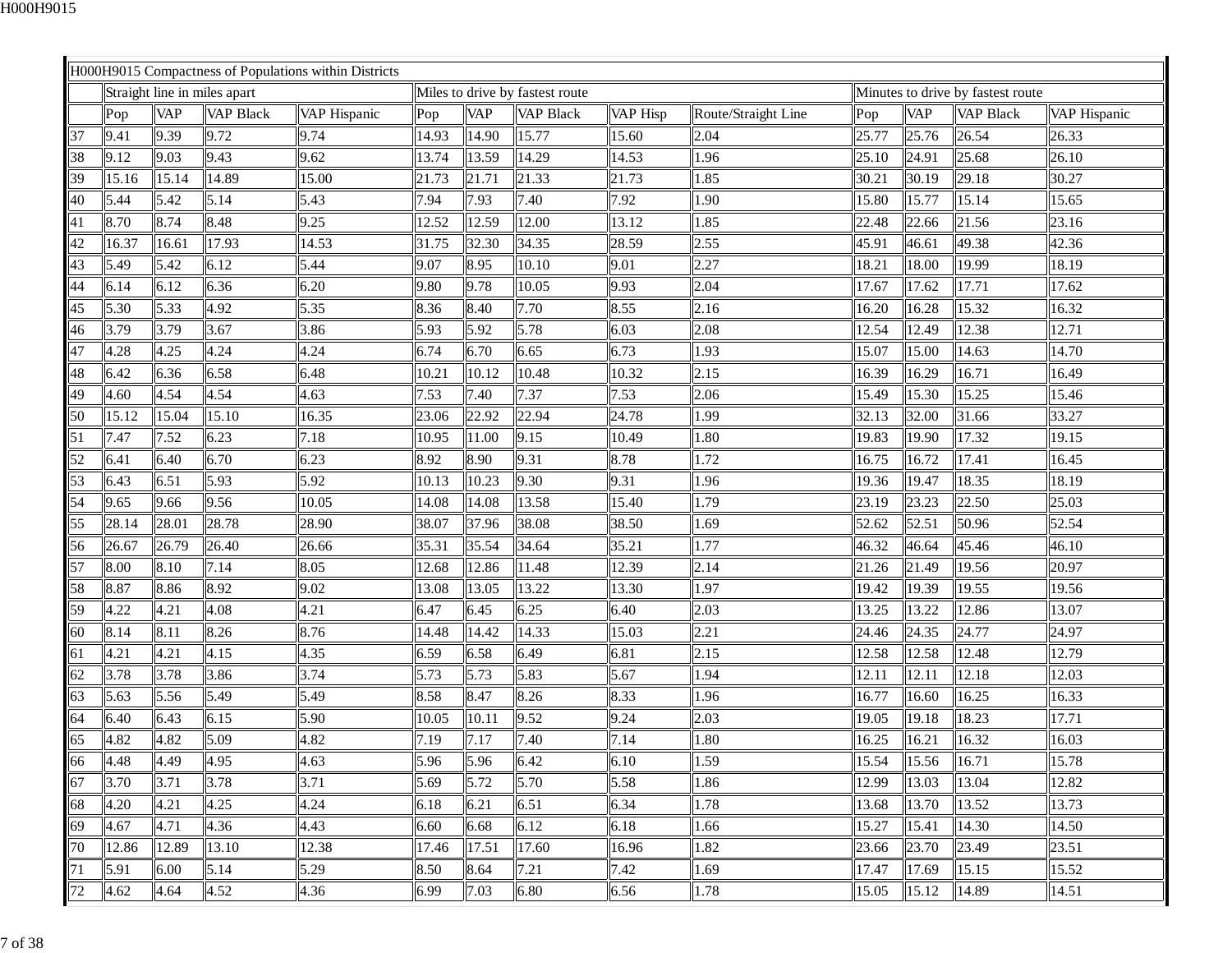| H000H9015 Compactness of Populations within Districts | | | | | | | | | | | | | |
|---|---|---|---|---|---|---|---|---|---|---|---|---|---|
| | Straight line in miles apart | | | | Miles to drive by fastest route | | | | | Minutes to drive by fastest route | | | |
| | Pop | VAP | VAP Black | VAP Hispanic | Pop | VAP | VAP Black | VAP Hisp | Route/Straight Line | Pop | VAP | VAP Black | VAP Hispanic |
| 37 | 9.41 | 9.39 | 9.72 | 9.74 | 14.93 | 14.90 | 15.77 | 15.60 | 2.04 | 25.77 | 25.76 | 26.54 | 26.33 |
| 38 | 9.12 | 9.03 | 9.43 | 9.62 | 13.74 | 13.59 | 14.29 | 14.53 | 1.96 | 25.10 | 24.91 | 25.68 | 26.10 |
| 39 | 15.16 | 15.14 | 14.89 | 15.00 | 21.73 | 21.71 | 21.33 | 21.73 | 1.85 | 30.21 | 30.19 | 29.18 | 30.27 |
| 40 | 5.44 | 5.42 | 5.14 | 5.43 | 7.94 | 7.93 | 7.40 | 7.92 | 1.90 | 15.80 | 15.77 | 15.14 | 15.65 |
| 41 | 8.70 | 8.74 | 8.48 | 9.25 | 12.52 | 12.59 | 12.00 | 13.12 | 1.85 | 22.48 | 22.66 | 21.56 | 23.16 |
| 42 | 16.37 | 16.61 | 17.93 | 14.53 | 31.75 | 32.30 | 34.35 | 28.59 | 2.55 | 45.91 | 46.61 | 49.38 | 42.36 |
| 43 | 5.49 | 5.42 | 6.12 | 5.44 | 9.07 | 8.95 | 10.10 | 9.01 | 2.27 | 18.21 | 18.00 | 19.99 | 18.19 |
| 44 | 6.14 | 6.12 | 6.36 | 6.20 | 9.80 | 9.78 | 10.05 | 9.93 | 2.04 | 17.67 | 17.62 | 17.71 | 17.62 |
| 45 | 5.30 | 5.33 | 4.92 | 5.35 | 8.36 | 8.40 | 7.70 | 8.55 | 2.16 | 16.20 | 16.28 | 15.32 | 16.32 |
| 46 | 3.79 | 3.79 | 3.67 | 3.86 | 5.93 | 5.92 | 5.78 | 6.03 | 2.08 | 12.54 | 12.49 | 12.38 | 12.71 |
| 47 | 4.28 | 4.25 | 4.24 | 4.24 | 6.74 | 6.70 | 6.65 | 6.73 | 1.93 | 15.07 | 15.00 | 14.63 | 14.70 |
| 48 | 6.42 | 6.36 | 6.58 | 6.48 | 10.21 | 10.12 | 10.48 | 10.32 | 2.15 | 16.39 | 16.29 | 16.71 | 16.49 |
| 49 | 4.60 | 4.54 | 4.54 | 4.63 | 7.53 | 7.40 | 7.37 | 7.53 | 2.06 | 15.49 | 15.30 | 15.25 | 15.46 |
| 50 | 15.12 | 15.04 | 15.10 | 16.35 | 23.06 | 22.92 | 22.94 | 24.78 | 1.99 | 32.13 | 32.00 | 31.66 | 33.27 |
| 51 | 7.47 | 7.52 | 6.23 | 7.18 | 10.95 | 11.00 | 9.15 | 10.49 | 1.80 | 19.83 | 19.90 | 17.32 | 19.15 |
| 52 | 6.41 | 6.40 | 6.70 | 6.23 | 8.92 | 8.90 | 9.31 | 8.78 | 1.72 | 16.75 | 16.72 | 17.41 | 16.45 |
| 53 | 6.43 | 6.51 | 5.93 | 5.92 | 10.13 | 10.23 | 9.30 | 9.31 | 1.96 | 19.36 | 19.47 | 18.35 | 18.19 |
| 54 | 9.65 | 9.66 | 9.56 | 10.05 | 14.08 | 14.08 | 13.58 | 15.40 | 1.79 | 23.19 | 23.23 | 22.50 | 25.03 |
| 55 | 28.14 | 28.01 | 28.78 | 28.90 | 38.07 | 37.96 | 38.08 | 38.50 | 1.69 | 52.62 | 52.51 | 50.96 | 52.54 |
| 56 | 26.67 | 26.79 | 26.40 | 26.66 | 35.31 | 35.54 | 34.64 | 35.21 | 1.77 | 46.32 | 46.64 | 45.46 | 46.10 |
| 57 | 8.00 | 8.10 | 7.14 | 8.05 | 12.68 | 12.86 | 11.48 | 12.39 | 2.14 | 21.26 | 21.49 | 19.56 | 20.97 |
| 58 | 8.87 | 8.86 | 8.92 | 9.02 | 13.08 | 13.05 | 13.22 | 13.30 | 1.97 | 19.42 | 19.39 | 19.55 | 19.56 |
| 59 | 4.22 | 4.21 | 4.08 | 4.21 | 6.47 | 6.45 | 6.25 | 6.40 | 2.03 | 13.25 | 13.22 | 12.86 | 13.07 |
| 60 | 8.14 | 8.11 | 8.26 | 8.76 | 14.48 | 14.42 | 14.33 | 15.03 | 2.21 | 24.46 | 24.35 | 24.77 | 24.97 |
| 61 | 4.21 | 4.21 | 4.15 | 4.35 | 6.59 | 6.58 | 6.49 | 6.81 | 2.15 | 12.58 | 12.58 | 12.48 | 12.79 |
| 62 | 3.78 | 3.78 | 3.86 | 3.74 | 5.73 | 5.73 | 5.83 | 5.67 | 1.94 | 12.11 | 12.11 | 12.18 | 12.03 |
| 63 | 5.63 | 5.56 | 5.49 | 5.49 | 8.58 | 8.47 | 8.26 | 8.33 | 1.96 | 16.77 | 16.60 | 16.25 | 16.33 |
| 64 | 6.40 | 6.43 | 6.15 | 5.90 | 10.05 | 10.11 | 9.52 | 9.24 | 2.03 | 19.05 | 19.18 | 18.23 | 17.71 |
| 65 | 4.82 | 4.82 | 5.09 | 4.82 | 7.19 | 7.17 | 7.40 | 7.14 | 1.80 | 16.25 | 16.21 | 16.32 | 16.03 |
| 66 | 4.48 | 4.49 | 4.95 | 4.63 | 5.96 | 5.96 | 6.42 | 6.10 | 1.59 | 15.54 | 15.56 | 16.71 | 15.78 |
| 67 | 3.70 | 3.71 | 3.78 | 3.71 | 5.69 | 5.72 | 5.70 | 5.58 | 1.86 | 12.99 | 13.03 | 13.04 | 12.82 |
| 68 | 4.20 | 4.21 | 4.25 | 4.24 | 6.18 | 6.21 | 6.51 | 6.34 | 1.78 | 13.68 | 13.70 | 13.52 | 13.73 |
| 69 | 4.67 | 4.71 | 4.36 | 4.43 | 6.60 | 6.68 | 6.12 | 6.18 | 1.66 | 15.27 | 15.41 | 14.30 | 14.50 |
| 70 | 12.86 | 12.89 | 13.10 | 12.38 | 17.46 | 17.51 | 17.60 | 16.96 | 1.82 | 23.66 | 23.70 | 23.49 | 23.51 |
| 71 | 5.91 | 6.00 | 5.14 | 5.29 | 8.50 | 8.64 | 7.21 | 7.42 | 1.69 | 17.47 | 17.69 | 15.15 | 15.52 |
| 72 | 4.62 | 4.64 | 4.52 | 4.36 | 6.99 | 7.03 | 6.80 | 6.56 | 1.78 | 15.05 | 15.12 | 14.89 | 14.51 |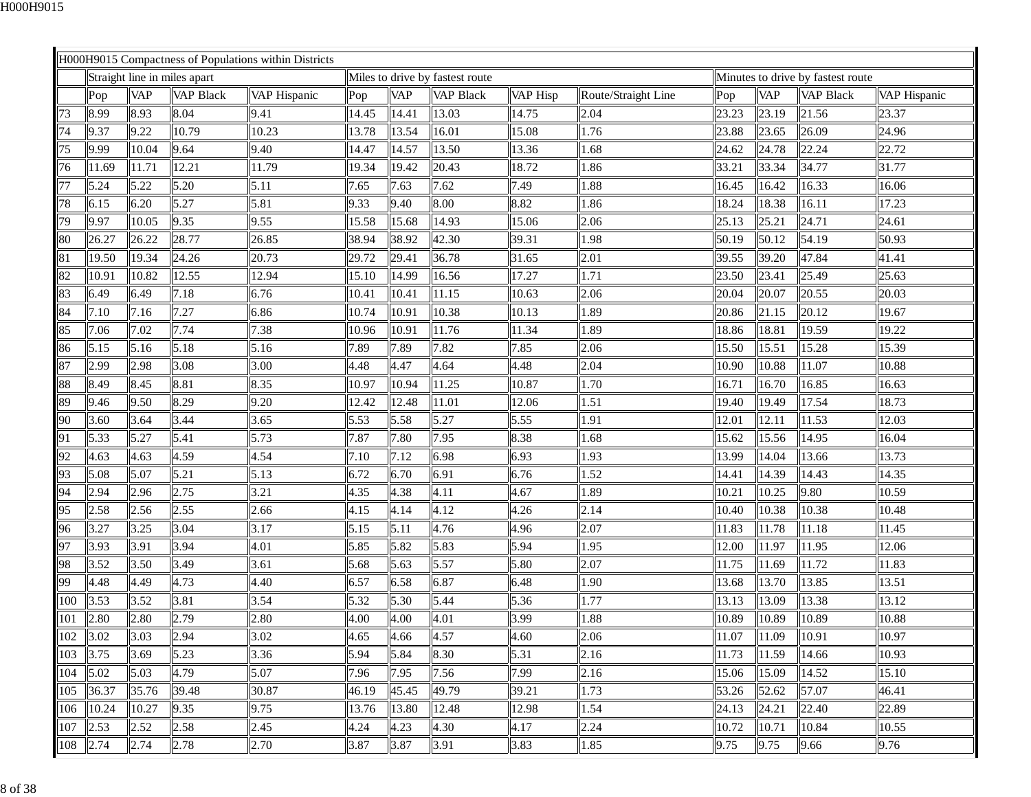| H000H9015 Compactness of Populations within Districts | | | | | | | | | | | | | | |
|---|---|---|---|---|---|---|---|---|---|---|---|---|---|---|
| | Straight line in miles apart | | | | Miles to drive by fastest route | | | | | Minutes to drive by fastest route | | | | |
| | Pop | VAP | VAP Black | VAP Hispanic | Pop | VAP | VAP Black | VAP Hisp | Route/Straight Line | Pop | VAP | VAP Black | VAP Hispanic |
| 73 | 8.99 | 8.93 | 8.04 | 9.41 | 14.45 | 14.41 | 13.03 | 14.75 | 2.04 | 23.23 | 23.19 | 21.56 | 23.37 |
| 74 | 9.37 | 9.22 | 10.79 | 10.23 | 13.78 | 13.54 | 16.01 | 15.08 | 1.76 | 23.88 | 23.65 | 26.09 | 24.96 |
| 75 | 9.99 | 10.04 | 9.64 | 9.40 | 14.47 | 14.57 | 13.50 | 13.36 | 1.68 | 24.62 | 24.78 | 22.24 | 22.72 |
| 76 | 11.69 | 11.71 | 12.21 | 11.79 | 19.34 | 19.42 | 20.43 | 18.72 | 1.86 | 33.21 | 33.34 | 34.77 | 31.77 |
| 77 | 5.24 | 5.22 | 5.20 | 5.11 | 7.65 | 7.63 | 7.62 | 7.49 | 1.88 | 16.45 | 16.42 | 16.33 | 16.06 |
| 78 | 6.15 | 6.20 | 5.27 | 5.81 | 9.33 | 9.40 | 8.00 | 8.82 | 1.86 | 18.24 | 18.38 | 16.11 | 17.23 |
| 79 | 9.97 | 10.05 | 9.35 | 9.55 | 15.58 | 15.68 | 14.93 | 15.06 | 2.06 | 25.13 | 25.21 | 24.71 | 24.61 |
| 80 | 26.27 | 26.22 | 28.77 | 26.85 | 38.94 | 38.92 | 42.30 | 39.31 | 1.98 | 50.19 | 50.12 | 54.19 | 50.93 |
| 81 | 19.50 | 19.34 | 24.26 | 20.73 | 29.72 | 29.41 | 36.78 | 31.65 | 2.01 | 39.55 | 39.20 | 47.84 | 41.41 |
| 82 | 10.91 | 10.82 | 12.55 | 12.94 | 15.10 | 14.99 | 16.56 | 17.27 | 1.71 | 23.50 | 23.41 | 25.49 | 25.63 |
| 83 | 6.49 | 6.49 | 7.18 | 6.76 | 10.41 | 10.41 | 11.15 | 10.63 | 2.06 | 20.04 | 20.07 | 20.55 | 20.03 |
| 84 | 7.10 | 7.16 | 7.27 | 6.86 | 10.74 | 10.91 | 10.38 | 10.13 | 1.89 | 20.86 | 21.15 | 20.12 | 19.67 |
| 85 | 7.06 | 7.02 | 7.74 | 7.38 | 10.96 | 10.91 | 11.76 | 11.34 | 1.89 | 18.86 | 18.81 | 19.59 | 19.22 |
| 86 | 5.15 | 5.16 | 5.18 | 5.16 | 7.89 | 7.89 | 7.82 | 7.85 | 2.06 | 15.50 | 15.51 | 15.28 | 15.39 |
| 87 | 2.99 | 2.98 | 3.08 | 3.00 | 4.48 | 4.47 | 4.64 | 4.48 | 2.04 | 10.90 | 10.88 | 11.07 | 10.88 |
| 88 | 8.49 | 8.45 | 8.81 | 8.35 | 10.97 | 10.94 | 11.25 | 10.87 | 1.70 | 16.71 | 16.70 | 16.85 | 16.63 |
| 89 | 9.46 | 9.50 | 8.29 | 9.20 | 12.42 | 12.48 | 11.01 | 12.06 | 1.51 | 19.40 | 19.49 | 17.54 | 18.73 |
| 90 | 3.60 | 3.64 | 3.44 | 3.65 | 5.53 | 5.58 | 5.27 | 5.55 | 1.91 | 12.01 | 12.11 | 11.53 | 12.03 |
| 91 | 5.33 | 5.27 | 5.41 | 5.73 | 7.87 | 7.80 | 7.95 | 8.38 | 1.68 | 15.62 | 15.56 | 14.95 | 16.04 |
| 92 | 4.63 | 4.63 | 4.59 | 4.54 | 7.10 | 7.12 | 6.98 | 6.93 | 1.93 | 13.99 | 14.04 | 13.66 | 13.73 |
| 93 | 5.08 | 5.07 | 5.21 | 5.13 | 6.72 | 6.70 | 6.91 | 6.76 | 1.52 | 14.41 | 14.39 | 14.43 | 14.35 |
| 94 | 2.94 | 2.96 | 2.75 | 3.21 | 4.35 | 4.38 | 4.11 | 4.67 | 1.89 | 10.21 | 10.25 | 9.80 | 10.59 |
| 95 | 2.58 | 2.56 | 2.55 | 2.66 | 4.15 | 4.14 | 4.12 | 4.26 | 2.14 | 10.40 | 10.38 | 10.38 | 10.48 |
| 96 | 3.27 | 3.25 | 3.04 | 3.17 | 5.15 | 5.11 | 4.76 | 4.96 | 2.07 | 11.83 | 11.78 | 11.18 | 11.45 |
| 97 | 3.93 | 3.91 | 3.94 | 4.01 | 5.85 | 5.82 | 5.83 | 5.94 | 1.95 | 12.00 | 11.97 | 11.95 | 12.06 |
| 98 | 3.52 | 3.50 | 3.49 | 3.61 | 5.68 | 5.63 | 5.57 | 5.80 | 2.07 | 11.75 | 11.69 | 11.72 | 11.83 |
| 99 | 4.48 | 4.49 | 4.73 | 4.40 | 6.57 | 6.58 | 6.87 | 6.48 | 1.90 | 13.68 | 13.70 | 13.85 | 13.51 |
| 100 | 3.53 | 3.52 | 3.81 | 3.54 | 5.32 | 5.30 | 5.44 | 5.36 | 1.77 | 13.13 | 13.09 | 13.38 | 13.12 |
| 101 | 2.80 | 2.80 | 2.79 | 2.80 | 4.00 | 4.00 | 4.01 | 3.99 | 1.88 | 10.89 | 10.89 | 10.89 | 10.88 |
| 102 | 3.02 | 3.03 | 2.94 | 3.02 | 4.65 | 4.66 | 4.57 | 4.60 | 2.06 | 11.07 | 11.09 | 10.91 | 10.97 |
| 103 | 3.75 | 3.69 | 5.23 | 3.36 | 5.94 | 5.84 | 8.30 | 5.31 | 2.16 | 11.73 | 11.59 | 14.66 | 10.93 |
| 104 | 5.02 | 5.03 | 4.79 | 5.07 | 7.96 | 7.95 | 7.56 | 7.99 | 2.16 | 15.06 | 15.09 | 14.52 | 15.10 |
| 105 | 36.37 | 35.76 | 39.48 | 30.87 | 46.19 | 45.45 | 49.79 | 39.21 | 1.73 | 53.26 | 52.62 | 57.07 | 46.41 |
| 106 | 10.24 | 10.27 | 9.35 | 9.75 | 13.76 | 13.80 | 12.48 | 12.98 | 1.54 | 24.13 | 24.21 | 22.40 | 22.89 |
| 107 | 2.53 | 2.52 | 2.58 | 2.45 | 4.24 | 4.23 | 4.30 | 4.17 | 2.24 | 10.72 | 10.71 | 10.84 | 10.55 |
| 108 | 2.74 | 2.74 | 2.78 | 2.70 | 3.87 | 3.87 | 3.91 | 3.83 | 1.85 | 9.75 | 9.75 | 9.66 | 9.76 |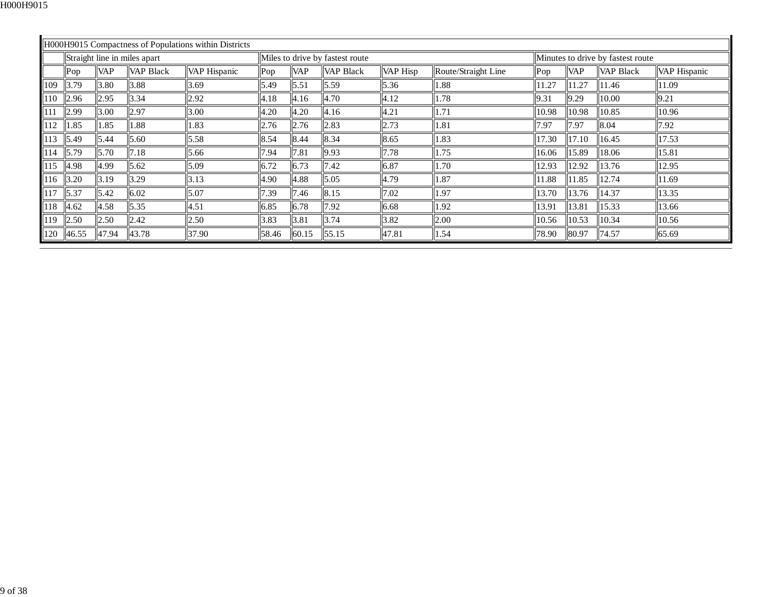| H000H9015 Compactness of Populations within Districts | | | | | | | | | | | | | |
|---|---|---|---|---|---|---|---|---|---|---|---|---|---|
| | Straight line in miles apart | | | | Miles to drive by fastest route | | | | | Minutes to drive by fastest route | | | |
| | Pop | VAP | VAP Black | VAP Hispanic | Pop | VAP | VAP Black | VAP Hisp | Route/Straight Line | Pop | VAP | VAP Black | VAP Hispanic |
| 109 | 3.79 | 3.80 | 3.88 | 3.69 | 5.49 | 5.51 | 5.59 | 5.36 | 1.88 | 11.27 | 11.27 | 11.46 | 11.09 |
| 110 | 2.96 | 2.95 | 3.34 | 2.92 | 4.18 | 4.16 | 4.70 | 4.12 | 1.78 | 9.31 | 9.29 | 10.00 | 9.21 |
| 111 | 2.99 | 3.00 | 2.97 | 3.00 | 4.20 | 4.20 | 4.16 | 4.21 | 1.71 | 10.98 | 10.98 | 10.85 | 10.96 |
| 112 | 1.85 | 1.85 | 1.88 | 1.83 | 2.76 | 2.76 | 2.83 | 2.73 | 1.81 | 7.97 | 7.97 | 8.04 | 7.92 |
| 113 | 5.49 | 5.44 | 5.60 | 5.58 | 8.54 | 8.44 | 8.34 | 8.65 | 1.83 | 17.30 | 17.10 | 16.45 | 17.53 |
| 114 | 5.79 | 5.70 | 7.18 | 5.66 | 7.94 | 7.81 | 9.93 | 7.78 | 1.75 | 16.06 | 15.89 | 18.06 | 15.81 |
| 115 | 4.98 | 4.99 | 5.62 | 5.09 | 6.72 | 6.73 | 7.42 | 6.87 | 1.70 | 12.93 | 12.92 | 13.76 | 12.95 |
| 116 | 3.20 | 3.19 | 3.29 | 3.13 | 4.90 | 4.88 | 5.05 | 4.79 | 1.87 | 11.88 | 11.85 | 12.74 | 11.69 |
| 117 | 5.37 | 5.42 | 6.02 | 5.07 | 7.39 | 7.46 | 8.15 | 7.02 | 1.97 | 13.70 | 13.76 | 14.37 | 13.35 |
| 118 | 4.62 | 4.58 | 5.35 | 4.51 | 6.85 | 6.78 | 7.92 | 6.68 | 1.92 | 13.91 | 13.81 | 15.33 | 13.66 |
| 119 | 2.50 | 2.50 | 2.42 | 2.50 | 3.83 | 3.81 | 3.74 | 3.82 | 2.00 | 10.56 | 10.53 | 10.34 | 10.56 |
| 120 | 46.55 | 47.94 | 43.78 | 37.90 | 58.46 | 60.15 | 55.15 | 47.81 | 1.54 | 78.90 | 80.97 | 74.57 | 65.69 |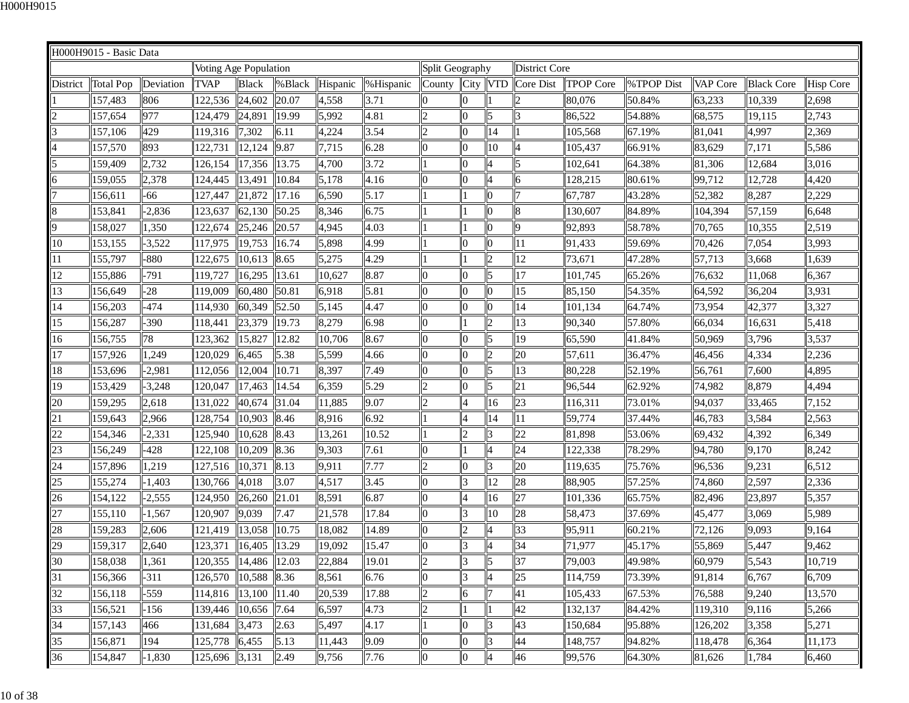| H000H9015 - Basic Data | | | | | | | | | | | | | | | | | |
|---|---|---|---|---|---|---|---|---|---|---|---|---|---|---|---|---|---|
| | | | Voting Age Population | | | | | Split Geography | | | District Core | | | | | | |
| District | Total Pop | Deviation | TVAP | Black | %Black | Hispanic | %Hispanic | County | City | VTD | Core Dist | TPOP Core | %TPOP Dist | VAP Core | Black Core | Hisp Core |
| 1 | 157,483 | 806 | 122,536 | 24,602 | 20.07 | 4,558 | 3.71 | 0 | 0 | 1 | 2 | 80,076 | 50.84% | 63,233 | 10,339 | 2,698 |
| 2 | 157,654 | 977 | 124,479 | 24,891 | 19.99 | 5,992 | 4.81 | 2 | 0 | 5 | 3 | 86,522 | 54.88% | 68,575 | 19,115 | 2,743 |
| 3 | 157,106 | 429 | 119,316 | 7,302 | 6.11 | 4,224 | 3.54 | 2 | 0 | 14 | 1 | 105,568 | 67.19% | 81,041 | 4,997 | 2,369 |
| 4 | 157,570 | 893 | 122,731 | 12,124 | 9.87 | 7,715 | 6.28 | 0 | 0 | 10 | 4 | 105,437 | 66.91% | 83,629 | 7,171 | 5,586 |
| 5 | 159,409 | 2,732 | 126,154 | 17,356 | 13.75 | 4,700 | 3.72 | 1 | 0 | 4 | 5 | 102,641 | 64.38% | 81,306 | 12,684 | 3,016 |
| 6 | 159,055 | 2,378 | 124,445 | 13,491 | 10.84 | 5,178 | 4.16 | 0 | 0 | 4 | 6 | 128,215 | 80.61% | 99,712 | 12,728 | 4,420 |
| 7 | 156,611 | -66 | 127,447 | 21,872 | 17.16 | 6,590 | 5.17 | 1 | 1 | 0 | 7 | 67,787 | 43.28% | 52,382 | 8,287 | 2,229 |
| 8 | 153,841 | -2,836 | 123,637 | 62,130 | 50.25 | 8,346 | 6.75 | 1 | 1 | 0 | 8 | 130,607 | 84.89% | 104,394 | 57,159 | 6,648 |
| 9 | 158,027 | 1,350 | 122,674 | 25,246 | 20.57 | 4,945 | 4.03 | 1 | 1 | 0 | 9 | 92,893 | 58.78% | 70,765 | 10,355 | 2,519 |
| 10 | 153,155 | -3,522 | 117,975 | 19,753 | 16.74 | 5,898 | 4.99 | 1 | 0 | 0 | 11 | 91,433 | 59.69% | 70,426 | 7,054 | 3,993 |
| 11 | 155,797 | -880 | 122,675 | 10,613 | 8.65 | 5,275 | 4.29 | 1 | 1 | 2 | 12 | 73,671 | 47.28% | 57,713 | 3,668 | 1,639 |
| 12 | 155,886 | -791 | 119,727 | 16,295 | 13.61 | 10,627 | 8.87 | 0 | 0 | 5 | 17 | 101,745 | 65.26% | 76,632 | 11,068 | 6,367 |
| 13 | 156,649 | -28 | 119,009 | 60,480 | 50.81 | 6,918 | 5.81 | 0 | 0 | 0 | 15 | 85,150 | 54.35% | 64,592 | 36,204 | 3,931 |
| 14 | 156,203 | -474 | 114,930 | 60,349 | 52.50 | 5,145 | 4.47 | 0 | 0 | 0 | 14 | 101,134 | 64.74% | 73,954 | 42,377 | 3,327 |
| 15 | 156,287 | -390 | 118,441 | 23,379 | 19.73 | 8,279 | 6.98 | 0 | 1 | 2 | 13 | 90,340 | 57.80% | 66,034 | 16,631 | 5,418 |
| 16 | 156,755 | 78 | 123,362 | 15,827 | 12.82 | 10,706 | 8.67 | 0 | 0 | 5 | 19 | 65,590 | 41.84% | 50,969 | 3,796 | 3,537 |
| 17 | 157,926 | 1,249 | 120,029 | 6,465 | 5.38 | 5,599 | 4.66 | 0 | 0 | 2 | 20 | 57,611 | 36.47% | 46,456 | 4,334 | 2,236 |
| 18 | 153,696 | -2,981 | 112,056 | 12,004 | 10.71 | 8,397 | 7.49 | 0 | 0 | 5 | 13 | 80,228 | 52.19% | 56,761 | 7,600 | 4,895 |
| 19 | 153,429 | -3,248 | 120,047 | 17,463 | 14.54 | 6,359 | 5.29 | 2 | 0 | 5 | 21 | 96,544 | 62.92% | 74,982 | 8,879 | 4,494 |
| 20 | 159,295 | 2,618 | 131,022 | 40,674 | 31.04 | 11,885 | 9.07 | 2 | 4 | 16 | 23 | 116,311 | 73.01% | 94,037 | 33,465 | 7,152 |
| 21 | 159,643 | 2,966 | 128,754 | 10,903 | 8.46 | 8,916 | 6.92 | 1 | 4 | 14 | 11 | 59,774 | 37.44% | 46,783 | 3,584 | 2,563 |
| 22 | 154,346 | -2,331 | 125,940 | 10,628 | 8.43 | 13,261 | 10.52 | 1 | 2 | 3 | 22 | 81,898 | 53.06% | 69,432 | 4,392 | 6,349 |
| 23 | 156,249 | -428 | 122,108 | 10,209 | 8.36 | 9,303 | 7.61 | 0 | 1 | 4 | 24 | 122,338 | 78.29% | 94,780 | 9,170 | 8,242 |
| 24 | 157,896 | 1,219 | 127,516 | 10,371 | 8.13 | 9,911 | 7.77 | 2 | 0 | 3 | 20 | 119,635 | 75.76% | 96,536 | 9,231 | 6,512 |
| 25 | 155,274 | -1,403 | 130,766 | 4,018 | 3.07 | 4,517 | 3.45 | 0 | 3 | 12 | 28 | 88,905 | 57.25% | 74,860 | 2,597 | 2,336 |
| 26 | 154,122 | -2,555 | 124,950 | 26,260 | 21.01 | 8,591 | 6.87 | 0 | 4 | 16 | 27 | 101,336 | 65.75% | 82,496 | 23,897 | 5,357 |
| 27 | 155,110 | -1,567 | 120,907 | 9,039 | 7.47 | 21,578 | 17.84 | 0 | 3 | 10 | 28 | 58,473 | 37.69% | 45,477 | 3,069 | 5,989 |
| 28 | 159,283 | 2,606 | 121,419 | 13,058 | 10.75 | 18,082 | 14.89 | 0 | 2 | 4 | 33 | 95,911 | 60.21% | 72,126 | 9,093 | 9,164 |
| 29 | 159,317 | 2,640 | 123,371 | 16,405 | 13.29 | 19,092 | 15.47 | 0 | 3 | 4 | 34 | 71,977 | 45.17% | 55,869 | 5,447 | 9,462 |
| 30 | 158,038 | 1,361 | 120,355 | 14,486 | 12.03 | 22,884 | 19.01 | 2 | 3 | 5 | 37 | 79,003 | 49.98% | 60,979 | 5,543 | 10,719 |
| 31 | 156,366 | -311 | 126,570 | 10,588 | 8.36 | 8,561 | 6.76 | 0 | 3 | 4 | 25 | 114,759 | 73.39% | 91,814 | 6,767 | 6,709 |
| 32 | 156,118 | -559 | 114,816 | 13,100 | 11.40 | 20,539 | 17.88 | 2 | 6 | 7 | 41 | 105,433 | 67.53% | 76,588 | 9,240 | 13,570 |
| 33 | 156,521 | -156 | 139,446 | 10,656 | 7.64 | 6,597 | 4.73 | 2 | 1 | 1 | 42 | 132,137 | 84.42% | 119,310 | 9,116 | 5,266 |
| 34 | 157,143 | 466 | 131,684 | 3,473 | 2.63 | 5,497 | 4.17 | 1 | 0 | 3 | 43 | 150,684 | 95.88% | 126,202 | 3,358 | 5,271 |
| 35 | 156,871 | 194 | 125,778 | 6,455 | 5.13 | 11,443 | 9.09 | 0 | 0 | 3 | 44 | 148,757 | 94.82% | 118,478 | 6,364 | 11,173 |
| 36 | 154,847 | -1,830 | 125,696 | 3,131 | 2.49 | 9,756 | 7.76 | 0 | 0 | 4 | 46 | 99,576 | 64.30% | 81,626 | 1,784 | 6,460 |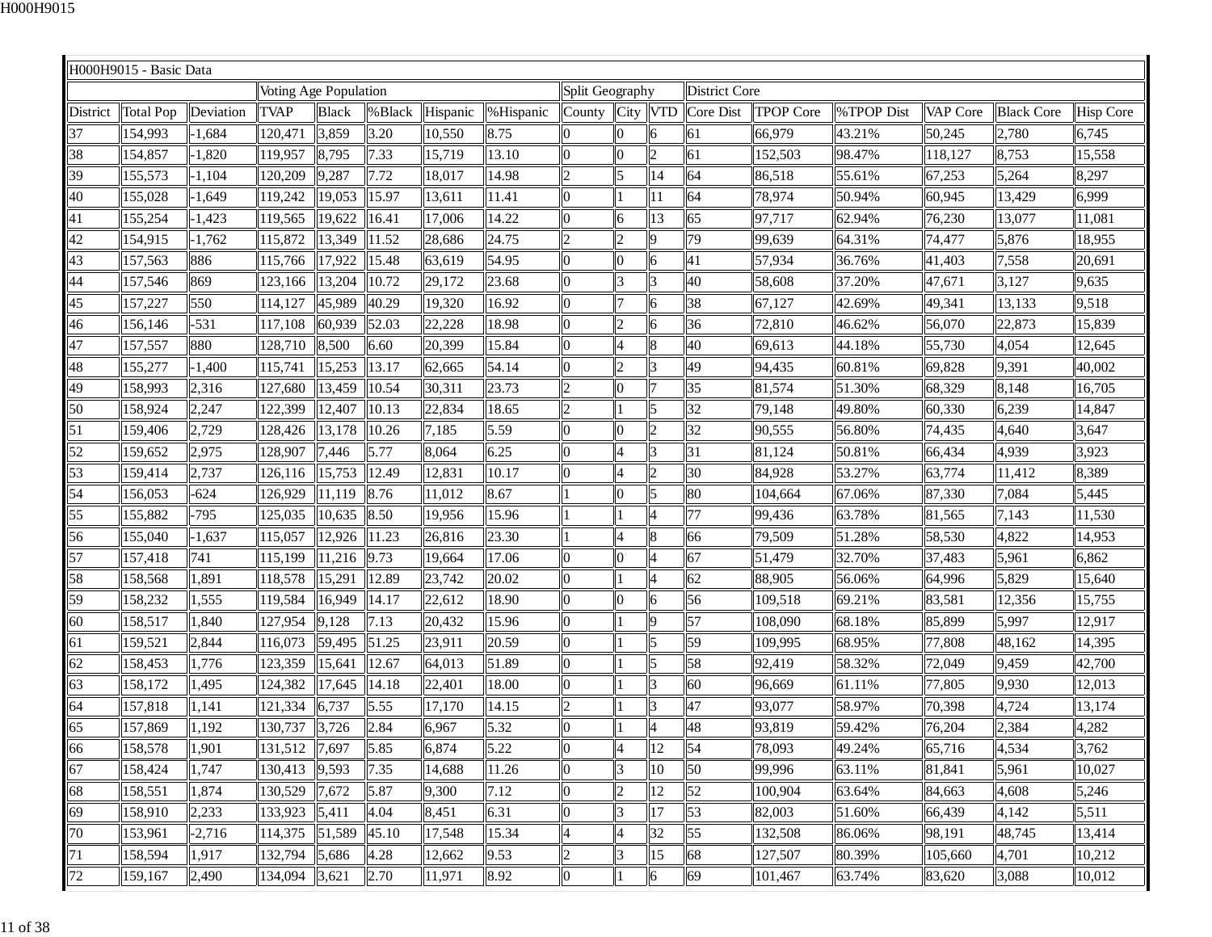| H000H9015 - Basic Data | | | | | | | | | | | | | | | | | |
|---|---|---|---|---|---|---|---|---|---|---|---|---|---|---|---|---|---|
| | | | Voting Age Population | | | | | Split Geography | | | District Core | | | | | | |
| District | Total Pop | Deviation | TVAP | Black | %Black | Hispanic | %Hispanic | County | City | VTD | Core Dist | TPOP Core | %TPOP Dist | VAP Core | Black Core | Hisp Core |
| 37 | 154,993 | -1,684 | 120,471 | 3,859 | 3.20 | 10,550 | 8.75 | 0 | 0 | 6 | 61 | 66,979 | 43.21% | 50,245 | 2,780 | 6,745 |
| 38 | 154,857 | -1,820 | 119,957 | 8,795 | 7.33 | 15,719 | 13.10 | 0 | 0 | 2 | 61 | 152,503 | 98.47% | 118,127 | 8,753 | 15,558 |
| 39 | 155,573 | -1,104 | 120,209 | 9,287 | 7.72 | 18,017 | 14.98 | 2 | 5 | 14 | 64 | 86,518 | 55.61% | 67,253 | 5,264 | 8,297 |
| 40 | 155,028 | -1,649 | 119,242 | 19,053 | 15.97 | 13,611 | 11.41 | 0 | 1 | 11 | 64 | 78,974 | 50.94% | 60,945 | 13,429 | 6,999 |
| 41 | 155,254 | -1,423 | 119,565 | 19,622 | 16.41 | 17,006 | 14.22 | 0 | 6 | 13 | 65 | 97,717 | 62.94% | 76,230 | 13,077 | 11,081 |
| 42 | 154,915 | -1,762 | 115,872 | 13,349 | 11.52 | 28,686 | 24.75 | 2 | 2 | 9 | 79 | 99,639 | 64.31% | 74,477 | 5,876 | 18,955 |
| 43 | 157,563 | 886 | 115,766 | 17,922 | 15.48 | 63,619 | 54.95 | 0 | 0 | 6 | 41 | 57,934 | 36.76% | 41,403 | 7,558 | 20,691 |
| 44 | 157,546 | 869 | 123,166 | 13,204 | 10.72 | 29,172 | 23.68 | 0 | 3 | 3 | 40 | 58,608 | 37.20% | 47,671 | 3,127 | 9,635 |
| 45 | 157,227 | 550 | 114,127 | 45,989 | 40.29 | 19,320 | 16.92 | 0 | 7 | 6 | 38 | 67,127 | 42.69% | 49,341 | 13,133 | 9,518 |
| 46 | 156,146 | -531 | 117,108 | 60,939 | 52.03 | 22,228 | 18.98 | 0 | 2 | 6 | 36 | 72,810 | 46.62% | 56,070 | 22,873 | 15,839 |
| 47 | 157,557 | 880 | 128,710 | 8,500 | 6.60 | 20,399 | 15.84 | 0 | 4 | 8 | 40 | 69,613 | 44.18% | 55,730 | 4,054 | 12,645 |
| 48 | 155,277 | -1,400 | 115,741 | 15,253 | 13.17 | 62,665 | 54.14 | 0 | 2 | 3 | 49 | 94,435 | 60.81% | 69,828 | 9,391 | 40,002 |
| 49 | 158,993 | 2,316 | 127,680 | 13,459 | 10.54 | 30,311 | 23.73 | 2 | 0 | 7 | 35 | 81,574 | 51.30% | 68,329 | 8,148 | 16,705 |
| 50 | 158,924 | 2,247 | 122,399 | 12,407 | 10.13 | 22,834 | 18.65 | 2 | 1 | 5 | 32 | 79,148 | 49.80% | 60,330 | 6,239 | 14,847 |
| 51 | 159,406 | 2,729 | 128,426 | 13,178 | 10.26 | 7,185 | 5.59 | 0 | 0 | 2 | 32 | 90,555 | 56.80% | 74,435 | 4,640 | 3,647 |
| 52 | 159,652 | 2,975 | 128,907 | 7,446 | 5.77 | 8,064 | 6.25 | 0 | 4 | 3 | 31 | 81,124 | 50.81% | 66,434 | 4,939 | 3,923 |
| 53 | 159,414 | 2,737 | 126,116 | 15,753 | 12.49 | 12,831 | 10.17 | 0 | 4 | 2 | 30 | 84,928 | 53.27% | 63,774 | 11,412 | 8,389 |
| 54 | 156,053 | -624 | 126,929 | 11,119 | 8.76 | 11,012 | 8.67 | 1 | 0 | 5 | 80 | 104,664 | 67.06% | 87,330 | 7,084 | 5,445 |
| 55 | 155,882 | -795 | 125,035 | 10,635 | 8.50 | 19,956 | 15.96 | 1 | 1 | 4 | 77 | 99,436 | 63.78% | 81,565 | 7,143 | 11,530 |
| 56 | 155,040 | -1,637 | 115,057 | 12,926 | 11.23 | 26,816 | 23.30 | 1 | 4 | 8 | 66 | 79,509 | 51.28% | 58,530 | 4,822 | 14,953 |
| 57 | 157,418 | 741 | 115,199 | 11,216 | 9.73 | 19,664 | 17.06 | 0 | 0 | 4 | 67 | 51,479 | 32.70% | 37,483 | 5,961 | 6,862 |
| 58 | 158,568 | 1,891 | 118,578 | 15,291 | 12.89 | 23,742 | 20.02 | 0 | 1 | 4 | 62 | 88,905 | 56.06% | 64,996 | 5,829 | 15,640 |
| 59 | 158,232 | 1,555 | 119,584 | 16,949 | 14.17 | 22,612 | 18.90 | 0 | 0 | 6 | 56 | 109,518 | 69.21% | 83,581 | 12,356 | 15,755 |
| 60 | 158,517 | 1,840 | 127,954 | 9,128 | 7.13 | 20,432 | 15.96 | 0 | 1 | 9 | 57 | 108,090 | 68.18% | 85,899 | 5,997 | 12,917 |
| 61 | 159,521 | 2,844 | 116,073 | 59,495 | 51.25 | 23,911 | 20.59 | 0 | 1 | 5 | 59 | 109,995 | 68.95% | 77,808 | 48,162 | 14,395 |
| 62 | 158,453 | 1,776 | 123,359 | 15,641 | 12.67 | 64,013 | 51.89 | 0 | 1 | 5 | 58 | 92,419 | 58.32% | 72,049 | 9,459 | 42,700 |
| 63 | 158,172 | 1,495 | 124,382 | 17,645 | 14.18 | 22,401 | 18.00 | 0 | 1 | 3 | 60 | 96,669 | 61.11% | 77,805 | 9,930 | 12,013 |
| 64 | 157,818 | 1,141 | 121,334 | 6,737 | 5.55 | 17,170 | 14.15 | 2 | 1 | 3 | 47 | 93,077 | 58.97% | 70,398 | 4,724 | 13,174 |
| 65 | 157,869 | 1,192 | 130,737 | 3,726 | 2.84 | 6,967 | 5.32 | 0 | 1 | 4 | 48 | 93,819 | 59.42% | 76,204 | 2,384 | 4,282 |
| 66 | 158,578 | 1,901 | 131,512 | 7,697 | 5.85 | 6,874 | 5.22 | 0 | 4 | 12 | 54 | 78,093 | 49.24% | 65,716 | 4,534 | 3,762 |
| 67 | 158,424 | 1,747 | 130,413 | 9,593 | 7.35 | 14,688 | 11.26 | 0 | 3 | 10 | 50 | 99,996 | 63.11% | 81,841 | 5,961 | 10,027 |
| 68 | 158,551 | 1,874 | 130,529 | 7,672 | 5.87 | 9,300 | 7.12 | 0 | 2 | 12 | 52 | 100,904 | 63.64% | 84,663 | 4,608 | 5,246 |
| 69 | 158,910 | 2,233 | 133,923 | 5,411 | 4.04 | 8,451 | 6.31 | 0 | 3 | 17 | 53 | 82,003 | 51.60% | 66,439 | 4,142 | 5,511 |
| 70 | 153,961 | -2,716 | 114,375 | 51,589 | 45.10 | 17,548 | 15.34 | 4 | 4 | 32 | 55 | 132,508 | 86.06% | 98,191 | 48,745 | 13,414 |
| 71 | 158,594 | 1,917 | 132,794 | 5,686 | 4.28 | 12,662 | 9.53 | 2 | 3 | 15 | 68 | 127,507 | 80.39% | 105,660 | 4,701 | 10,212 |
| 72 | 159,167 | 2,490 | 134,094 | 3,621 | 2.70 | 11,971 | 8.92 | 0 | 1 | 6 | 69 | 101,467 | 63.74% | 83,620 | 3,088 | 10,012 |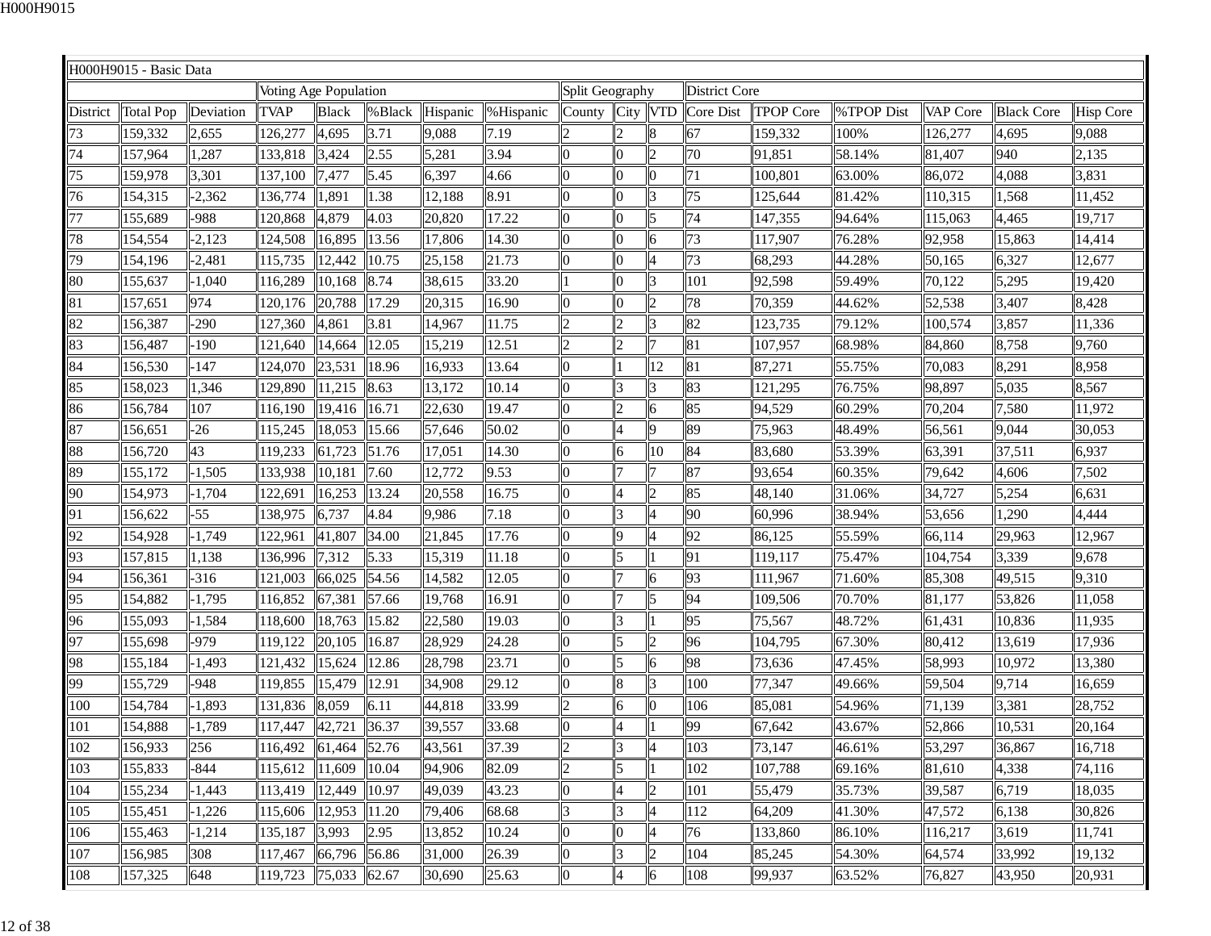| H000H9015 - Basic Data | | | | | | | | | | | | | | | | | |
|---|---|---|---|---|---|---|---|---|---|---|---|---|---|---|---|---|---|
| | | | Voting Age Population | | | | | Split Geography | | | District Core | | | | | | |
| District | Total Pop | Deviation | TVAP | Black | %Black | Hispanic | %Hispanic | County | City | VTD | Core Dist | TPOP Core | %TPOP Dist | VAP Core | Black Core | Hisp Core |
| 73 | 159,332 | 2,655 | 126,277 | 4,695 | 3.71 | 9,088 | 7.19 | 2 | 2 | 8 | 67 | 159,332 | 100% | 126,277 | 4,695 | 9,088 |
| 74 | 157,964 | 1,287 | 133,818 | 3,424 | 2.55 | 5,281 | 3.94 | 0 | 0 | 2 | 70 | 91,851 | 58.14% | 81,407 | 940 | 2,135 |
| 75 | 159,978 | 3,301 | 137,100 | 7,477 | 5.45 | 6,397 | 4.66 | 0 | 0 | 0 | 71 | 100,801 | 63.00% | 86,072 | 4,088 | 3,831 |
| 76 | 154,315 | -2,362 | 136,774 | 1,891 | 1.38 | 12,188 | 8.91 | 0 | 0 | 3 | 75 | 125,644 | 81.42% | 110,315 | 1,568 | 11,452 |
| 77 | 155,689 | -988 | 120,868 | 4,879 | 4.03 | 20,820 | 17.22 | 0 | 0 | 5 | 74 | 147,355 | 94.64% | 115,063 | 4,465 | 19,717 |
| 78 | 154,554 | -2,123 | 124,508 | 16,895 | 13.56 | 17,806 | 14.30 | 0 | 0 | 6 | 73 | 117,907 | 76.28% | 92,958 | 15,863 | 14,414 |
| 79 | 154,196 | -2,481 | 115,735 | 12,442 | 10.75 | 25,158 | 21.73 | 0 | 0 | 4 | 73 | 68,293 | 44.28% | 50,165 | 6,327 | 12,677 |
| 80 | 155,637 | -1,040 | 116,289 | 10,168 | 8.74 | 38,615 | 33.20 | 1 | 0 | 3 | 101 | 92,598 | 59.49% | 70,122 | 5,295 | 19,420 |
| 81 | 157,651 | 974 | 120,176 | 20,788 | 17.29 | 20,315 | 16.90 | 0 | 0 | 2 | 78 | 70,359 | 44.62% | 52,538 | 3,407 | 8,428 |
| 82 | 156,387 | -290 | 127,360 | 4,861 | 3.81 | 14,967 | 11.75 | 2 | 2 | 3 | 82 | 123,735 | 79.12% | 100,574 | 3,857 | 11,336 |
| 83 | 156,487 | -190 | 121,640 | 14,664 | 12.05 | 15,219 | 12.51 | 2 | 2 | 7 | 81 | 107,957 | 68.98% | 84,860 | 8,758 | 9,760 |
| 84 | 156,530 | -147 | 124,070 | 23,531 | 18.96 | 16,933 | 13.64 | 0 | 1 | 12 | 81 | 87,271 | 55.75% | 70,083 | 8,291 | 8,958 |
| 85 | 158,023 | 1,346 | 129,890 | 11,215 | 8.63 | 13,172 | 10.14 | 0 | 3 | 3 | 83 | 121,295 | 76.75% | 98,897 | 5,035 | 8,567 |
| 86 | 156,784 | 107 | 116,190 | 19,416 | 16.71 | 22,630 | 19.47 | 0 | 2 | 6 | 85 | 94,529 | 60.29% | 70,204 | 7,580 | 11,972 |
| 87 | 156,651 | -26 | 115,245 | 18,053 | 15.66 | 57,646 | 50.02 | 0 | 4 | 9 | 89 | 75,963 | 48.49% | 56,561 | 9,044 | 30,053 |
| 88 | 156,720 | 43 | 119,233 | 61,723 | 51.76 | 17,051 | 14.30 | 0 | 6 | 10 | 84 | 83,680 | 53.39% | 63,391 | 37,511 | 6,937 |
| 89 | 155,172 | -1,505 | 133,938 | 10,181 | 7.60 | 12,772 | 9.53 | 0 | 7 | 7 | 87 | 93,654 | 60.35% | 79,642 | 4,606 | 7,502 |
| 90 | 154,973 | -1,704 | 122,691 | 16,253 | 13.24 | 20,558 | 16.75 | 0 | 4 | 2 | 85 | 48,140 | 31.06% | 34,727 | 5,254 | 6,631 |
| 91 | 156,622 | -55 | 138,975 | 6,737 | 4.84 | 9,986 | 7.18 | 0 | 3 | 4 | 90 | 60,996 | 38.94% | 53,656 | 1,290 | 4,444 |
| 92 | 154,928 | -1,749 | 122,961 | 41,807 | 34.00 | 21,845 | 17.76 | 0 | 9 | 4 | 92 | 86,125 | 55.59% | 66,114 | 29,963 | 12,967 |
| 93 | 157,815 | 1,138 | 136,996 | 7,312 | 5.33 | 15,319 | 11.18 | 0 | 5 | 1 | 91 | 119,117 | 75.47% | 104,754 | 3,339 | 9,678 |
| 94 | 156,361 | -316 | 121,003 | 66,025 | 54.56 | 14,582 | 12.05 | 0 | 7 | 6 | 93 | 111,967 | 71.60% | 85,308 | 49,515 | 9,310 |
| 95 | 154,882 | -1,795 | 116,852 | 67,381 | 57.66 | 19,768 | 16.91 | 0 | 7 | 5 | 94 | 109,506 | 70.70% | 81,177 | 53,826 | 11,058 |
| 96 | 155,093 | -1,584 | 118,600 | 18,763 | 15.82 | 22,580 | 19.03 | 0 | 3 | 1 | 95 | 75,567 | 48.72% | 61,431 | 10,836 | 11,935 |
| 97 | 155,698 | -979 | 119,122 | 20,105 | 16.87 | 28,929 | 24.28 | 0 | 5 | 2 | 96 | 104,795 | 67.30% | 80,412 | 13,619 | 17,936 |
| 98 | 155,184 | -1,493 | 121,432 | 15,624 | 12.86 | 28,798 | 23.71 | 0 | 5 | 6 | 98 | 73,636 | 47.45% | 58,993 | 10,972 | 13,380 |
| 99 | 155,729 | -948 | 119,855 | 15,479 | 12.91 | 34,908 | 29.12 | 0 | 8 | 3 | 100 | 77,347 | 49.66% | 59,504 | 9,714 | 16,659 |
| 100 | 154,784 | -1,893 | 131,836 | 8,059 | 6.11 | 44,818 | 33.99 | 2 | 6 | 0 | 106 | 85,081 | 54.96% | 71,139 | 3,381 | 28,752 |
| 101 | 154,888 | -1,789 | 117,447 | 42,721 | 36.37 | 39,557 | 33.68 | 0 | 4 | 1 | 99 | 67,642 | 43.67% | 52,866 | 10,531 | 20,164 |
| 102 | 156,933 | 256 | 116,492 | 61,464 | 52.76 | 43,561 | 37.39 | 2 | 3 | 4 | 103 | 73,147 | 46.61% | 53,297 | 36,867 | 16,718 |
| 103 | 155,833 | -844 | 115,612 | 11,609 | 10.04 | 94,906 | 82.09 | 2 | 5 | 1 | 102 | 107,788 | 69.16% | 81,610 | 4,338 | 74,116 |
| 104 | 155,234 | -1,443 | 113,419 | 12,449 | 10.97 | 49,039 | 43.23 | 0 | 4 | 2 | 101 | 55,479 | 35.73% | 39,587 | 6,719 | 18,035 |
| 105 | 155,451 | -1,226 | 115,606 | 12,953 | 11.20 | 79,406 | 68.68 | 3 | 3 | 4 | 112 | 64,209 | 41.30% | 47,572 | 6,138 | 30,826 |
| 106 | 155,463 | -1,214 | 135,187 | 3,993 | 2.95 | 13,852 | 10.24 | 0 | 0 | 4 | 76 | 133,860 | 86.10% | 116,217 | 3,619 | 11,741 |
| 107 | 156,985 | 308 | 117,467 | 66,796 | 56.86 | 31,000 | 26.39 | 0 | 3 | 2 | 104 | 85,245 | 54.30% | 64,574 | 33,992 | 19,132 |
| 108 | 157,325 | 648 | 119,723 | 75,033 | 62.67 | 30,690 | 25.63 | 0 | 4 | 6 | 108 | 99,937 | 63.52% | 76,827 | 43,950 | 20,931 |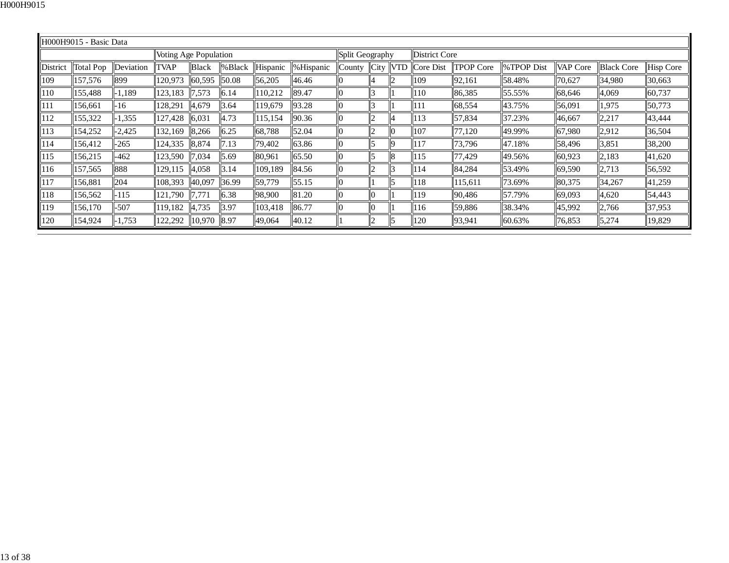| H000H9015 - Basic Data | | | | | | | | | | | | | | | | | |
|---|---|---|---|---|---|---|---|---|---|---|---|---|---|---|---|---|---|
| | | | Voting Age Population | | | | | Split Geography | | | District Core | | | | | | |
| District | Total Pop | Deviation | TVAP | Black | %Black | Hispanic | %Hispanic | County | City | VTD | Core Dist | TPOP Core | %TPOP Dist | VAP Core | Black Core | Hisp Core |
| 109 | 157,576 | 899 | 120,973 | 60,595 | 50.08 | 56,205 | 46.46 | 0 | 4 | 2 | 109 | 92,161 | 58.48% | 70,627 | 34,980 | 30,663 |
| 110 | 155,488 | -1,189 | 123,183 | 7,573 | 6.14 | 110,212 | 89.47 | 0 | 3 | 1 | 110 | 86,385 | 55.55% | 68,646 | 4,069 | 60,737 |
| 111 | 156,661 | -16 | 128,291 | 4,679 | 3.64 | 119,679 | 93.28 | 0 | 3 | 1 | 111 | 68,554 | 43.75% | 56,091 | 1,975 | 50,773 |
| 112 | 155,322 | -1,355 | 127,428 | 6,031 | 4.73 | 115,154 | 90.36 | 0 | 2 | 4 | 113 | 57,834 | 37.23% | 46,667 | 2,217 | 43,444 |
| 113 | 154,252 | -2,425 | 132,169 | 8,266 | 6.25 | 68,788 | 52.04 | 0 | 2 | 0 | 107 | 77,120 | 49.99% | 67,980 | 2,912 | 36,504 |
| 114 | 156,412 | -265 | 124,335 | 8,874 | 7.13 | 79,402 | 63.86 | 0 | 5 | 9 | 117 | 73,796 | 47.18% | 58,496 | 3,851 | 38,200 |
| 115 | 156,215 | -462 | 123,590 | 7,034 | 5.69 | 80,961 | 65.50 | 0 | 5 | 8 | 115 | 77,429 | 49.56% | 60,923 | 2,183 | 41,620 |
| 116 | 157,565 | 888 | 129,115 | 4,058 | 3.14 | 109,189 | 84.56 | 0 | 2 | 3 | 114 | 84,284 | 53.49% | 69,590 | 2,713 | 56,592 |
| 117 | 156,881 | 204 | 108,393 | 40,097 | 36.99 | 59,779 | 55.15 | 0 | 1 | 5 | 118 | 115,611 | 73.69% | 80,375 | 34,267 | 41,259 |
| 118 | 156,562 | -115 | 121,790 | 7,771 | 6.38 | 98,900 | 81.20 | 0 | 0 | 1 | 119 | 90,486 | 57.79% | 69,093 | 4,620 | 54,443 |
| 119 | 156,170 | -507 | 119,182 | 4,735 | 3.97 | 103,418 | 86.77 | 0 | 0 | 1 | 116 | 59,886 | 38.34% | 45,992 | 2,766 | 37,953 |
| 120 | 154,924 | -1,753 | 122,292 | 10,970 | 8.97 | 49,064 | 40.12 | 1 | 2 | 5 | 120 | 93,941 | 60.63% | 76,853 | 5,274 | 19,829 |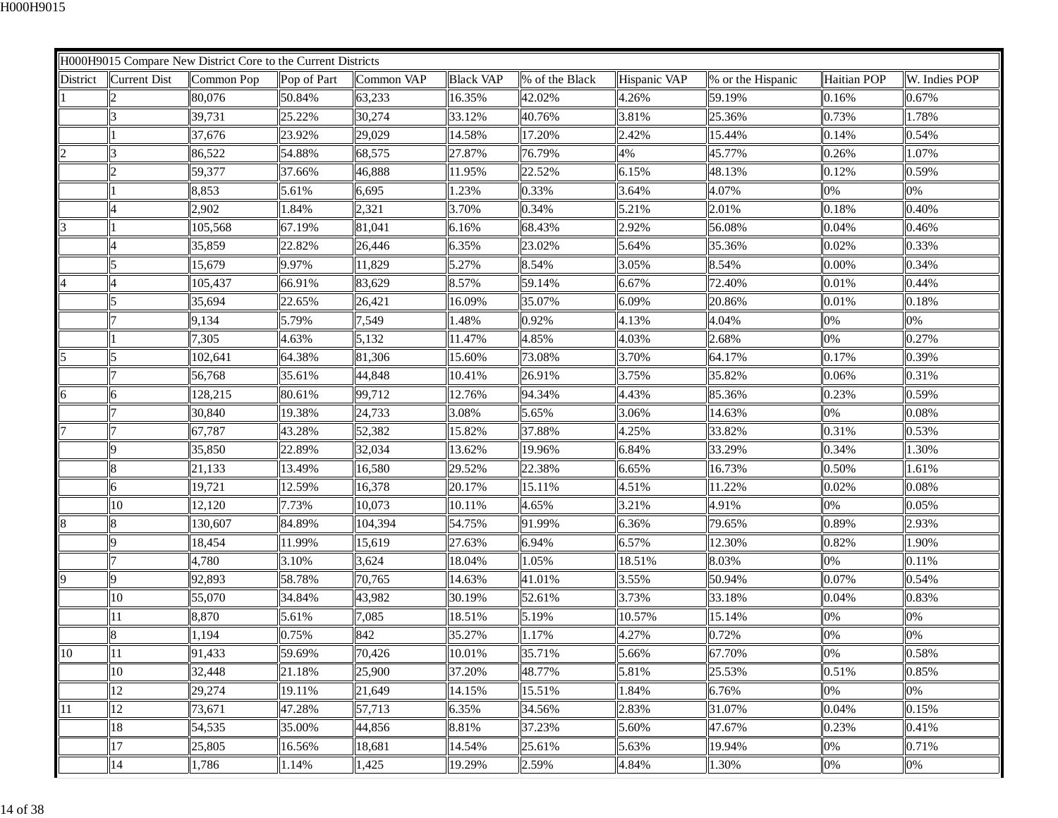H000H9015

| H000H9015 Compare New District Core to the Current Districts | | | | | | | | | | |
|---|---|---|---|---|---|---|---|---|---|---|
| District | Current Dist | Common Pop | Pop of Part | Common VAP | Black VAP | % of the Black | Hispanic VAP | % or the Hispanic | Haitian POP | W. Indies POP |
| 1 | 2 | 80,076 | 50.84% | 63,233 | 16.35% | 42.02% | 4.26% | 59.19% | 0.16% | 0.67% |
| | 3 | 39,731 | 25.22% | 30,274 | 33.12% | 40.76% | 3.81% | 25.36% | 0.73% | 1.78% |
| | 1 | 37,676 | 23.92% | 29,029 | 14.58% | 17.20% | 2.42% | 15.44% | 0.14% | 0.54% |
| 2 | 3 | 86,522 | 54.88% | 68,575 | 27.87% | 76.79% | 4% | 45.77% | 0.26% | 1.07% |
| | 2 | 59,377 | 37.66% | 46,888 | 11.95% | 22.52% | 6.15% | 48.13% | 0.12% | 0.59% |
| | 1 | 8,853 | 5.61% | 6,695 | 1.23% | 0.33% | 3.64% | 4.07% | 0% | 0% |
| | 4 | 2,902 | 1.84% | 2,321 | 3.70% | 0.34% | 5.21% | 2.01% | 0.18% | 0.40% |
| 3 | 1 | 105,568 | 67.19% | 81,041 | 6.16% | 68.43% | 2.92% | 56.08% | 0.04% | 0.46% |
| | 4 | 35,859 | 22.82% | 26,446 | 6.35% | 23.02% | 5.64% | 35.36% | 0.02% | 0.33% |
| | 5 | 15,679 | 9.97% | 11,829 | 5.27% | 8.54% | 3.05% | 8.54% | 0.00% | 0.34% |
| 4 | 4 | 105,437 | 66.91% | 83,629 | 8.57% | 59.14% | 6.67% | 72.40% | 0.01% | 0.44% |
| | 5 | 35,694 | 22.65% | 26,421 | 16.09% | 35.07% | 6.09% | 20.86% | 0.01% | 0.18% |
| | 7 | 9,134 | 5.79% | 7,549 | 1.48% | 0.92% | 4.13% | 4.04% | 0% | 0% |
| | 1 | 7,305 | 4.63% | 5,132 | 11.47% | 4.85% | 4.03% | 2.68% | 0% | 0.27% |
| 5 | 5 | 102,641 | 64.38% | 81,306 | 15.60% | 73.08% | 3.70% | 64.17% | 0.17% | 0.39% |
| | 7 | 56,768 | 35.61% | 44,848 | 10.41% | 26.91% | 3.75% | 35.82% | 0.06% | 0.31% |
| 6 | 6 | 128,215 | 80.61% | 99,712 | 12.76% | 94.34% | 4.43% | 85.36% | 0.23% | 0.59% |
| | 7 | 30,840 | 19.38% | 24,733 | 3.08% | 5.65% | 3.06% | 14.63% | 0% | 0.08% |
| 7 | 7 | 67,787 | 43.28% | 52,382 | 15.82% | 37.88% | 4.25% | 33.82% | 0.31% | 0.53% |
| | 9 | 35,850 | 22.89% | 32,034 | 13.62% | 19.96% | 6.84% | 33.29% | 0.34% | 1.30% |
| | 8 | 21,133 | 13.49% | 16,580 | 29.52% | 22.38% | 6.65% | 16.73% | 0.50% | 1.61% |
| | 6 | 19,721 | 12.59% | 16,378 | 20.17% | 15.11% | 4.51% | 11.22% | 0.02% | 0.08% |
| | 10 | 12,120 | 7.73% | 10,073 | 10.11% | 4.65% | 3.21% | 4.91% | 0% | 0.05% |
| 8 | 8 | 130,607 | 84.89% | 104,394 | 54.75% | 91.99% | 6.36% | 79.65% | 0.89% | 2.93% |
| | 9 | 18,454 | 11.99% | 15,619 | 27.63% | 6.94% | 6.57% | 12.30% | 0.82% | 1.90% |
| | 7 | 4,780 | 3.10% | 3,624 | 18.04% | 1.05% | 18.51% | 8.03% | 0% | 0.11% |
| 9 | 9 | 92,893 | 58.78% | 70,765 | 14.63% | 41.01% | 3.55% | 50.94% | 0.07% | 0.54% |
| | 10 | 55,070 | 34.84% | 43,982 | 30.19% | 52.61% | 3.73% | 33.18% | 0.04% | 0.83% |
| | 11 | 8,870 | 5.61% | 7,085 | 18.51% | 5.19% | 10.57% | 15.14% | 0% | 0% |
| | 8 | 1,194 | 0.75% | 842 | 35.27% | 1.17% | 4.27% | 0.72% | 0% | 0% |
| 10 | 11 | 91,433 | 59.69% | 70,426 | 10.01% | 35.71% | 5.66% | 67.70% | 0% | 0.58% |
| | 10 | 32,448 | 21.18% | 25,900 | 37.20% | 48.77% | 5.81% | 25.53% | 0.51% | 0.85% |
| | 12 | 29,274 | 19.11% | 21,649 | 14.15% | 15.51% | 1.84% | 6.76% | 0% | 0% |
| 11 | 12 | 73,671 | 47.28% | 57,713 | 6.35% | 34.56% | 2.83% | 31.07% | 0.04% | 0.15% |
| | 18 | 54,535 | 35.00% | 44,856 | 8.81% | 37.23% | 5.60% | 47.67% | 0.23% | 0.41% |
| | 17 | 25,805 | 16.56% | 18,681 | 14.54% | 25.61% | 5.63% | 19.94% | 0% | 0.71% |
| | 14 | 1,786 | 1.14% | 1,425 | 19.29% | 2.59% | 4.84% | 1.30% | 0% | 0% |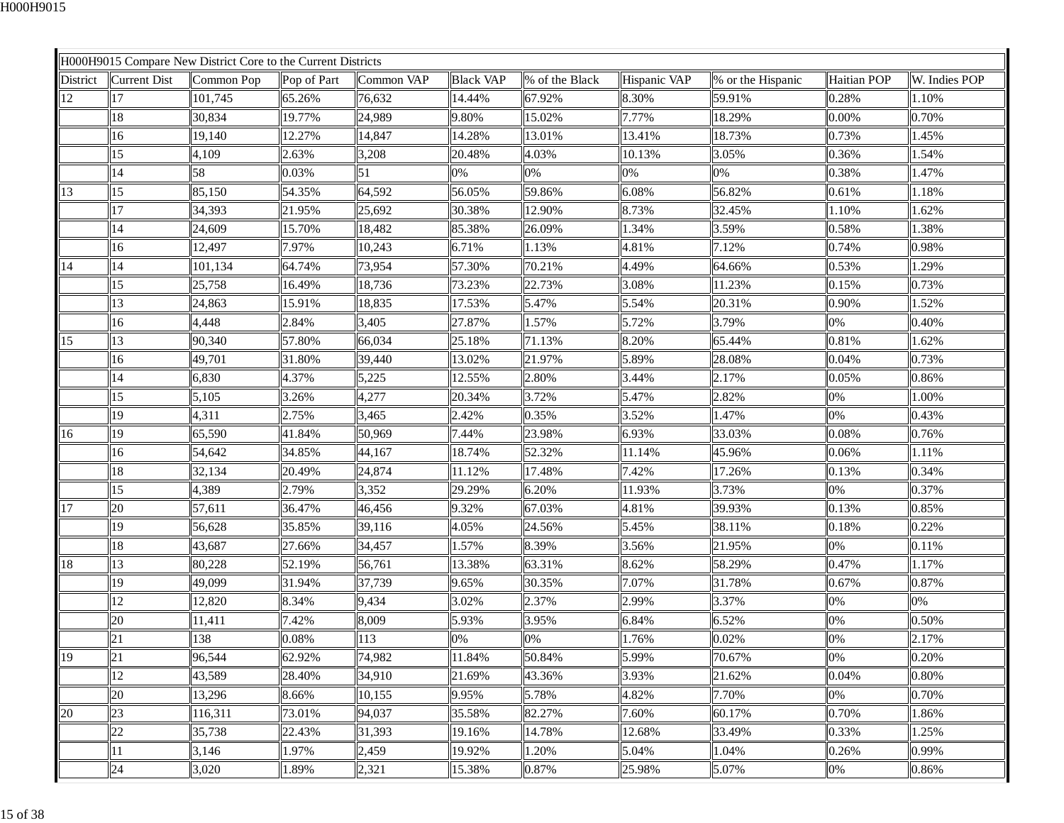| H000H9015 Compare New District Core to the Current Districts | | | | | | | | | | |
|---|---|---|---|---|---|---|---|---|---|---|
| District | Current Dist | Common Pop | Pop of Part | Common VAP | Black VAP | % of the Black | Hispanic VAP | % or the Hispanic | Haitian POP | W. Indies POP |
| 12 | 17 | 101,745 | 65.26% | 76,632 | 14.44% | 67.92% | 8.30% | 59.91% | 0.28% | 1.10% |
| | 18 | 30,834 | 19.77% | 24,989 | 9.80% | 15.02% | 7.77% | 18.29% | 0.00% | 0.70% |
| | 16 | 19,140 | 12.27% | 14,847 | 14.28% | 13.01% | 13.41% | 18.73% | 0.73% | 1.45% |
| | 15 | 4,109 | 2.63% | 3,208 | 20.48% | 4.03% | 10.13% | 3.05% | 0.36% | 1.54% |
| | 14 | 58 | 0.03% | 51 | 0% | 0% | 0% | 0% | 0.38% | 1.47% |
| 13 | 15 | 85,150 | 54.35% | 64,592 | 56.05% | 59.86% | 6.08% | 56.82% | 0.61% | 1.18% |
| | 17 | 34,393 | 21.95% | 25,692 | 30.38% | 12.90% | 8.73% | 32.45% | 1.10% | 1.62% |
| | 14 | 24,609 | 15.70% | 18,482 | 85.38% | 26.09% | 1.34% | 3.59% | 0.58% | 1.38% |
| | 16 | 12,497 | 7.97% | 10,243 | 6.71% | 1.13% | 4.81% | 7.12% | 0.74% | 0.98% |
| 14 | 14 | 101,134 | 64.74% | 73,954 | 57.30% | 70.21% | 4.49% | 64.66% | 0.53% | 1.29% |
| | 15 | 25,758 | 16.49% | 18,736 | 73.23% | 22.73% | 3.08% | 11.23% | 0.15% | 0.73% |
| | 13 | 24,863 | 15.91% | 18,835 | 17.53% | 5.47% | 5.54% | 20.31% | 0.90% | 1.52% |
| | 16 | 4,448 | 2.84% | 3,405 | 27.87% | 1.57% | 5.72% | 3.79% | 0% | 0.40% |
| 15 | 13 | 90,340 | 57.80% | 66,034 | 25.18% | 71.13% | 8.20% | 65.44% | 0.81% | 1.62% |
| | 16 | 49,701 | 31.80% | 39,440 | 13.02% | 21.97% | 5.89% | 28.08% | 0.04% | 0.73% |
| | 14 | 6,830 | 4.37% | 5,225 | 12.55% | 2.80% | 3.44% | 2.17% | 0.05% | 0.86% |
| | 15 | 5,105 | 3.26% | 4,277 | 20.34% | 3.72% | 5.47% | 2.82% | 0% | 1.00% |
| | 19 | 4,311 | 2.75% | 3,465 | 2.42% | 0.35% | 3.52% | 1.47% | 0% | 0.43% |
| 16 | 19 | 65,590 | 41.84% | 50,969 | 7.44% | 23.98% | 6.93% | 33.03% | 0.08% | 0.76% |
| | 16 | 54,642 | 34.85% | 44,167 | 18.74% | 52.32% | 11.14% | 45.96% | 0.06% | 1.11% |
| | 18 | 32,134 | 20.49% | 24,874 | 11.12% | 17.48% | 7.42% | 17.26% | 0.13% | 0.34% |
| | 15 | 4,389 | 2.79% | 3,352 | 29.29% | 6.20% | 11.93% | 3.73% | 0% | 0.37% |
| 17 | 20 | 57,611 | 36.47% | 46,456 | 9.32% | 67.03% | 4.81% | 39.93% | 0.13% | 0.85% |
| | 19 | 56,628 | 35.85% | 39,116 | 4.05% | 24.56% | 5.45% | 38.11% | 0.18% | 0.22% |
| | 18 | 43,687 | 27.66% | 34,457 | 1.57% | 8.39% | 3.56% | 21.95% | 0% | 0.11% |
| 18 | 13 | 80,228 | 52.19% | 56,761 | 13.38% | 63.31% | 8.62% | 58.29% | 0.47% | 1.17% |
| | 19 | 49,099 | 31.94% | 37,739 | 9.65% | 30.35% | 7.07% | 31.78% | 0.67% | 0.87% |
| | 12 | 12,820 | 8.34% | 9,434 | 3.02% | 2.37% | 2.99% | 3.37% | 0% | 0% |
| | 20 | 11,411 | 7.42% | 8,009 | 5.93% | 3.95% | 6.84% | 6.52% | 0% | 0.50% |
| | 21 | 138 | 0.08% | 113 | 0% | 0% | 1.76% | 0.02% | 0% | 2.17% |
| 19 | 21 | 96,544 | 62.92% | 74,982 | 11.84% | 50.84% | 5.99% | 70.67% | 0% | 0.20% |
| | 12 | 43,589 | 28.40% | 34,910 | 21.69% | 43.36% | 3.93% | 21.62% | 0.04% | 0.80% |
| | 20 | 13,296 | 8.66% | 10,155 | 9.95% | 5.78% | 4.82% | 7.70% | 0% | 0.70% |
| 20 | 23 | 116,311 | 73.01% | 94,037 | 35.58% | 82.27% | 7.60% | 60.17% | 0.70% | 1.86% |
| | 22 | 35,738 | 22.43% | 31,393 | 19.16% | 14.78% | 12.68% | 33.49% | 0.33% | 1.25% |
| | 11 | 3,146 | 1.97% | 2,459 | 19.92% | 1.20% | 5.04% | 1.04% | 0.26% | 0.99% |
| | 24 | 3,020 | 1.89% | 2,321 | 15.38% | 0.87% | 25.98% | 5.07% | 0% | 0.86% |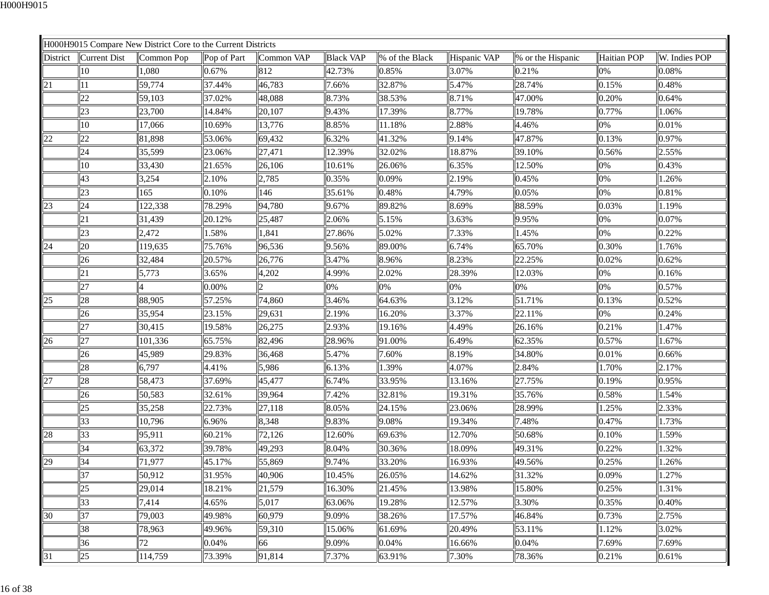| H000H9015 Compare New District Core to the Current Districts | | | | | | | | | | |
|---|---|---|---|---|---|---|---|---|---|---|
| District | Current Dist | Common Pop | Pop of Part | Common VAP | Black VAP | % of the Black | Hispanic VAP | % or the Hispanic | Haitian POP | W. Indies POP |
| | 10 | 1,080 | 0.67% | 812 | 42.73% | 0.85% | 3.07% | 0.21% | 0% | 0.08% |
| 21 | 11 | 59,774 | 37.44% | 46,783 | 7.66% | 32.87% | 5.47% | 28.74% | 0.15% | 0.48% |
| | 22 | 59,103 | 37.02% | 48,088 | 8.73% | 38.53% | 8.71% | 47.00% | 0.20% | 0.64% |
| | 23 | 23,700 | 14.84% | 20,107 | 9.43% | 17.39% | 8.77% | 19.78% | 0.77% | 1.06% |
| | 10 | 17,066 | 10.69% | 13,776 | 8.85% | 11.18% | 2.88% | 4.46% | 0% | 0.01% |
| 22 | 22 | 81,898 | 53.06% | 69,432 | 6.32% | 41.32% | 9.14% | 47.87% | 0.13% | 0.97% |
| | 24 | 35,599 | 23.06% | 27,471 | 12.39% | 32.02% | 18.87% | 39.10% | 0.56% | 2.55% |
| | 10 | 33,430 | 21.65% | 26,106 | 10.61% | 26.06% | 6.35% | 12.50% | 0% | 0.43% |
| | 43 | 3,254 | 2.10% | 2,785 | 0.35% | 0.09% | 2.19% | 0.45% | 0% | 1.26% |
| | 23 | 165 | 0.10% | 146 | 35.61% | 0.48% | 4.79% | 0.05% | 0% | 0.81% |
| 23 | 24 | 122,338 | 78.29% | 94,780 | 9.67% | 89.82% | 8.69% | 88.59% | 0.03% | 1.19% |
| | 21 | 31,439 | 20.12% | 25,487 | 2.06% | 5.15% | 3.63% | 9.95% | 0% | 0.07% |
| | 23 | 2,472 | 1.58% | 1,841 | 27.86% | 5.02% | 7.33% | 1.45% | 0% | 0.22% |
| 24 | 20 | 119,635 | 75.76% | 96,536 | 9.56% | 89.00% | 6.74% | 65.70% | 0.30% | 1.76% |
| | 26 | 32,484 | 20.57% | 26,776 | 3.47% | 8.96% | 8.23% | 22.25% | 0.02% | 0.62% |
| | 21 | 5,773 | 3.65% | 4,202 | 4.99% | 2.02% | 28.39% | 12.03% | 0% | 0.16% |
| | 27 | 4 | 0.00% | 2 | 0% | 0% | 0% | 0% | 0% | 0.57% |
| 25 | 28 | 88,905 | 57.25% | 74,860 | 3.46% | 64.63% | 3.12% | 51.71% | 0.13% | 0.52% |
| | 26 | 35,954 | 23.15% | 29,631 | 2.19% | 16.20% | 3.37% | 22.11% | 0% | 0.24% |
| | 27 | 30,415 | 19.58% | 26,275 | 2.93% | 19.16% | 4.49% | 26.16% | 0.21% | 1.47% |
| 26 | 27 | 101,336 | 65.75% | 82,496 | 28.96% | 91.00% | 6.49% | 62.35% | 0.57% | 1.67% |
| | 26 | 45,989 | 29.83% | 36,468 | 5.47% | 7.60% | 8.19% | 34.80% | 0.01% | 0.66% |
| | 28 | 6,797 | 4.41% | 5,986 | 6.13% | 1.39% | 4.07% | 2.84% | 1.70% | 2.17% |
| 27 | 28 | 58,473 | 37.69% | 45,477 | 6.74% | 33.95% | 13.16% | 27.75% | 0.19% | 0.95% |
| | 26 | 50,583 | 32.61% | 39,964 | 7.42% | 32.81% | 19.31% | 35.76% | 0.58% | 1.54% |
| | 25 | 35,258 | 22.73% | 27,118 | 8.05% | 24.15% | 23.06% | 28.99% | 1.25% | 2.33% |
| | 33 | 10,796 | 6.96% | 8,348 | 9.83% | 9.08% | 19.34% | 7.48% | 0.47% | 1.73% |
| 28 | 33 | 95,911 | 60.21% | 72,126 | 12.60% | 69.63% | 12.70% | 50.68% | 0.10% | 1.59% |
| | 34 | 63,372 | 39.78% | 49,293 | 8.04% | 30.36% | 18.09% | 49.31% | 0.22% | 1.32% |
| 29 | 34 | 71,977 | 45.17% | 55,869 | 9.74% | 33.20% | 16.93% | 49.56% | 0.25% | 1.26% |
| | 37 | 50,912 | 31.95% | 40,906 | 10.45% | 26.05% | 14.62% | 31.32% | 0.09% | 1.27% |
| | 25 | 29,014 | 18.21% | 21,579 | 16.30% | 21.45% | 13.98% | 15.80% | 0.25% | 1.31% |
| | 33 | 7,414 | 4.65% | 5,017 | 63.06% | 19.28% | 12.57% | 3.30% | 0.35% | 0.40% |
| 30 | 37 | 79,003 | 49.98% | 60,979 | 9.09% | 38.26% | 17.57% | 46.84% | 0.73% | 2.75% |
| | 38 | 78,963 | 49.96% | 59,310 | 15.06% | 61.69% | 20.49% | 53.11% | 1.12% | 3.02% |
| | 36 | 72 | 0.04% | 66 | 9.09% | 0.04% | 16.66% | 0.04% | 7.69% | 7.69% |
| 31 | 25 | 114,759 | 73.39% | 91,814 | 7.37% | 63.91% | 7.30% | 78.36% | 0.21% | 0.61% |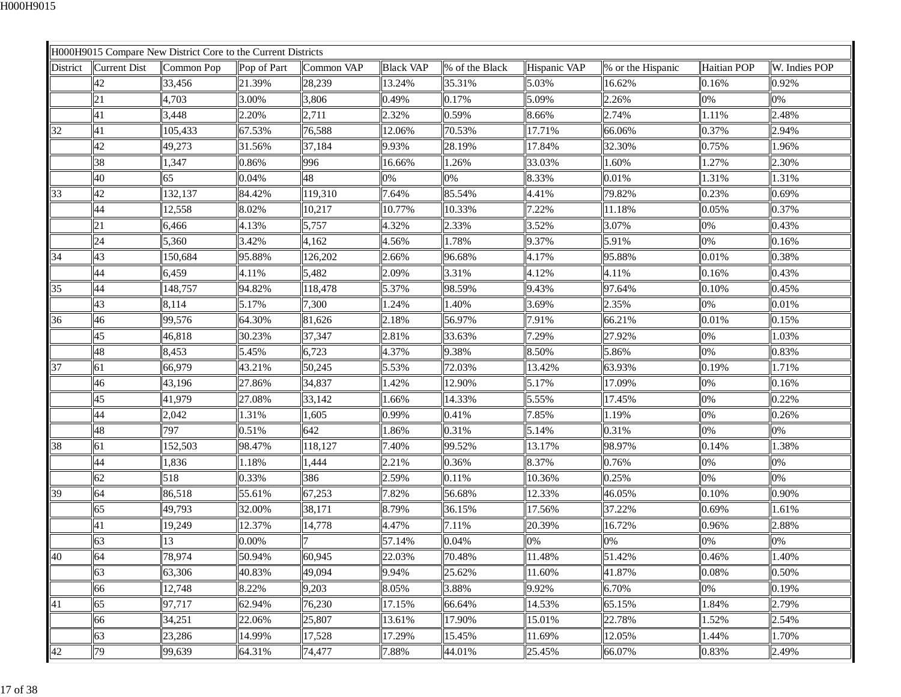| H000H9015 Compare New District Core to the Current Districts | | | | | | | | | | |
|---|---|---|---|---|---|---|---|---|---|---|
| District | Current Dist | Common Pop | Pop of Part | Common VAP | Black VAP | % of the Black | Hispanic VAP | % or the Hispanic | Haitian POP | W. Indies POP |
| | 42 | 33,456 | 21.39% | 28,239 | 13.24% | 35.31% | 5.03% | 16.62% | 0.16% | 0.92% |
| | 21 | 4,703 | 3.00% | 3,806 | 0.49% | 0.17% | 5.09% | 2.26% | 0% | 0% |
| | 41 | 3,448 | 2.20% | 2,711 | 2.32% | 0.59% | 8.66% | 2.74% | 1.11% | 2.48% |
| 32 | 41 | 105,433 | 67.53% | 76,588 | 12.06% | 70.53% | 17.71% | 66.06% | 0.37% | 2.94% |
| | 42 | 49,273 | 31.56% | 37,184 | 9.93% | 28.19% | 17.84% | 32.30% | 0.75% | 1.96% |
| | 38 | 1,347 | 0.86% | 996 | 16.66% | 1.26% | 33.03% | 1.60% | 1.27% | 2.30% |
| | 40 | 65 | 0.04% | 48 | 0% | 0% | 8.33% | 0.01% | 1.31% | 1.31% |
| 33 | 42 | 132,137 | 84.42% | 119,310 | 7.64% | 85.54% | 4.41% | 79.82% | 0.23% | 0.69% |
| | 44 | 12,558 | 8.02% | 10,217 | 10.77% | 10.33% | 7.22% | 11.18% | 0.05% | 0.37% |
| | 21 | 6,466 | 4.13% | 5,757 | 4.32% | 2.33% | 3.52% | 3.07% | 0% | 0.43% |
| | 24 | 5,360 | 3.42% | 4,162 | 4.56% | 1.78% | 9.37% | 5.91% | 0% | 0.16% |
| 34 | 43 | 150,684 | 95.88% | 126,202 | 2.66% | 96.68% | 4.17% | 95.88% | 0.01% | 0.38% |
| | 44 | 6,459 | 4.11% | 5,482 | 2.09% | 3.31% | 4.12% | 4.11% | 0.16% | 0.43% |
| 35 | 44 | 148,757 | 94.82% | 118,478 | 5.37% | 98.59% | 9.43% | 97.64% | 0.10% | 0.45% |
| | 43 | 8,114 | 5.17% | 7,300 | 1.24% | 1.40% | 3.69% | 2.35% | 0% | 0.01% |
| 36 | 46 | 99,576 | 64.30% | 81,626 | 2.18% | 56.97% | 7.91% | 66.21% | 0.01% | 0.15% |
| | 45 | 46,818 | 30.23% | 37,347 | 2.81% | 33.63% | 7.29% | 27.92% | 0% | 1.03% |
| | 48 | 8,453 | 5.45% | 6,723 | 4.37% | 9.38% | 8.50% | 5.86% | 0% | 0.83% |
| 37 | 61 | 66,979 | 43.21% | 50,245 | 5.53% | 72.03% | 13.42% | 63.93% | 0.19% | 1.71% |
| | 46 | 43,196 | 27.86% | 34,837 | 1.42% | 12.90% | 5.17% | 17.09% | 0% | 0.16% |
| | 45 | 41,979 | 27.08% | 33,142 | 1.66% | 14.33% | 5.55% | 17.45% | 0% | 0.22% |
| | 44 | 2,042 | 1.31% | 1,605 | 0.99% | 0.41% | 7.85% | 1.19% | 0% | 0.26% |
| | 48 | 797 | 0.51% | 642 | 1.86% | 0.31% | 5.14% | 0.31% | 0% | 0% |
| 38 | 61 | 152,503 | 98.47% | 118,127 | 7.40% | 99.52% | 13.17% | 98.97% | 0.14% | 1.38% |
| | 44 | 1,836 | 1.18% | 1,444 | 2.21% | 0.36% | 8.37% | 0.76% | 0% | 0% |
| | 62 | 518 | 0.33% | 386 | 2.59% | 0.11% | 10.36% | 0.25% | 0% | 0% |
| 39 | 64 | 86,518 | 55.61% | 67,253 | 7.82% | 56.68% | 12.33% | 46.05% | 0.10% | 0.90% |
| | 65 | 49,793 | 32.00% | 38,171 | 8.79% | 36.15% | 17.56% | 37.22% | 0.69% | 1.61% |
| | 41 | 19,249 | 12.37% | 14,778 | 4.47% | 7.11% | 20.39% | 16.72% | 0.96% | 2.88% |
| | 63 | 13 | 0.00% | 7 | 57.14% | 0.04% | 0% | 0% | 0% | 0% |
| 40 | 64 | 78,974 | 50.94% | 60,945 | 22.03% | 70.48% | 11.48% | 51.42% | 0.46% | 1.40% |
| | 63 | 63,306 | 40.83% | 49,094 | 9.94% | 25.62% | 11.60% | 41.87% | 0.08% | 0.50% |
| | 66 | 12,748 | 8.22% | 9,203 | 8.05% | 3.88% | 9.92% | 6.70% | 0% | 0.19% |
| 41 | 65 | 97,717 | 62.94% | 76,230 | 17.15% | 66.64% | 14.53% | 65.15% | 1.84% | 2.79% |
| | 66 | 34,251 | 22.06% | 25,807 | 13.61% | 17.90% | 15.01% | 22.78% | 1.52% | 2.54% |
| | 63 | 23,286 | 14.99% | 17,528 | 17.29% | 15.45% | 11.69% | 12.05% | 1.44% | 1.70% |
| 42 | 79 | 99,639 | 64.31% | 74,477 | 7.88% | 44.01% | 25.45% | 66.07% | 0.83% | 2.49% |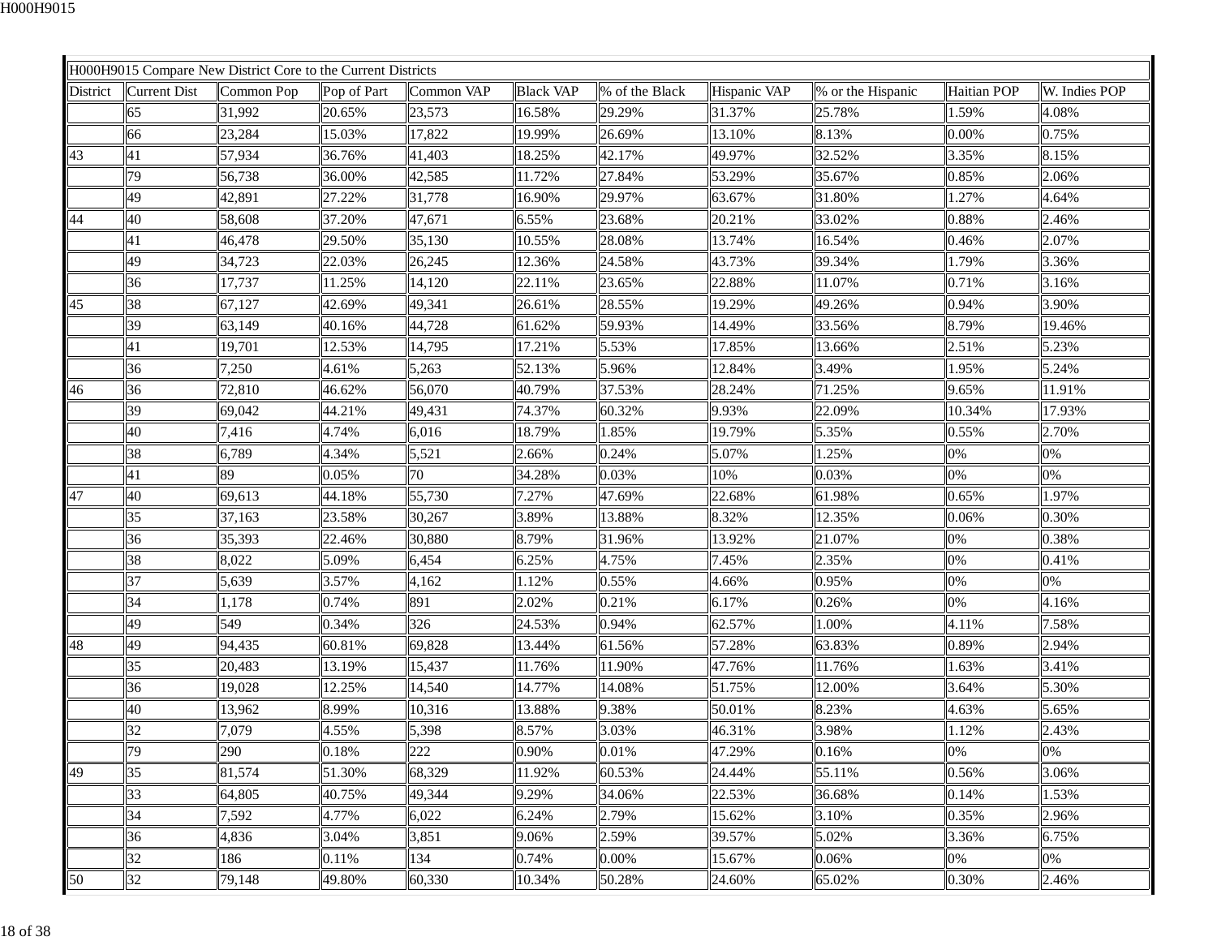| H000H9015 Compare New District Core to the Current Districts | | | | | | | | | | |
|---|---|---|---|---|---|---|---|---|---|---|
| District | Current Dist | Common Pop | Pop of Part | Common VAP | Black VAP | % of the Black | Hispanic VAP | % or the Hispanic | Haitian POP | W. Indies POP |
| | 65 | 31,992 | 20.65% | 23,573 | 16.58% | 29.29% | 31.37% | 25.78% | 1.59% | 4.08% |
| | 66 | 23,284 | 15.03% | 17,822 | 19.99% | 26.69% | 13.10% | 8.13% | 0.00% | 0.75% |
| 43 | 41 | 57,934 | 36.76% | 41,403 | 18.25% | 42.17% | 49.97% | 32.52% | 3.35% | 8.15% |
| | 79 | 56,738 | 36.00% | 42,585 | 11.72% | 27.84% | 53.29% | 35.67% | 0.85% | 2.06% |
| | 49 | 42,891 | 27.22% | 31,778 | 16.90% | 29.97% | 63.67% | 31.80% | 1.27% | 4.64% |
| 44 | 40 | 58,608 | 37.20% | 47,671 | 6.55% | 23.68% | 20.21% | 33.02% | 0.88% | 2.46% |
| | 41 | 46,478 | 29.50% | 35,130 | 10.55% | 28.08% | 13.74% | 16.54% | 0.46% | 2.07% |
| | 49 | 34,723 | 22.03% | 26,245 | 12.36% | 24.58% | 43.73% | 39.34% | 1.79% | 3.36% |
| | 36 | 17,737 | 11.25% | 14,120 | 22.11% | 23.65% | 22.88% | 11.07% | 0.71% | 3.16% |
| 45 | 38 | 67,127 | 42.69% | 49,341 | 26.61% | 28.55% | 19.29% | 49.26% | 0.94% | 3.90% |
| | 39 | 63,149 | 40.16% | 44,728 | 61.62% | 59.93% | 14.49% | 33.56% | 8.79% | 19.46% |
| | 41 | 19,701 | 12.53% | 14,795 | 17.21% | 5.53% | 17.85% | 13.66% | 2.51% | 5.23% |
| | 36 | 7,250 | 4.61% | 5,263 | 52.13% | 5.96% | 12.84% | 3.49% | 1.95% | 5.24% |
| 46 | 36 | 72,810 | 46.62% | 56,070 | 40.79% | 37.53% | 28.24% | 71.25% | 9.65% | 11.91% |
| | 39 | 69,042 | 44.21% | 49,431 | 74.37% | 60.32% | 9.93% | 22.09% | 10.34% | 17.93% |
| | 40 | 7,416 | 4.74% | 6,016 | 18.79% | 1.85% | 19.79% | 5.35% | 0.55% | 2.70% |
| | 38 | 6,789 | 4.34% | 5,521 | 2.66% | 0.24% | 5.07% | 1.25% | 0% | 0% |
| | 41 | 89 | 0.05% | 70 | 34.28% | 0.03% | 10% | 0.03% | 0% | 0% |
| 47 | 40 | 69,613 | 44.18% | 55,730 | 7.27% | 47.69% | 22.68% | 61.98% | 0.65% | 1.97% |
| | 35 | 37,163 | 23.58% | 30,267 | 3.89% | 13.88% | 8.32% | 12.35% | 0.06% | 0.30% |
| | 36 | 35,393 | 22.46% | 30,880 | 8.79% | 31.96% | 13.92% | 21.07% | 0% | 0.38% |
| | 38 | 8,022 | 5.09% | 6,454 | 6.25% | 4.75% | 7.45% | 2.35% | 0% | 0.41% |
| | 37 | 5,639 | 3.57% | 4,162 | 1.12% | 0.55% | 4.66% | 0.95% | 0% | 0% |
| | 34 | 1,178 | 0.74% | 891 | 2.02% | 0.21% | 6.17% | 0.26% | 0% | 4.16% |
| | 49 | 549 | 0.34% | 326 | 24.53% | 0.94% | 62.57% | 1.00% | 4.11% | 7.58% |
| 48 | 49 | 94,435 | 60.81% | 69,828 | 13.44% | 61.56% | 57.28% | 63.83% | 0.89% | 2.94% |
| | 35 | 20,483 | 13.19% | 15,437 | 11.76% | 11.90% | 47.76% | 11.76% | 1.63% | 3.41% |
| | 36 | 19,028 | 12.25% | 14,540 | 14.77% | 14.08% | 51.75% | 12.00% | 3.64% | 5.30% |
| | 40 | 13,962 | 8.99% | 10,316 | 13.88% | 9.38% | 50.01% | 8.23% | 4.63% | 5.65% |
| | 32 | 7,079 | 4.55% | 5,398 | 8.57% | 3.03% | 46.31% | 3.98% | 1.12% | 2.43% |
| | 79 | 290 | 0.18% | 222 | 0.90% | 0.01% | 47.29% | 0.16% | 0% | 0% |
| 49 | 35 | 81,574 | 51.30% | 68,329 | 11.92% | 60.53% | 24.44% | 55.11% | 0.56% | 3.06% |
| | 33 | 64,805 | 40.75% | 49,344 | 9.29% | 34.06% | 22.53% | 36.68% | 0.14% | 1.53% |
| | 34 | 7,592 | 4.77% | 6,022 | 6.24% | 2.79% | 15.62% | 3.10% | 0.35% | 2.96% |
| | 36 | 4,836 | 3.04% | 3,851 | 9.06% | 2.59% | 39.57% | 5.02% | 3.36% | 6.75% |
| | 32 | 186 | 0.11% | 134 | 0.74% | 0.00% | 15.67% | 0.06% | 0% | 0% |
| 50 | 32 | 79,148 | 49.80% | 60,330 | 10.34% | 50.28% | 24.60% | 65.02% | 0.30% | 2.46% |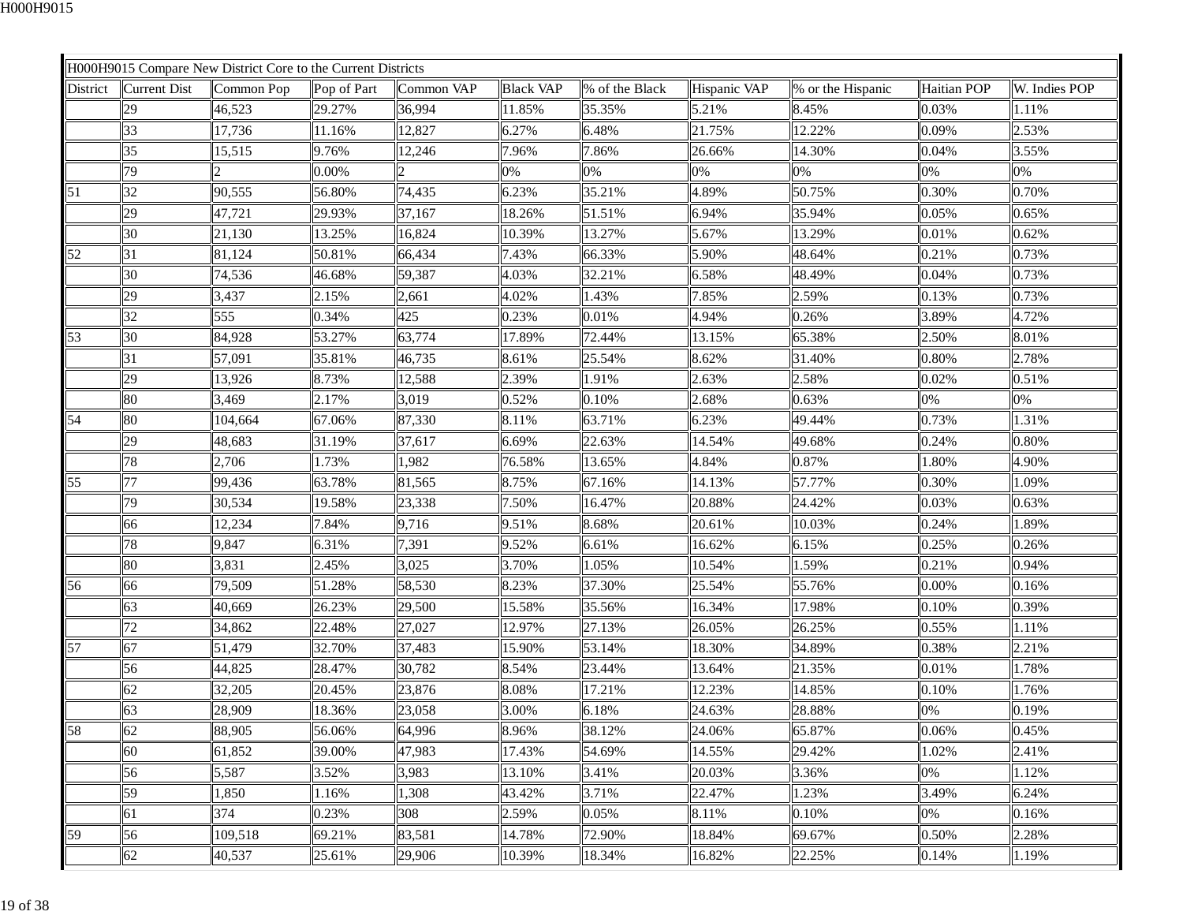| H000H9015 Compare New District Core to the Current Districts | | | | | | | | | | |
|---|---|---|---|---|---|---|---|---|---|---|
| District | Current Dist | Common Pop | Pop of Part | Common VAP | Black VAP | % of the Black | Hispanic VAP | % or the Hispanic | Haitian POP | W. Indies POP |
| | 29 | 46,523 | 29.27% | 36,994 | 11.85% | 35.35% | 5.21% | 8.45% | 0.03% | 1.11% |
| | 33 | 17,736 | 11.16% | 12,827 | 6.27% | 6.48% | 21.75% | 12.22% | 0.09% | 2.53% |
| | 35 | 15,515 | 9.76% | 12,246 | 7.96% | 7.86% | 26.66% | 14.30% | 0.04% | 3.55% |
| | 79 | 2 | 0.00% | 2 | 0% | 0% | 0% | 0% | 0% | 0% |
| 51 | 32 | 90,555 | 56.80% | 74,435 | 6.23% | 35.21% | 4.89% | 50.75% | 0.30% | 0.70% |
| | 29 | 47,721 | 29.93% | 37,167 | 18.26% | 51.51% | 6.94% | 35.94% | 0.05% | 0.65% |
| | 30 | 21,130 | 13.25% | 16,824 | 10.39% | 13.27% | 5.67% | 13.29% | 0.01% | 0.62% |
| 52 | 31 | 81,124 | 50.81% | 66,434 | 7.43% | 66.33% | 5.90% | 48.64% | 0.21% | 0.73% |
| | 30 | 74,536 | 46.68% | 59,387 | 4.03% | 32.21% | 6.58% | 48.49% | 0.04% | 0.73% |
| | 29 | 3,437 | 2.15% | 2,661 | 4.02% | 1.43% | 7.85% | 2.59% | 0.13% | 0.73% |
| | 32 | 555 | 0.34% | 425 | 0.23% | 0.01% | 4.94% | 0.26% | 3.89% | 4.72% |
| 53 | 30 | 84,928 | 53.27% | 63,774 | 17.89% | 72.44% | 13.15% | 65.38% | 2.50% | 8.01% |
| | 31 | 57,091 | 35.81% | 46,735 | 8.61% | 25.54% | 8.62% | 31.40% | 0.80% | 2.78% |
| | 29 | 13,926 | 8.73% | 12,588 | 2.39% | 1.91% | 2.63% | 2.58% | 0.02% | 0.51% |
| | 80 | 3,469 | 2.17% | 3,019 | 0.52% | 0.10% | 2.68% | 0.63% | 0% | 0% |
| 54 | 80 | 104,664 | 67.06% | 87,330 | 8.11% | 63.71% | 6.23% | 49.44% | 0.73% | 1.31% |
| | 29 | 48,683 | 31.19% | 37,617 | 6.69% | 22.63% | 14.54% | 49.68% | 0.24% | 0.80% |
| | 78 | 2,706 | 1.73% | 1,982 | 76.58% | 13.65% | 4.84% | 0.87% | 1.80% | 4.90% |
| 55 | 77 | 99,436 | 63.78% | 81,565 | 8.75% | 67.16% | 14.13% | 57.77% | 0.30% | 1.09% |
| | 79 | 30,534 | 19.58% | 23,338 | 7.50% | 16.47% | 20.88% | 24.42% | 0.03% | 0.63% |
| | 66 | 12,234 | 7.84% | 9,716 | 9.51% | 8.68% | 20.61% | 10.03% | 0.24% | 1.89% |
| | 78 | 9,847 | 6.31% | 7,391 | 9.52% | 6.61% | 16.62% | 6.15% | 0.25% | 0.26% |
| | 80 | 3,831 | 2.45% | 3,025 | 3.70% | 1.05% | 10.54% | 1.59% | 0.21% | 0.94% |
| 56 | 66 | 79,509 | 51.28% | 58,530 | 8.23% | 37.30% | 25.54% | 55.76% | 0.00% | 0.16% |
| | 63 | 40,669 | 26.23% | 29,500 | 15.58% | 35.56% | 16.34% | 17.98% | 0.10% | 0.39% |
| | 72 | 34,862 | 22.48% | 27,027 | 12.97% | 27.13% | 26.05% | 26.25% | 0.55% | 1.11% |
| 57 | 67 | 51,479 | 32.70% | 37,483 | 15.90% | 53.14% | 18.30% | 34.89% | 0.38% | 2.21% |
| | 56 | 44,825 | 28.47% | 30,782 | 8.54% | 23.44% | 13.64% | 21.35% | 0.01% | 1.78% |
| | 62 | 32,205 | 20.45% | 23,876 | 8.08% | 17.21% | 12.23% | 14.85% | 0.10% | 1.76% |
| | 63 | 28,909 | 18.36% | 23,058 | 3.00% | 6.18% | 24.63% | 28.88% | 0% | 0.19% |
| 58 | 62 | 88,905 | 56.06% | 64,996 | 8.96% | 38.12% | 24.06% | 65.87% | 0.06% | 0.45% |
| | 60 | 61,852 | 39.00% | 47,983 | 17.43% | 54.69% | 14.55% | 29.42% | 1.02% | 2.41% |
| | 56 | 5,587 | 3.52% | 3,983 | 13.10% | 3.41% | 20.03% | 3.36% | 0% | 1.12% |
| | 59 | 1,850 | 1.16% | 1,308 | 43.42% | 3.71% | 22.47% | 1.23% | 3.49% | 6.24% |
| | 61 | 374 | 0.23% | 308 | 2.59% | 0.05% | 8.11% | 0.10% | 0% | 0.16% |
| 59 | 56 | 109,518 | 69.21% | 83,581 | 14.78% | 72.90% | 18.84% | 69.67% | 0.50% | 2.28% |
| | 62 | 40,537 | 25.61% | 29,906 | 10.39% | 18.34% | 16.82% | 22.25% | 0.14% | 1.19% |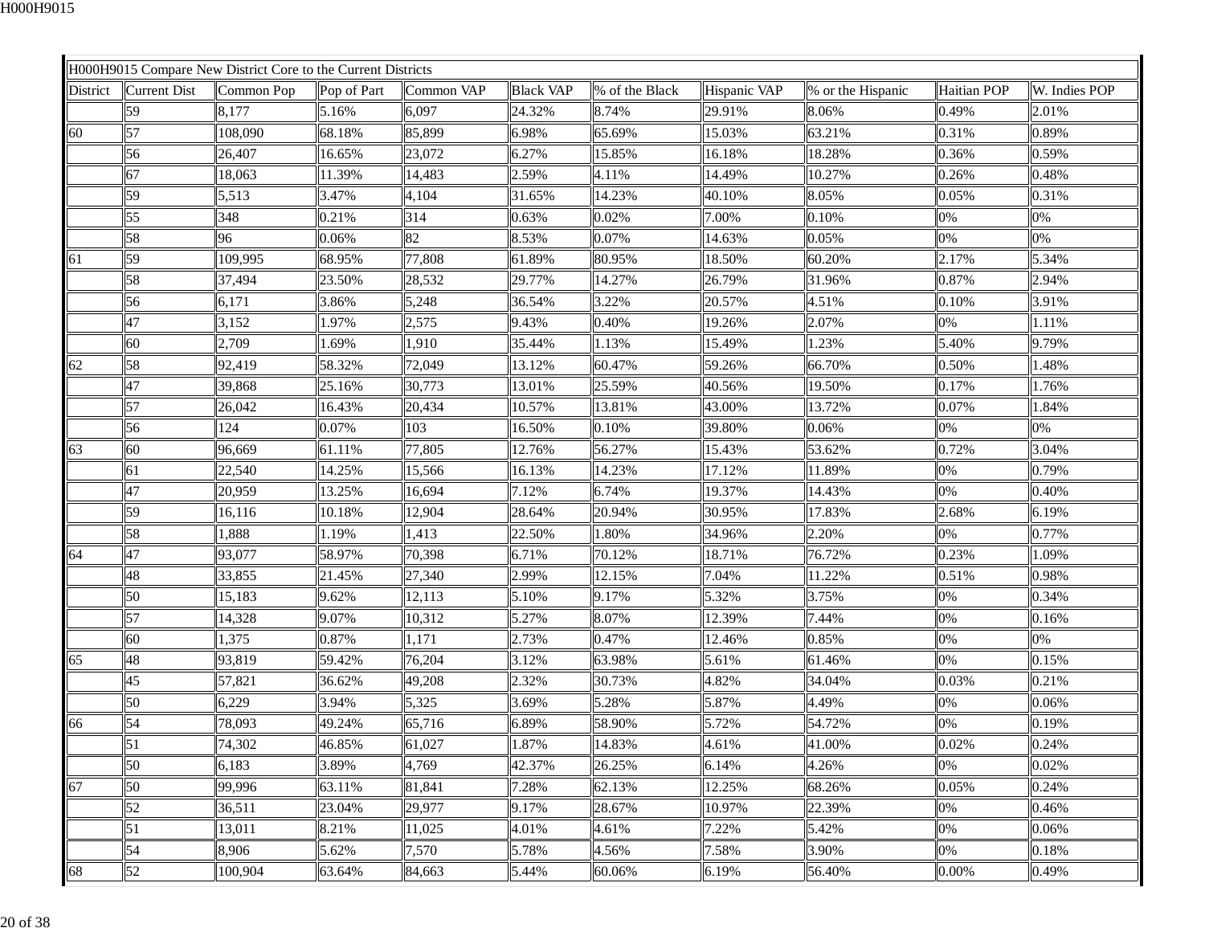| H000H9015 Compare New District Core to the Current Districts | | | | | | | | | | |
|---|---|---|---|---|---|---|---|---|---|---|
| District | Current Dist | Common Pop | Pop of Part | Common VAP | Black VAP | % of the Black | Hispanic VAP | % or the Hispanic | Haitian POP | W. Indies POP |
| | 59 | 8,177 | 5.16% | 6,097 | 24.32% | 8.74% | 29.91% | 8.06% | 0.49% | 2.01% |
| 60 | 57 | 108,090 | 68.18% | 85,899 | 6.98% | 65.69% | 15.03% | 63.21% | 0.31% | 0.89% |
| | 56 | 26,407 | 16.65% | 23,072 | 6.27% | 15.85% | 16.18% | 18.28% | 0.36% | 0.59% |
| | 67 | 18,063 | 11.39% | 14,483 | 2.59% | 4.11% | 14.49% | 10.27% | 0.26% | 0.48% |
| | 59 | 5,513 | 3.47% | 4,104 | 31.65% | 14.23% | 40.10% | 8.05% | 0.05% | 0.31% |
| | 55 | 348 | 0.21% | 314 | 0.63% | 0.02% | 7.00% | 0.10% | 0% | 0% |
| | 58 | 96 | 0.06% | 82 | 8.53% | 0.07% | 14.63% | 0.05% | 0% | 0% |
| 61 | 59 | 109,995 | 68.95% | 77,808 | 61.89% | 80.95% | 18.50% | 60.20% | 2.17% | 5.34% |
| | 58 | 37,494 | 23.50% | 28,532 | 29.77% | 14.27% | 26.79% | 31.96% | 0.87% | 2.94% |
| | 56 | 6,171 | 3.86% | 5,248 | 36.54% | 3.22% | 20.57% | 4.51% | 0.10% | 3.91% |
| | 47 | 3,152 | 1.97% | 2,575 | 9.43% | 0.40% | 19.26% | 2.07% | 0% | 1.11% |
| | 60 | 2,709 | 1.69% | 1,910 | 35.44% | 1.13% | 15.49% | 1.23% | 5.40% | 9.79% |
| 62 | 58 | 92,419 | 58.32% | 72,049 | 13.12% | 60.47% | 59.26% | 66.70% | 0.50% | 1.48% |
| | 47 | 39,868 | 25.16% | 30,773 | 13.01% | 25.59% | 40.56% | 19.50% | 0.17% | 1.76% |
| | 57 | 26,042 | 16.43% | 20,434 | 10.57% | 13.81% | 43.00% | 13.72% | 0.07% | 1.84% |
| | 56 | 124 | 0.07% | 103 | 16.50% | 0.10% | 39.80% | 0.06% | 0% | 0% |
| 63 | 60 | 96,669 | 61.11% | 77,805 | 12.76% | 56.27% | 15.43% | 53.62% | 0.72% | 3.04% |
| | 61 | 22,540 | 14.25% | 15,566 | 16.13% | 14.23% | 17.12% | 11.89% | 0% | 0.79% |
| | 47 | 20,959 | 13.25% | 16,694 | 7.12% | 6.74% | 19.37% | 14.43% | 0% | 0.40% |
| | 59 | 16,116 | 10.18% | 12,904 | 28.64% | 20.94% | 30.95% | 17.83% | 2.68% | 6.19% |
| | 58 | 1,888 | 1.19% | 1,413 | 22.50% | 1.80% | 34.96% | 2.20% | 0% | 0.77% |
| 64 | 47 | 93,077 | 58.97% | 70,398 | 6.71% | 70.12% | 18.71% | 76.72% | 0.23% | 1.09% |
| | 48 | 33,855 | 21.45% | 27,340 | 2.99% | 12.15% | 7.04% | 11.22% | 0.51% | 0.98% |
| | 50 | 15,183 | 9.62% | 12,113 | 5.10% | 9.17% | 5.32% | 3.75% | 0% | 0.34% |
| | 57 | 14,328 | 9.07% | 10,312 | 5.27% | 8.07% | 12.39% | 7.44% | 0% | 0.16% |
| | 60 | 1,375 | 0.87% | 1,171 | 2.73% | 0.47% | 12.46% | 0.85% | 0% | 0% |
| 65 | 48 | 93,819 | 59.42% | 76,204 | 3.12% | 63.98% | 5.61% | 61.46% | 0% | 0.15% |
| | 45 | 57,821 | 36.62% | 49,208 | 2.32% | 30.73% | 4.82% | 34.04% | 0.03% | 0.21% |
| | 50 | 6,229 | 3.94% | 5,325 | 3.69% | 5.28% | 5.87% | 4.49% | 0% | 0.06% |
| 66 | 54 | 78,093 | 49.24% | 65,716 | 6.89% | 58.90% | 5.72% | 54.72% | 0% | 0.19% |
| | 51 | 74,302 | 46.85% | 61,027 | 1.87% | 14.83% | 4.61% | 41.00% | 0.02% | 0.24% |
| | 50 | 6,183 | 3.89% | 4,769 | 42.37% | 26.25% | 6.14% | 4.26% | 0% | 0.02% |
| 67 | 50 | 99,996 | 63.11% | 81,841 | 7.28% | 62.13% | 12.25% | 68.26% | 0.05% | 0.24% |
| | 52 | 36,511 | 23.04% | 29,977 | 9.17% | 28.67% | 10.97% | 22.39% | 0% | 0.46% |
| | 51 | 13,011 | 8.21% | 11,025 | 4.01% | 4.61% | 7.22% | 5.42% | 0% | 0.06% |
| | 54 | 8,906 | 5.62% | 7,570 | 5.78% | 4.56% | 7.58% | 3.90% | 0% | 0.18% |
| 68 | 52 | 100,904 | 63.64% | 84,663 | 5.44% | 60.06% | 6.19% | 56.40% | 0.00% | 0.49% |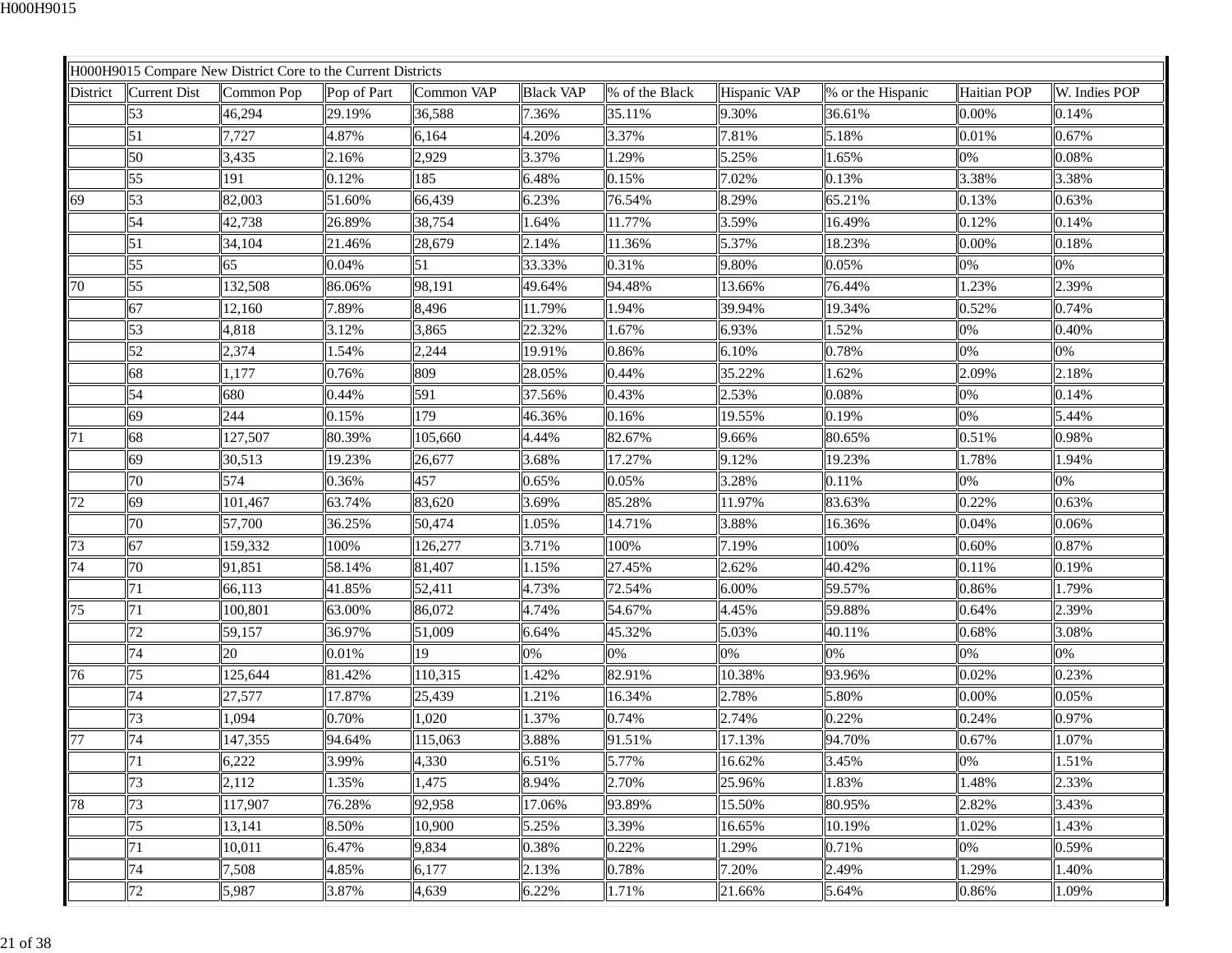| H000H9015 Compare New District Core to the Current Districts | | | | | | | | | | |
|---|---|---|---|---|---|---|---|---|---|---|
| District | Current Dist | Common Pop | Pop of Part | Common VAP | Black VAP | % of the Black | Hispanic VAP | % or the Hispanic | Haitian POP | W. Indies POP |
| | 53 | 46,294 | 29.19% | 36,588 | 7.36% | 35.11% | 9.30% | 36.61% | 0.00% | 0.14% |
| | 51 | 7,727 | 4.87% | 6,164 | 4.20% | 3.37% | 7.81% | 5.18% | 0.01% | 0.67% |
| | 50 | 3,435 | 2.16% | 2,929 | 3.37% | 1.29% | 5.25% | 1.65% | 0% | 0.08% |
| | 55 | 191 | 0.12% | 185 | 6.48% | 0.15% | 7.02% | 0.13% | 3.38% | 3.38% |
| 69 | 53 | 82,003 | 51.60% | 66,439 | 6.23% | 76.54% | 8.29% | 65.21% | 0.13% | 0.63% |
| | 54 | 42,738 | 26.89% | 38,754 | 1.64% | 11.77% | 3.59% | 16.49% | 0.12% | 0.14% |
| | 51 | 34,104 | 21.46% | 28,679 | 2.14% | 11.36% | 5.37% | 18.23% | 0.00% | 0.18% |
| | 55 | 65 | 0.04% | 51 | 33.33% | 0.31% | 9.80% | 0.05% | 0% | 0% |
| 70 | 55 | 132,508 | 86.06% | 98,191 | 49.64% | 94.48% | 13.66% | 76.44% | 1.23% | 2.39% |
| | 67 | 12,160 | 7.89% | 8,496 | 11.79% | 1.94% | 39.94% | 19.34% | 0.52% | 0.74% |
| | 53 | 4,818 | 3.12% | 3,865 | 22.32% | 1.67% | 6.93% | 1.52% | 0% | 0.40% |
| | 52 | 2,374 | 1.54% | 2,244 | 19.91% | 0.86% | 6.10% | 0.78% | 0% | 0% |
| | 68 | 1,177 | 0.76% | 809 | 28.05% | 0.44% | 35.22% | 1.62% | 2.09% | 2.18% |
| | 54 | 680 | 0.44% | 591 | 37.56% | 0.43% | 2.53% | 0.08% | 0% | 0.14% |
| | 69 | 244 | 0.15% | 179 | 46.36% | 0.16% | 19.55% | 0.19% | 0% | 5.44% |
| 71 | 68 | 127,507 | 80.39% | 105,660 | 4.44% | 82.67% | 9.66% | 80.65% | 0.51% | 0.98% |
| | 69 | 30,513 | 19.23% | 26,677 | 3.68% | 17.27% | 9.12% | 19.23% | 1.78% | 1.94% |
| | 70 | 574 | 0.36% | 457 | 0.65% | 0.05% | 3.28% | 0.11% | 0% | 0% |
| 72 | 69 | 101,467 | 63.74% | 83,620 | 3.69% | 85.28% | 11.97% | 83.63% | 0.22% | 0.63% |
| | 70 | 57,700 | 36.25% | 50,474 | 1.05% | 14.71% | 3.88% | 16.36% | 0.04% | 0.06% |
| 73 | 67 | 159,332 | 100% | 126,277 | 3.71% | 100% | 7.19% | 100% | 0.60% | 0.87% |
| 74 | 70 | 91,851 | 58.14% | 81,407 | 1.15% | 27.45% | 2.62% | 40.42% | 0.11% | 0.19% |
| | 71 | 66,113 | 41.85% | 52,411 | 4.73% | 72.54% | 6.00% | 59.57% | 0.86% | 1.79% |
| 75 | 71 | 100,801 | 63.00% | 86,072 | 4.74% | 54.67% | 4.45% | 59.88% | 0.64% | 2.39% |
| | 72 | 59,157 | 36.97% | 51,009 | 6.64% | 45.32% | 5.03% | 40.11% | 0.68% | 3.08% |
| | 74 | 20 | 0.01% | 19 | 0% | 0% | 0% | 0% | 0% | 0% |
| 76 | 75 | 125,644 | 81.42% | 110,315 | 1.42% | 82.91% | 10.38% | 93.96% | 0.02% | 0.23% |
| | 74 | 27,577 | 17.87% | 25,439 | 1.21% | 16.34% | 2.78% | 5.80% | 0.00% | 0.05% |
| | 73 | 1,094 | 0.70% | 1,020 | 1.37% | 0.74% | 2.74% | 0.22% | 0.24% | 0.97% |
| 77 | 74 | 147,355 | 94.64% | 115,063 | 3.88% | 91.51% | 17.13% | 94.70% | 0.67% | 1.07% |
| | 71 | 6,222 | 3.99% | 4,330 | 6.51% | 5.77% | 16.62% | 3.45% | 0% | 1.51% |
| | 73 | 2,112 | 1.35% | 1,475 | 8.94% | 2.70% | 25.96% | 1.83% | 1.48% | 2.33% |
| 78 | 73 | 117,907 | 76.28% | 92,958 | 17.06% | 93.89% | 15.50% | 80.95% | 2.82% | 3.43% |
| | 75 | 13,141 | 8.50% | 10,900 | 5.25% | 3.39% | 16.65% | 10.19% | 1.02% | 1.43% |
| | 71 | 10,011 | 6.47% | 9,834 | 0.38% | 0.22% | 1.29% | 0.71% | 0% | 0.59% |
| | 74 | 7,508 | 4.85% | 6,177 | 2.13% | 0.78% | 7.20% | 2.49% | 1.29% | 1.40% |
| | 72 | 5,987 | 3.87% | 4,639 | 6.22% | 1.71% | 21.66% | 5.64% | 0.86% | 1.09% |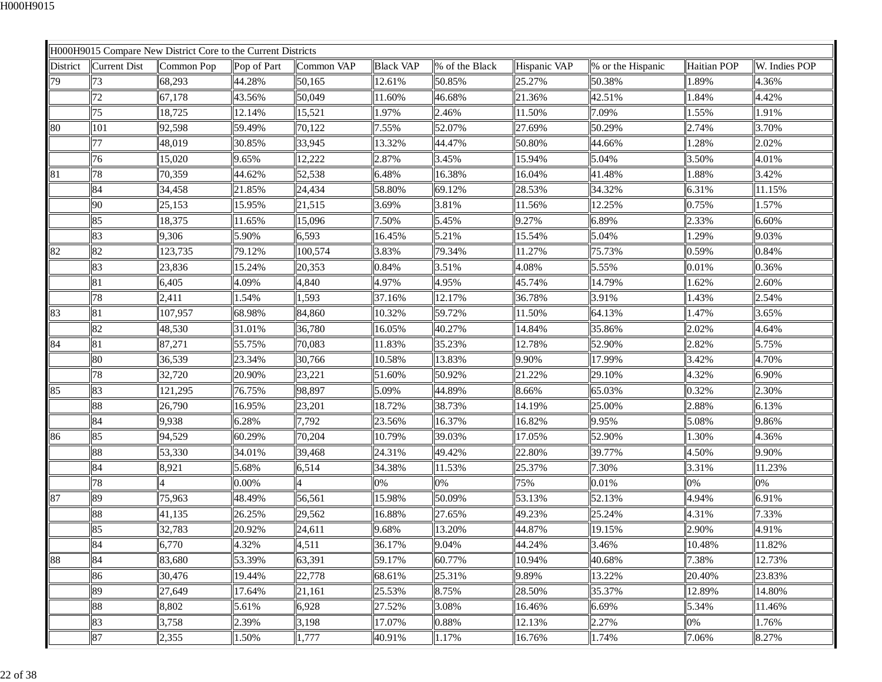| H000H9015 Compare New District Core to the Current Districts | | | | | | | | | | |
|---|---|---|---|---|---|---|---|---|---|---|
| District | Current Dist | Common Pop | Pop of Part | Common VAP | Black VAP | % of the Black | Hispanic VAP | % or the Hispanic | Haitian POP | W. Indies POP |
| 79 | 73 | 68,293 | 44.28% | 50,165 | 12.61% | 50.85% | 25.27% | 50.38% | 1.89% | 4.36% |
| | 72 | 67,178 | 43.56% | 50,049 | 11.60% | 46.68% | 21.36% | 42.51% | 1.84% | 4.42% |
| | 75 | 18,725 | 12.14% | 15,521 | 1.97% | 2.46% | 11.50% | 7.09% | 1.55% | 1.91% |
| 80 | 101 | 92,598 | 59.49% | 70,122 | 7.55% | 52.07% | 27.69% | 50.29% | 2.74% | 3.70% |
| | 77 | 48,019 | 30.85% | 33,945 | 13.32% | 44.47% | 50.80% | 44.66% | 1.28% | 2.02% |
| | 76 | 15,020 | 9.65% | 12,222 | 2.87% | 3.45% | 15.94% | 5.04% | 3.50% | 4.01% |
| 81 | 78 | 70,359 | 44.62% | 52,538 | 6.48% | 16.38% | 16.04% | 41.48% | 1.88% | 3.42% |
| | 84 | 34,458 | 21.85% | 24,434 | 58.80% | 69.12% | 28.53% | 34.32% | 6.31% | 11.15% |
| | 90 | 25,153 | 15.95% | 21,515 | 3.69% | 3.81% | 11.56% | 12.25% | 0.75% | 1.57% |
| | 85 | 18,375 | 11.65% | 15,096 | 7.50% | 5.45% | 9.27% | 6.89% | 2.33% | 6.60% |
| | 83 | 9,306 | 5.90% | 6,593 | 16.45% | 5.21% | 15.54% | 5.04% | 1.29% | 9.03% |
| 82 | 82 | 123,735 | 79.12% | 100,574 | 3.83% | 79.34% | 11.27% | 75.73% | 0.59% | 0.84% |
| | 83 | 23,836 | 15.24% | 20,353 | 0.84% | 3.51% | 4.08% | 5.55% | 0.01% | 0.36% |
| | 81 | 6,405 | 4.09% | 4,840 | 4.97% | 4.95% | 45.74% | 14.79% | 1.62% | 2.60% |
| | 78 | 2,411 | 1.54% | 1,593 | 37.16% | 12.17% | 36.78% | 3.91% | 1.43% | 2.54% |
| 83 | 81 | 107,957 | 68.98% | 84,860 | 10.32% | 59.72% | 11.50% | 64.13% | 1.47% | 3.65% |
| | 82 | 48,530 | 31.01% | 36,780 | 16.05% | 40.27% | 14.84% | 35.86% | 2.02% | 4.64% |
| 84 | 81 | 87,271 | 55.75% | 70,083 | 11.83% | 35.23% | 12.78% | 52.90% | 2.82% | 5.75% |
| | 80 | 36,539 | 23.34% | 30,766 | 10.58% | 13.83% | 9.90% | 17.99% | 3.42% | 4.70% |
| | 78 | 32,720 | 20.90% | 23,221 | 51.60% | 50.92% | 21.22% | 29.10% | 4.32% | 6.90% |
| 85 | 83 | 121,295 | 76.75% | 98,897 | 5.09% | 44.89% | 8.66% | 65.03% | 0.32% | 2.30% |
| | 88 | 26,790 | 16.95% | 23,201 | 18.72% | 38.73% | 14.19% | 25.00% | 2.88% | 6.13% |
| | 84 | 9,938 | 6.28% | 7,792 | 23.56% | 16.37% | 16.82% | 9.95% | 5.08% | 9.86% |
| 86 | 85 | 94,529 | 60.29% | 70,204 | 10.79% | 39.03% | 17.05% | 52.90% | 1.30% | 4.36% |
| | 88 | 53,330 | 34.01% | 39,468 | 24.31% | 49.42% | 22.80% | 39.77% | 4.50% | 9.90% |
| | 84 | 8,921 | 5.68% | 6,514 | 34.38% | 11.53% | 25.37% | 7.30% | 3.31% | 11.23% |
| | 78 | 4 | 0.00% | 4 | 0% | 0% | 75% | 0.01% | 0% | 0% |
| 87 | 89 | 75,963 | 48.49% | 56,561 | 15.98% | 50.09% | 53.13% | 52.13% | 4.94% | 6.91% |
| | 88 | 41,135 | 26.25% | 29,562 | 16.88% | 27.65% | 49.23% | 25.24% | 4.31% | 7.33% |
| | 85 | 32,783 | 20.92% | 24,611 | 9.68% | 13.20% | 44.87% | 19.15% | 2.90% | 4.91% |
| | 84 | 6,770 | 4.32% | 4,511 | 36.17% | 9.04% | 44.24% | 3.46% | 10.48% | 11.82% |
| 88 | 84 | 83,680 | 53.39% | 63,391 | 59.17% | 60.77% | 10.94% | 40.68% | 7.38% | 12.73% |
| | 86 | 30,476 | 19.44% | 22,778 | 68.61% | 25.31% | 9.89% | 13.22% | 20.40% | 23.83% |
| | 89 | 27,649 | 17.64% | 21,161 | 25.53% | 8.75% | 28.50% | 35.37% | 12.89% | 14.80% |
| | 88 | 8,802 | 5.61% | 6,928 | 27.52% | 3.08% | 16.46% | 6.69% | 5.34% | 11.46% |
| | 83 | 3,758 | 2.39% | 3,198 | 17.07% | 0.88% | 12.13% | 2.27% | 0% | 1.76% |
| | 87 | 2,355 | 1.50% | 1,777 | 40.91% | 1.17% | 16.76% | 1.74% | 7.06% | 8.27% |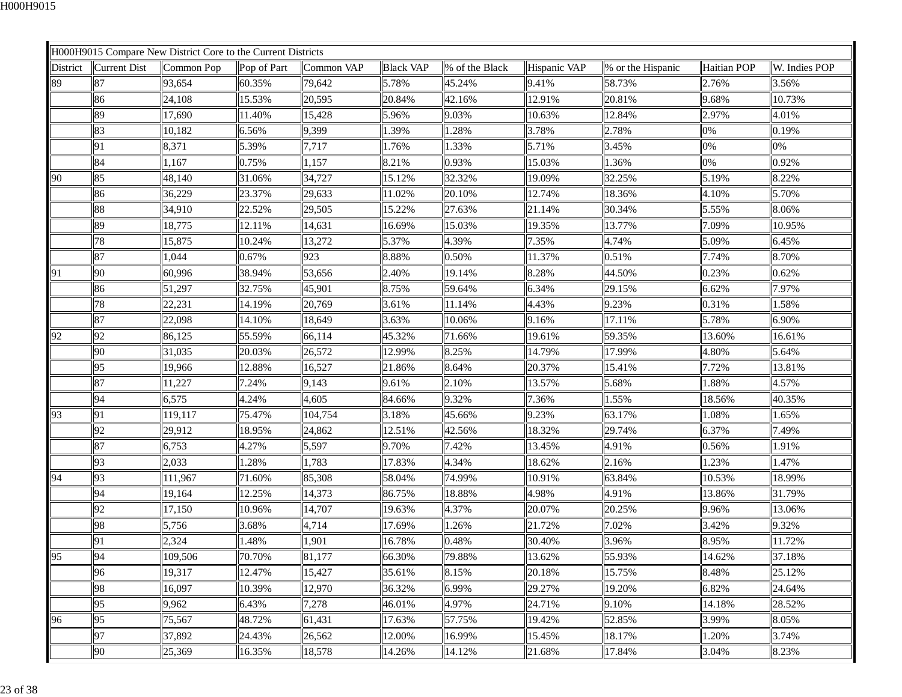| H000H9015 Compare New District Core to the Current Districts | | | | | | | | | | |
|---|---|---|---|---|---|---|---|---|---|---|
| District | Current Dist | Common Pop | Pop of Part | Common VAP | Black VAP | % of the Black | Hispanic VAP | % or the Hispanic | Haitian POP | W. Indies POP |
| 89 | 87 | 93,654 | 60.35% | 79,642 | 5.78% | 45.24% | 9.41% | 58.73% | 2.76% | 3.56% |
| | 86 | 24,108 | 15.53% | 20,595 | 20.84% | 42.16% | 12.91% | 20.81% | 9.68% | 10.73% |
| | 89 | 17,690 | 11.40% | 15,428 | 5.96% | 9.03% | 10.63% | 12.84% | 2.97% | 4.01% |
| | 83 | 10,182 | 6.56% | 9,399 | 1.39% | 1.28% | 3.78% | 2.78% | 0% | 0.19% |
| | 91 | 8,371 | 5.39% | 7,717 | 1.76% | 1.33% | 5.71% | 3.45% | 0% | 0% |
| | 84 | 1,167 | 0.75% | 1,157 | 8.21% | 0.93% | 15.03% | 1.36% | 0% | 0.92% |
| 90 | 85 | 48,140 | 31.06% | 34,727 | 15.12% | 32.32% | 19.09% | 32.25% | 5.19% | 8.22% |
| | 86 | 36,229 | 23.37% | 29,633 | 11.02% | 20.10% | 12.74% | 18.36% | 4.10% | 5.70% |
| | 88 | 34,910 | 22.52% | 29,505 | 15.22% | 27.63% | 21.14% | 30.34% | 5.55% | 8.06% |
| | 89 | 18,775 | 12.11% | 14,631 | 16.69% | 15.03% | 19.35% | 13.77% | 7.09% | 10.95% |
| | 78 | 15,875 | 10.24% | 13,272 | 5.37% | 4.39% | 7.35% | 4.74% | 5.09% | 6.45% |
| | 87 | 1,044 | 0.67% | 923 | 8.88% | 0.50% | 11.37% | 0.51% | 7.74% | 8.70% |
| 91 | 90 | 60,996 | 38.94% | 53,656 | 2.40% | 19.14% | 8.28% | 44.50% | 0.23% | 0.62% |
| | 86 | 51,297 | 32.75% | 45,901 | 8.75% | 59.64% | 6.34% | 29.15% | 6.62% | 7.97% |
| | 78 | 22,231 | 14.19% | 20,769 | 3.61% | 11.14% | 4.43% | 9.23% | 0.31% | 1.58% |
| | 87 | 22,098 | 14.10% | 18,649 | 3.63% | 10.06% | 9.16% | 17.11% | 5.78% | 6.90% |
| 92 | 92 | 86,125 | 55.59% | 66,114 | 45.32% | 71.66% | 19.61% | 59.35% | 13.60% | 16.61% |
| | 90 | 31,035 | 20.03% | 26,572 | 12.99% | 8.25% | 14.79% | 17.99% | 4.80% | 5.64% |
| | 95 | 19,966 | 12.88% | 16,527 | 21.86% | 8.64% | 20.37% | 15.41% | 7.72% | 13.81% |
| | 87 | 11,227 | 7.24% | 9,143 | 9.61% | 2.10% | 13.57% | 5.68% | 1.88% | 4.57% |
| | 94 | 6,575 | 4.24% | 4,605 | 84.66% | 9.32% | 7.36% | 1.55% | 18.56% | 40.35% |
| 93 | 91 | 119,117 | 75.47% | 104,754 | 3.18% | 45.66% | 9.23% | 63.17% | 1.08% | 1.65% |
| | 92 | 29,912 | 18.95% | 24,862 | 12.51% | 42.56% | 18.32% | 29.74% | 6.37% | 7.49% |
| | 87 | 6,753 | 4.27% | 5,597 | 9.70% | 7.42% | 13.45% | 4.91% | 0.56% | 1.91% |
| | 93 | 2,033 | 1.28% | 1,783 | 17.83% | 4.34% | 18.62% | 2.16% | 1.23% | 1.47% |
| 94 | 93 | 111,967 | 71.60% | 85,308 | 58.04% | 74.99% | 10.91% | 63.84% | 10.53% | 18.99% |
| | 94 | 19,164 | 12.25% | 14,373 | 86.75% | 18.88% | 4.98% | 4.91% | 13.86% | 31.79% |
| | 92 | 17,150 | 10.96% | 14,707 | 19.63% | 4.37% | 20.07% | 20.25% | 9.96% | 13.06% |
| | 98 | 5,756 | 3.68% | 4,714 | 17.69% | 1.26% | 21.72% | 7.02% | 3.42% | 9.32% |
| | 91 | 2,324 | 1.48% | 1,901 | 16.78% | 0.48% | 30.40% | 3.96% | 8.95% | 11.72% |
| 95 | 94 | 109,506 | 70.70% | 81,177 | 66.30% | 79.88% | 13.62% | 55.93% | 14.62% | 37.18% |
| | 96 | 19,317 | 12.47% | 15,427 | 35.61% | 8.15% | 20.18% | 15.75% | 8.48% | 25.12% |
| | 98 | 16,097 | 10.39% | 12,970 | 36.32% | 6.99% | 29.27% | 19.20% | 6.82% | 24.64% |
| | 95 | 9,962 | 6.43% | 7,278 | 46.01% | 4.97% | 24.71% | 9.10% | 14.18% | 28.52% |
| 96 | 95 | 75,567 | 48.72% | 61,431 | 17.63% | 57.75% | 19.42% | 52.85% | 3.99% | 8.05% |
| | 97 | 37,892 | 24.43% | 26,562 | 12.00% | 16.99% | 15.45% | 18.17% | 1.20% | 3.74% |
| | 90 | 25,369 | 16.35% | 18,578 | 14.26% | 14.12% | 21.68% | 17.84% | 3.04% | 8.23% |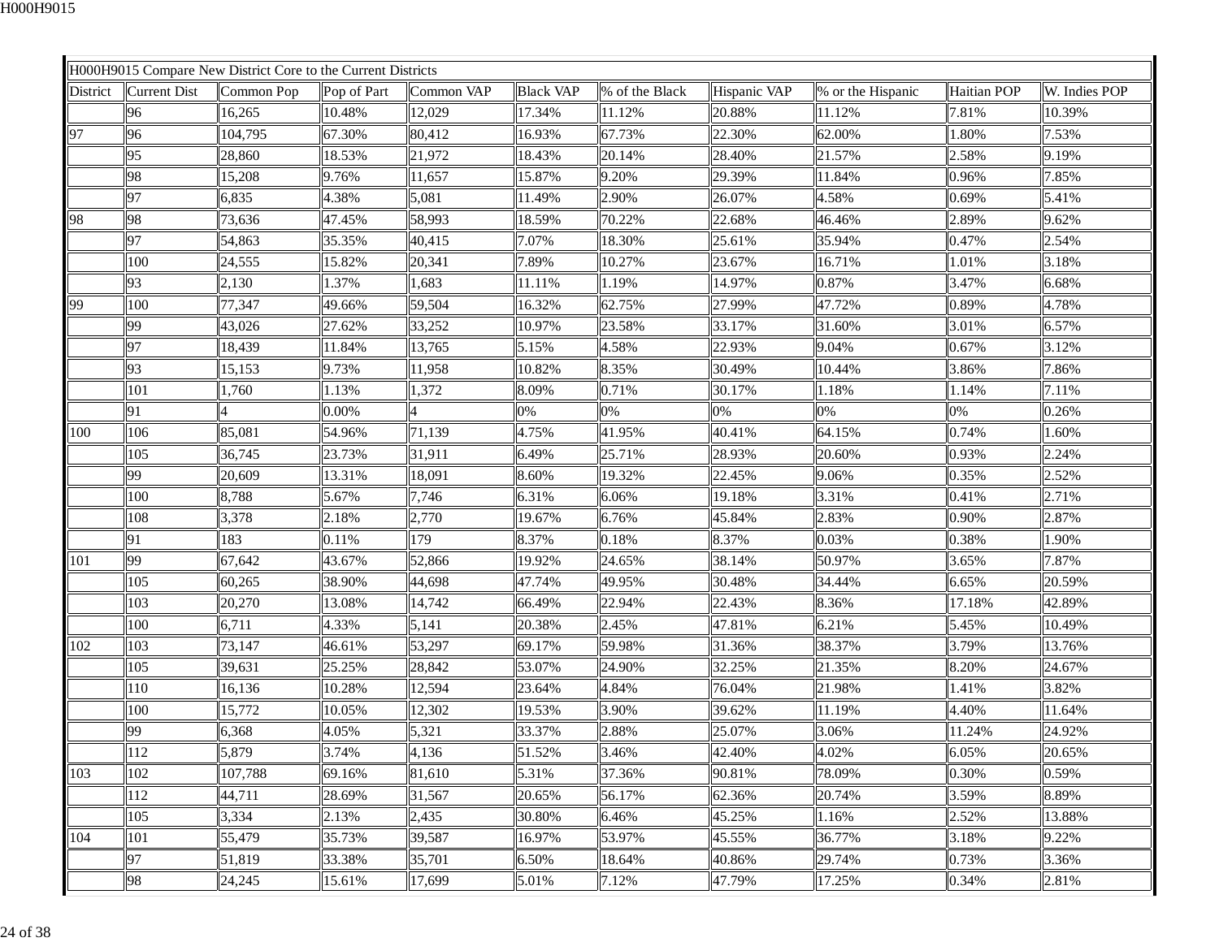| H000H9015 Compare New District Core to the Current Districts | | | | | | | | | | |
|---|---|---|---|---|---|---|---|---|---|---|
| District | Current Dist | Common Pop | Pop of Part | Common VAP | Black VAP | % of the Black | Hispanic VAP | % or the Hispanic | Haitian POP | W. Indies POP |
| | 96 | 16,265 | 10.48% | 12,029 | 17.34% | 11.12% | 20.88% | 11.12% | 7.81% | 10.39% |
| 97 | 96 | 104,795 | 67.30% | 80,412 | 16.93% | 67.73% | 22.30% | 62.00% | 1.80% | 7.53% |
| | 95 | 28,860 | 18.53% | 21,972 | 18.43% | 20.14% | 28.40% | 21.57% | 2.58% | 9.19% |
| | 98 | 15,208 | 9.76% | 11,657 | 15.87% | 9.20% | 29.39% | 11.84% | 0.96% | 7.85% |
| | 97 | 6,835 | 4.38% | 5,081 | 11.49% | 2.90% | 26.07% | 4.58% | 0.69% | 5.41% |
| 98 | 98 | 73,636 | 47.45% | 58,993 | 18.59% | 70.22% | 22.68% | 46.46% | 2.89% | 9.62% |
| | 97 | 54,863 | 35.35% | 40,415 | 7.07% | 18.30% | 25.61% | 35.94% | 0.47% | 2.54% |
| | 100 | 24,555 | 15.82% | 20,341 | 7.89% | 10.27% | 23.67% | 16.71% | 1.01% | 3.18% |
| | 93 | 2,130 | 1.37% | 1,683 | 11.11% | 1.19% | 14.97% | 0.87% | 3.47% | 6.68% |
| 99 | 100 | 77,347 | 49.66% | 59,504 | 16.32% | 62.75% | 27.99% | 47.72% | 0.89% | 4.78% |
| | 99 | 43,026 | 27.62% | 33,252 | 10.97% | 23.58% | 33.17% | 31.60% | 3.01% | 6.57% |
| | 97 | 18,439 | 11.84% | 13,765 | 5.15% | 4.58% | 22.93% | 9.04% | 0.67% | 3.12% |
| | 93 | 15,153 | 9.73% | 11,958 | 10.82% | 8.35% | 30.49% | 10.44% | 3.86% | 7.86% |
| | 101 | 1,760 | 1.13% | 1,372 | 8.09% | 0.71% | 30.17% | 1.18% | 1.14% | 7.11% |
| | 91 | 4 | 0.00% | 4 | 0% | 0% | 0% | 0% | 0% | 0.26% |
| 100 | 106 | 85,081 | 54.96% | 71,139 | 4.75% | 41.95% | 40.41% | 64.15% | 0.74% | 1.60% |
| | 105 | 36,745 | 23.73% | 31,911 | 6.49% | 25.71% | 28.93% | 20.60% | 0.93% | 2.24% |
| | 99 | 20,609 | 13.31% | 18,091 | 8.60% | 19.32% | 22.45% | 9.06% | 0.35% | 2.52% |
| | 100 | 8,788 | 5.67% | 7,746 | 6.31% | 6.06% | 19.18% | 3.31% | 0.41% | 2.71% |
| | 108 | 3,378 | 2.18% | 2,770 | 19.67% | 6.76% | 45.84% | 2.83% | 0.90% | 2.87% |
| | 91 | 183 | 0.11% | 179 | 8.37% | 0.18% | 8.37% | 0.03% | 0.38% | 1.90% |
| 101 | 99 | 67,642 | 43.67% | 52,866 | 19.92% | 24.65% | 38.14% | 50.97% | 3.65% | 7.87% |
| | 105 | 60,265 | 38.90% | 44,698 | 47.74% | 49.95% | 30.48% | 34.44% | 6.65% | 20.59% |
| | 103 | 20,270 | 13.08% | 14,742 | 66.49% | 22.94% | 22.43% | 8.36% | 17.18% | 42.89% |
| | 100 | 6,711 | 4.33% | 5,141 | 20.38% | 2.45% | 47.81% | 6.21% | 5.45% | 10.49% |
| 102 | 103 | 73,147 | 46.61% | 53,297 | 69.17% | 59.98% | 31.36% | 38.37% | 3.79% | 13.76% |
| | 105 | 39,631 | 25.25% | 28,842 | 53.07% | 24.90% | 32.25% | 21.35% | 8.20% | 24.67% |
| | 110 | 16,136 | 10.28% | 12,594 | 23.64% | 4.84% | 76.04% | 21.98% | 1.41% | 3.82% |
| | 100 | 15,772 | 10.05% | 12,302 | 19.53% | 3.90% | 39.62% | 11.19% | 4.40% | 11.64% |
| | 99 | 6,368 | 4.05% | 5,321 | 33.37% | 2.88% | 25.07% | 3.06% | 11.24% | 24.92% |
| | 112 | 5,879 | 3.74% | 4,136 | 51.52% | 3.46% | 42.40% | 4.02% | 6.05% | 20.65% |
| 103 | 102 | 107,788 | 69.16% | 81,610 | 5.31% | 37.36% | 90.81% | 78.09% | 0.30% | 0.59% |
| | 112 | 44,711 | 28.69% | 31,567 | 20.65% | 56.17% | 62.36% | 20.74% | 3.59% | 8.89% |
| | 105 | 3,334 | 2.13% | 2,435 | 30.80% | 6.46% | 45.25% | 1.16% | 2.52% | 13.88% |
| 104 | 101 | 55,479 | 35.73% | 39,587 | 16.97% | 53.97% | 45.55% | 36.77% | 3.18% | 9.22% |
| | 97 | 51,819 | 33.38% | 35,701 | 6.50% | 18.64% | 40.86% | 29.74% | 0.73% | 3.36% |
| | 98 | 24,245 | 15.61% | 17,699 | 5.01% | 7.12% | 47.79% | 17.25% | 0.34% | 2.81% |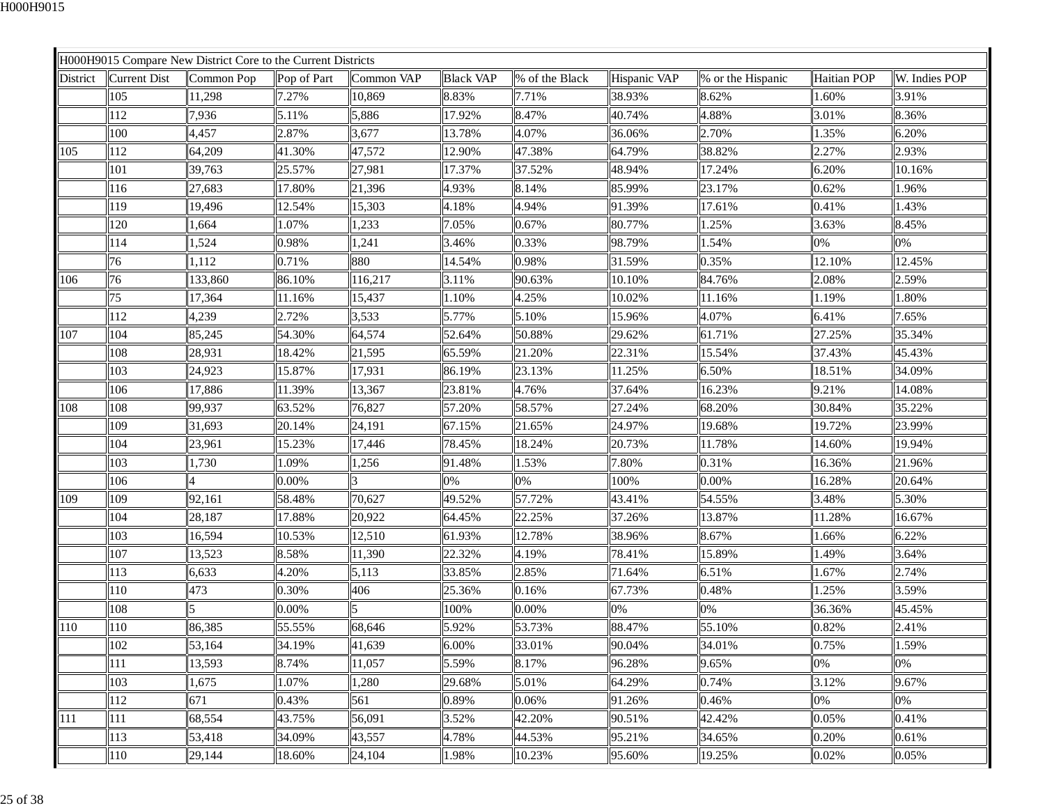| H000H9015 Compare New District Core to the Current Districts | | | | | | | | | | |
|---|---|---|---|---|---|---|---|---|---|---|
| District | Current Dist | Common Pop | Pop of Part | Common VAP | Black VAP | % of the Black | Hispanic VAP | % or the Hispanic | Haitian POP | W. Indies POP |
| | 105 | 11,298 | 7.27% | 10,869 | 8.83% | 7.71% | 38.93% | 8.62% | 1.60% | 3.91% |
| | 112 | 7,936 | 5.11% | 5,886 | 17.92% | 8.47% | 40.74% | 4.88% | 3.01% | 8.36% |
| | 100 | 4,457 | 2.87% | 3,677 | 13.78% | 4.07% | 36.06% | 2.70% | 1.35% | 6.20% |
| 105 | 112 | 64,209 | 41.30% | 47,572 | 12.90% | 47.38% | 64.79% | 38.82% | 2.27% | 2.93% |
| | 101 | 39,763 | 25.57% | 27,981 | 17.37% | 37.52% | 48.94% | 17.24% | 6.20% | 10.16% |
| | 116 | 27,683 | 17.80% | 21,396 | 4.93% | 8.14% | 85.99% | 23.17% | 0.62% | 1.96% |
| | 119 | 19,496 | 12.54% | 15,303 | 4.18% | 4.94% | 91.39% | 17.61% | 0.41% | 1.43% |
| | 120 | 1,664 | 1.07% | 1,233 | 7.05% | 0.67% | 80.77% | 1.25% | 3.63% | 8.45% |
| | 114 | 1,524 | 0.98% | 1,241 | 3.46% | 0.33% | 98.79% | 1.54% | 0% | 0% |
| | 76 | 1,112 | 0.71% | 880 | 14.54% | 0.98% | 31.59% | 0.35% | 12.10% | 12.45% |
| 106 | 76 | 133,860 | 86.10% | 116,217 | 3.11% | 90.63% | 10.10% | 84.76% | 2.08% | 2.59% |
| | 75 | 17,364 | 11.16% | 15,437 | 1.10% | 4.25% | 10.02% | 11.16% | 1.19% | 1.80% |
| | 112 | 4,239 | 2.72% | 3,533 | 5.77% | 5.10% | 15.96% | 4.07% | 6.41% | 7.65% |
| 107 | 104 | 85,245 | 54.30% | 64,574 | 52.64% | 50.88% | 29.62% | 61.71% | 27.25% | 35.34% |
| | 108 | 28,931 | 18.42% | 21,595 | 65.59% | 21.20% | 22.31% | 15.54% | 37.43% | 45.43% |
| | 103 | 24,923 | 15.87% | 17,931 | 86.19% | 23.13% | 11.25% | 6.50% | 18.51% | 34.09% |
| | 106 | 17,886 | 11.39% | 13,367 | 23.81% | 4.76% | 37.64% | 16.23% | 9.21% | 14.08% |
| 108 | 108 | 99,937 | 63.52% | 76,827 | 57.20% | 58.57% | 27.24% | 68.20% | 30.84% | 35.22% |
| | 109 | 31,693 | 20.14% | 24,191 | 67.15% | 21.65% | 24.97% | 19.68% | 19.72% | 23.99% |
| | 104 | 23,961 | 15.23% | 17,446 | 78.45% | 18.24% | 20.73% | 11.78% | 14.60% | 19.94% |
| | 103 | 1,730 | 1.09% | 1,256 | 91.48% | 1.53% | 7.80% | 0.31% | 16.36% | 21.96% |
| | 106 | 4 | 0.00% | 3 | 0% | 0% | 100% | 0.00% | 16.28% | 20.64% |
| 109 | 109 | 92,161 | 58.48% | 70,627 | 49.52% | 57.72% | 43.41% | 54.55% | 3.48% | 5.30% |
| | 104 | 28,187 | 17.88% | 20,922 | 64.45% | 22.25% | 37.26% | 13.87% | 11.28% | 16.67% |
| | 103 | 16,594 | 10.53% | 12,510 | 61.93% | 12.78% | 38.96% | 8.67% | 1.66% | 6.22% |
| | 107 | 13,523 | 8.58% | 11,390 | 22.32% | 4.19% | 78.41% | 15.89% | 1.49% | 3.64% |
| | 113 | 6,633 | 4.20% | 5,113 | 33.85% | 2.85% | 71.64% | 6.51% | 1.67% | 2.74% |
| | 110 | 473 | 0.30% | 406 | 25.36% | 0.16% | 67.73% | 0.48% | 1.25% | 3.59% |
| | 108 | 5 | 0.00% | 5 | 100% | 0.00% | 0% | 0% | 36.36% | 45.45% |
| 110 | 110 | 86,385 | 55.55% | 68,646 | 5.92% | 53.73% | 88.47% | 55.10% | 0.82% | 2.41% |
| | 102 | 53,164 | 34.19% | 41,639 | 6.00% | 33.01% | 90.04% | 34.01% | 0.75% | 1.59% |
| | 111 | 13,593 | 8.74% | 11,057 | 5.59% | 8.17% | 96.28% | 9.65% | 0% | 0% |
| | 103 | 1,675 | 1.07% | 1,280 | 29.68% | 5.01% | 64.29% | 0.74% | 3.12% | 9.67% |
| | 112 | 671 | 0.43% | 561 | 0.89% | 0.06% | 91.26% | 0.46% | 0% | 0% |
| 111 | 111 | 68,554 | 43.75% | 56,091 | 3.52% | 42.20% | 90.51% | 42.42% | 0.05% | 0.41% |
| | 113 | 53,418 | 34.09% | 43,557 | 4.78% | 44.53% | 95.21% | 34.65% | 0.20% | 0.61% |
| | 110 | 29,144 | 18.60% | 24,104 | 1.98% | 10.23% | 95.60% | 19.25% | 0.02% | 0.05% |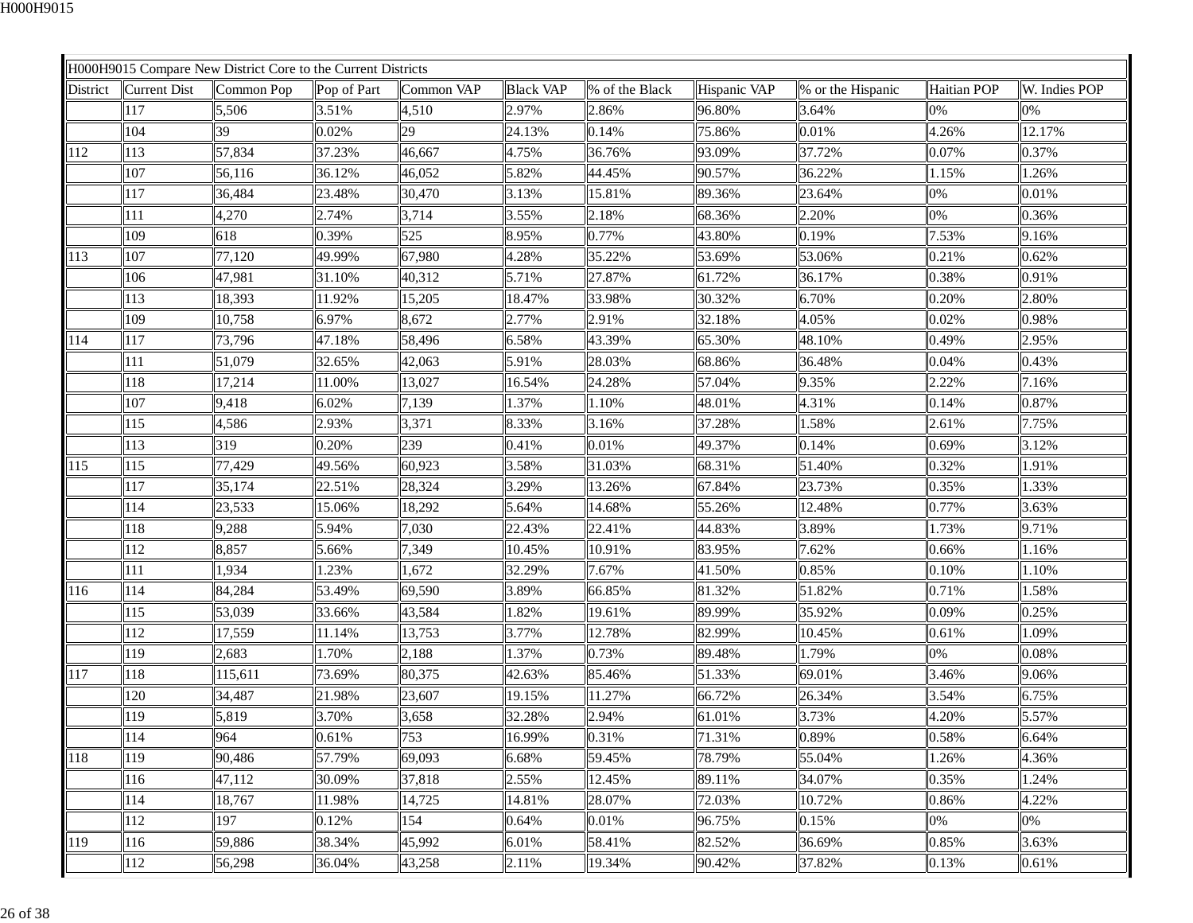| H000H9015 Compare New District Core to the Current Districts | | | | | | | | | | |
|---|---|---|---|---|---|---|---|---|---|---|
| District | Current Dist | Common Pop | Pop of Part | Common VAP | Black VAP | % of the Black | Hispanic VAP | % or the Hispanic | Haitian POP | W. Indies POP |
| | 117 | 5,506 | 3.51% | 4,510 | 2.97% | 2.86% | 96.80% | 3.64% | 0% | 0% |
| | 104 | 39 | 0.02% | 29 | 24.13% | 0.14% | 75.86% | 0.01% | 4.26% | 12.17% |
| 112 | 113 | 57,834 | 37.23% | 46,667 | 4.75% | 36.76% | 93.09% | 37.72% | 0.07% | 0.37% |
| | 107 | 56,116 | 36.12% | 46,052 | 5.82% | 44.45% | 90.57% | 36.22% | 1.15% | 1.26% |
| | 117 | 36,484 | 23.48% | 30,470 | 3.13% | 15.81% | 89.36% | 23.64% | 0% | 0.01% |
| | 111 | 4,270 | 2.74% | 3,714 | 3.55% | 2.18% | 68.36% | 2.20% | 0% | 0.36% |
| | 109 | 618 | 0.39% | 525 | 8.95% | 0.77% | 43.80% | 0.19% | 7.53% | 9.16% |
| 113 | 107 | 77,120 | 49.99% | 67,980 | 4.28% | 35.22% | 53.69% | 53.06% | 0.21% | 0.62% |
| | 106 | 47,981 | 31.10% | 40,312 | 5.71% | 27.87% | 61.72% | 36.17% | 0.38% | 0.91% |
| | 113 | 18,393 | 11.92% | 15,205 | 18.47% | 33.98% | 30.32% | 6.70% | 0.20% | 2.80% |
| | 109 | 10,758 | 6.97% | 8,672 | 2.77% | 2.91% | 32.18% | 4.05% | 0.02% | 0.98% |
| 114 | 117 | 73,796 | 47.18% | 58,496 | 6.58% | 43.39% | 65.30% | 48.10% | 0.49% | 2.95% |
| | 111 | 51,079 | 32.65% | 42,063 | 5.91% | 28.03% | 68.86% | 36.48% | 0.04% | 0.43% |
| | 118 | 17,214 | 11.00% | 13,027 | 16.54% | 24.28% | 57.04% | 9.35% | 2.22% | 7.16% |
| | 107 | 9,418 | 6.02% | 7,139 | 1.37% | 1.10% | 48.01% | 4.31% | 0.14% | 0.87% |
| | 115 | 4,586 | 2.93% | 3,371 | 8.33% | 3.16% | 37.28% | 1.58% | 2.61% | 7.75% |
| | 113 | 319 | 0.20% | 239 | 0.41% | 0.01% | 49.37% | 0.14% | 0.69% | 3.12% |
| 115 | 115 | 77,429 | 49.56% | 60,923 | 3.58% | 31.03% | 68.31% | 51.40% | 0.32% | 1.91% |
| | 117 | 35,174 | 22.51% | 28,324 | 3.29% | 13.26% | 67.84% | 23.73% | 0.35% | 1.33% |
| | 114 | 23,533 | 15.06% | 18,292 | 5.64% | 14.68% | 55.26% | 12.48% | 0.77% | 3.63% |
| | 118 | 9,288 | 5.94% | 7,030 | 22.43% | 22.41% | 44.83% | 3.89% | 1.73% | 9.71% |
| | 112 | 8,857 | 5.66% | 7,349 | 10.45% | 10.91% | 83.95% | 7.62% | 0.66% | 1.16% |
| | 111 | 1,934 | 1.23% | 1,672 | 32.29% | 7.67% | 41.50% | 0.85% | 0.10% | 1.10% |
| 116 | 114 | 84,284 | 53.49% | 69,590 | 3.89% | 66.85% | 81.32% | 51.82% | 0.71% | 1.58% |
| | 115 | 53,039 | 33.66% | 43,584 | 1.82% | 19.61% | 89.99% | 35.92% | 0.09% | 0.25% |
| | 112 | 17,559 | 11.14% | 13,753 | 3.77% | 12.78% | 82.99% | 10.45% | 0.61% | 1.09% |
| | 119 | 2,683 | 1.70% | 2,188 | 1.37% | 0.73% | 89.48% | 1.79% | 0% | 0.08% |
| 117 | 118 | 115,611 | 73.69% | 80,375 | 42.63% | 85.46% | 51.33% | 69.01% | 3.46% | 9.06% |
| | 120 | 34,487 | 21.98% | 23,607 | 19.15% | 11.27% | 66.72% | 26.34% | 3.54% | 6.75% |
| | 119 | 5,819 | 3.70% | 3,658 | 32.28% | 2.94% | 61.01% | 3.73% | 4.20% | 5.57% |
| | 114 | 964 | 0.61% | 753 | 16.99% | 0.31% | 71.31% | 0.89% | 0.58% | 6.64% |
| 118 | 119 | 90,486 | 57.79% | 69,093 | 6.68% | 59.45% | 78.79% | 55.04% | 1.26% | 4.36% |
| | 116 | 47,112 | 30.09% | 37,818 | 2.55% | 12.45% | 89.11% | 34.07% | 0.35% | 1.24% |
| | 114 | 18,767 | 11.98% | 14,725 | 14.81% | 28.07% | 72.03% | 10.72% | 0.86% | 4.22% |
| | 112 | 197 | 0.12% | 154 | 0.64% | 0.01% | 96.75% | 0.15% | 0% | 0% |
| 119 | 116 | 59,886 | 38.34% | 45,992 | 6.01% | 58.41% | 82.52% | 36.69% | 0.85% | 3.63% |
| | 112 | 56,298 | 36.04% | 43,258 | 2.11% | 19.34% | 90.42% | 37.82% | 0.13% | 0.61% |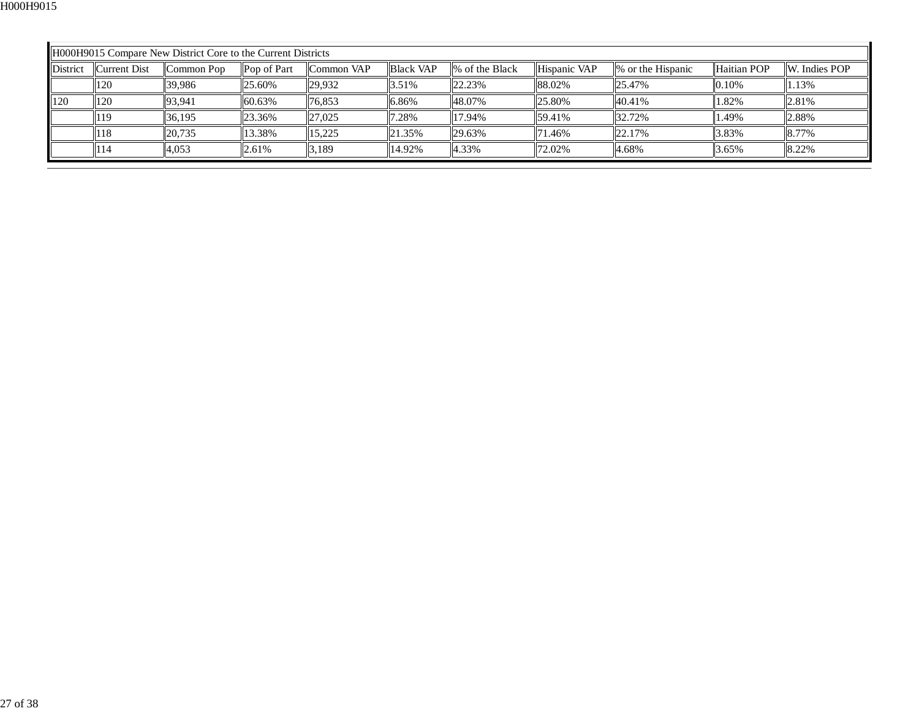| H000H9015 Compare New District Core to the Current Districts | | | | | | | | | | | |
|---|---|---|---|---|---|---|---|---|---|---|---|
| District | Current Dist | Common Pop | Pop of Part | Common VAP | Black VAP | % of the Black | Hispanic VAP | % or the Hispanic | Haitian POP | W. Indies POP |
| | 120 | 39,986 | 25.60% | 29,932 | 3.51% | 22.23% | 88.02% | 25.47% | 0.10% | 1.13% |
| 120 | 120 | 93,941 | 60.63% | 76,853 | 6.86% | 48.07% | 25.80% | 40.41% | 1.82% | 2.81% |
| | 119 | 36,195 | 23.36% | 27,025 | 7.28% | 17.94% | 59.41% | 32.72% | 1.49% | 2.88% |
| | 118 | 20,735 | 13.38% | 15,225 | 21.35% | 29.63% | 71.46% | 22.17% | 3.83% | 8.77% |
| | 114 | 4,053 | 2.61% | 3,189 | 14.92% | 4.33% | 72.02% | 4.68% | 3.65% | 8.22% |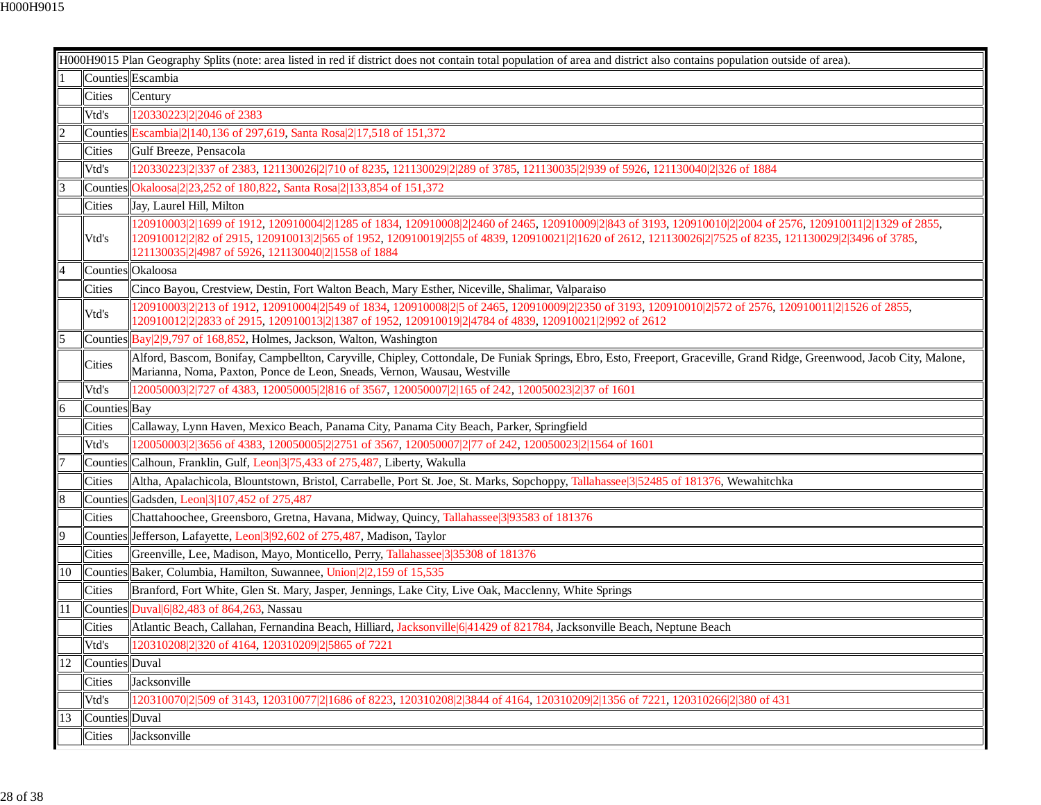| H000H9015 Plan Geography Splits (note: area listed in red if district does not contain total population of area and district also contains population outside of area). | | |
|---|---|---|
| 1 | Counties | Escambia |
| | Cities | Century |
| | Vtd's | 120330223\|2\|2046 of 2383 |
| 2 | Counties | Escambia\|2\|140,136 of 297,619, Santa Rosa\|2\|17,518 of 151,372 |
| | Cities | Gulf Breeze, Pensacola |
| | Vtd's | 120330223\|2\|337 of 2383, 121130026\|2\|710 of 8235, 121130029\|2\|289 of 3785, 121130035\|2\|939 of 5926, 121130040\|2\|326 of 1884 |
| 3 | Counties | Okaloosa\|2\|23,252 of 180,822, Santa Rosa\|2\|133,854 of 151,372 |
| | Cities | Jay, Laurel Hill, Milton |
| | Vtd's | 120910003\|2\|1699 of 1912, 120910004\|2\|1285 of 1834, 120910008\|2\|2460 of 2465, 120910009\|2\|843 of 3193, 120910010\|2\|2004 of 2576, 120910011\|2\|1329 of 2855, 120910012\|2\|82 of 2915, 120910013\|2\|565 of 1952, 120910019\|2\|55 of 4839, 120910021\|2\|1620 of 2612, 121130026\|2\|7525 of 8235, 121130029\|2\|3496 of 3785, 121130035\|2\|4987 of 5926, 121130040\|2\|1558 of 1884 |
| 4 | Counties | Okaloosa |
| | Cities | Cinco Bayou, Crestview, Destin, Fort Walton Beach, Mary Esther, Niceville, Shalimar, Valparaiso |
| | Vtd's | 120910003\|2\|213 of 1912, 120910004\|2\|549 of 1834, 120910008\|2\|5 of 2465, 120910009\|2\|2350 of 3193, 120910010\|2\|572 of 2576, 120910011\|2\|1526 of 2855, 120910012\|2\|2833 of 2915, 120910013\|2\|1387 of 1952, 120910019\|2\|4784 of 4839, 120910021\|2\|992 of 2612 |
| 5 | Counties | Bay\|2\|9,797 of 168,852, Holmes, Jackson, Walton, Washington |
| | Cities | Alford, Bascom, Bonifay, Campbellton, Caryville, Chipley, Cottondale, De Funiak Springs, Ebro, Esto, Freeport, Graceville, Grand Ridge, Greenwood, Jacob City, Malone, Marianna, Noma, Paxton, Ponce de Leon, Sneads, Vernon, Wausau, Westville |
| | Vtd's | 120050003\|2\|727 of 4383, 120050005\|2\|816 of 3567, 120050007\|2\|165 of 242, 120050023\|2\|37 of 1601 |
| 6 | Counties | Bay |
| | Cities | Callaway, Lynn Haven, Mexico Beach, Panama City, Panama City Beach, Parker, Springfield |
| | Vtd's | 120050003\|2\|3656 of 4383, 120050005\|2\|2751 of 3567, 120050007\|2\|77 of 242, 120050023\|2\|1564 of 1601 |
| 7 | Counties | Calhoun, Franklin, Gulf, Leon\|3\|75,433 of 275,487, Liberty, Wakulla |
| | Cities | Altha, Apalachicola, Blountstown, Bristol, Carrabelle, Port St. Joe, St. Marks, Sopchoppy, Tallahassee\|3\|52485 of 181376, Wewahitchka |
| 8 | Counties | Gadsden, Leon\|3\|107,452 of 275,487 |
| | Cities | Chattahoochee, Greensboro, Gretna, Havana, Midway, Quincy, Tallahassee\|3\|93583 of 181376 |
| 9 | Counties | Jefferson, Lafayette, Leon\|3\|92,602 of 275,487, Madison, Taylor |
| | Cities | Greenville, Lee, Madison, Mayo, Monticello, Perry, Tallahassee\|3\|35308 of 181376 |
| 10 | Counties | Baker, Columbia, Hamilton, Suwannee, Union\|2\|2,159 of 15,535 |
| | Cities | Branford, Fort White, Glen St. Mary, Jasper, Jennings, Lake City, Live Oak, Macclenny, White Springs |
| 11 | Counties | Duval\|6\|82,483 of 864,263, Nassau |
| | Cities | Atlantic Beach, Callahan, Fernandina Beach, Hilliard, Jacksonville\|6\|41429 of 821784, Jacksonville Beach, Neptune Beach |
| | Vtd's | 120310208\|2\|320 of 4164, 120310209\|2\|5865 of 7221 |
| 12 | Counties | Duval |
| | Cities | Jacksonville |
| | Vtd's | 120310070\|2\|509 of 3143, 120310077\|2\|1686 of 8223, 120310208\|2\|3844 of 4164, 120310209\|2\|1356 of 7221, 120310266\|2\|380 of 431 |
| 13 | Counties | Duval |
| | Cities | Jacksonville |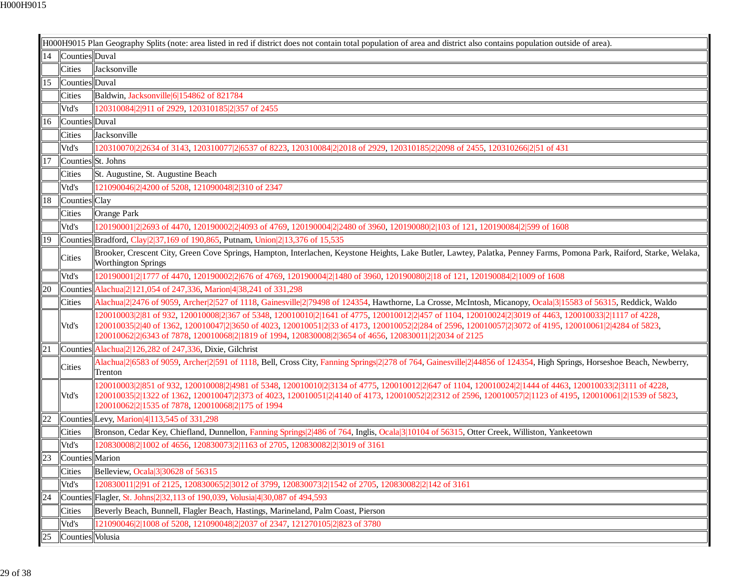| H000H9015 Plan Geography Splits (note: area listed in red if district does not contain total population of area and district also contains population outside of area). | | |
|---|---|---|
| 14 | Counties | Duval |
| | Cities | Jacksonville |
| 15 | Counties | Duval |
| | Cities | Baldwin, Jacksonville\|6\|154862 of 821784 |
| | Vtd's | 120310084\|2\|911 of 2929, 120310185\|2\|357 of 2455 |
| 16 | Counties | Duval |
| | Cities | Jacksonville |
| | Vtd's | 120310070\|2\|2634 of 3143, 120310077\|2\|6537 of 8223, 120310084\|2\|2018 of 2929, 120310185\|2\|2098 of 2455, 120310266\|2\|51 of 431 |
| 17 | Counties | St. Johns |
| | Cities | St. Augustine, St. Augustine Beach |
| | Vtd's | 121090046\|2\|4200 of 5208, 121090048\|2\|310 of 2347 |
| 18 | Counties | Clay |
| | Cities | Orange Park |
| | Vtd's | 120190001\|2\|2693 of 4470, 120190002\|2\|4093 of 4769, 120190004\|2\|2480 of 3960, 120190080\|2\|103 of 121, 120190084\|2\|599 of 1608 |
| 19 | Counties | Bradford, Clay\|2\|37,169 of 190,865, Putnam, Union\|2\|13,376 of 15,535 |
| | Cities | Brooker, Crescent City, Green Cove Springs, Hampton, Interlachen, Keystone Heights, Lake Butler, Lawtey, Palatka, Penney Farms, Pomona Park, Raiford, Starke, Welaka, Worthington Springs |
| | Vtd's | 120190001\|2\|1777 of 4470, 120190002\|2\|676 of 4769, 120190004\|2\|1480 of 3960, 120190080\|2\|18 of 121, 120190084\|2\|1009 of 1608 |
| 20 | Counties | Alachua\|2\|121,054 of 247,336, Marion\|4\|38,241 of 331,298 |
| | Cities | Alachua\|2\|2476 of 9059, Archer\|2\|527 of 1118, Gainesville\|2\|79498 of 124354, Hawthorne, La Crosse, McIntosh, Micanopy, Ocala\|3\|15583 of 56315, Reddick, Waldo |
| | Vtd's | 120010003\|2\|81 of 932, 120010008\|2\|367 of 5348, 120010010\|2\|1641 of 4775, 120010012\|2\|457 of 1104, 120010024\|2\|3019 of 4463, 120010033\|2\|1117 of 4228, 120010035\|2\|40 of 1362, 120010047\|2\|3650 of 4023, 120010051\|2\|33 of 4173, 120010052\|2\|284 of 2596, 120010057\|2\|3072 of 4195, 120010061\|2\|4284 of 5823, 120010062\|2\|6343 of 7878, 120010068\|2\|1819 of 1994, 120830008\|2\|3654 of 4656, 120830011\|2\|2034 of 2125 |
| 21 | Counties | Alachua\|2\|126,282 of 247,336, Dixie, Gilchrist |
| | Cities | Alachua\|2\|6583 of 9059, Archer\|2\|591 of 1118, Bell, Cross City, Fanning Springs\|2\|278 of 764, Gainesville\|2\|44856 of 124354, High Springs, Horseshoe Beach, Newberry, Trenton |
| | Vtd's | 120010003\|2\|851 of 932, 120010008\|2\|4981 of 5348, 120010010\|2\|3134 of 4775, 120010012\|2\|647 of 1104, 120010024\|2\|1444 of 4463, 120010033\|2\|3111 of 4228, 120010035\|2\|1322 of 1362, 120010047\|2\|373 of 4023, 120010051\|2\|4140 of 4173, 120010052\|2\|2312 of 2596, 120010057\|2\|1123 of 4195, 120010061\|2\|1539 of 5823, 120010062\|2\|1535 of 7878, 120010068\|2\|175 of 1994 |
| 22 | Counties | Levy, Marion\|4\|113,545 of 331,298 |
| | Cities | Bronson, Cedar Key, Chiefland, Dunnellon, Fanning Springs\|2\|486 of 764, Inglis, Ocala\|3\|10104 of 56315, Otter Creek, Williston, Yankeetown |
| | Vtd's | 120830008\|2\|1002 of 4656, 120830073\|2\|1163 of 2705, 120830082\|2\|3019 of 3161 |
| 23 | Counties | Marion |
| | Cities | Belleview, Ocala\|3\|30628 of 56315 |
| | Vtd's | 120830011\|2\|91 of 2125, 120830065\|2\|3012 of 3799, 120830073\|2\|1542 of 2705, 120830082\|2\|142 of 3161 |
| 24 | Counties | Flagler, St. Johns\|2\|32,113 of 190,039, Volusia\|4\|30,087 of 494,593 |
| | Cities | Beverly Beach, Bunnell, Flagler Beach, Hastings, Marineland, Palm Coast, Pierson |
| | Vtd's | 121090046\|2\|1008 of 5208, 121090048\|2\|2037 of 2347, 121270105\|2\|823 of 3780 |
| 25 | Counties | Volusia |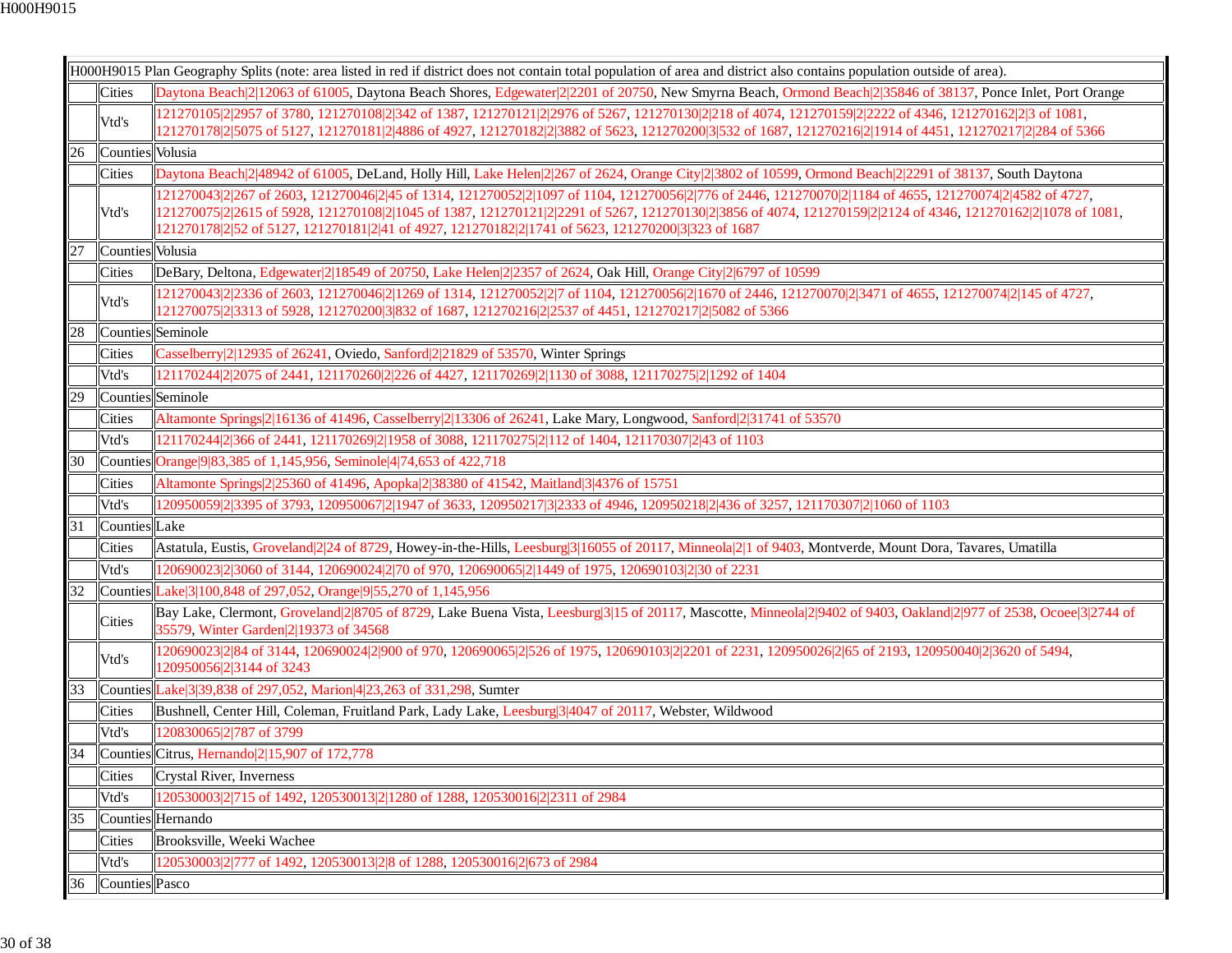| H000H9015 Plan Geography Splits (note: area listed in red if district does not contain total population of area and district also contains population outside of area). | | |
|---|---|---|
| | Cities | Daytona Beach\|2\|12063 of 61005, Daytona Beach Shores, Edgewater\|2\|2201 of 20750, New Smyrna Beach, Ormond Beach\|2\|35846 of 38137, Ponce Inlet, Port Orange |
| | Vtd's | 121270105\|2\|2957 of 3780, 121270108\|2\|342 of 1387, 121270121\|2\|2976 of 5267, 121270130\|2\|218 of 4074, 121270159\|2\|2222 of 4346, 121270162\|2\|3 of 1081, 121270178\|2\|5075 of 5127, 121270181\|2\|4886 of 4927, 121270182\|2\|3882 of 5623, 121270200\|3\|532 of 1687, 121270216\|2\|1914 of 4451, 121270217\|2\|284 of 5366 |
| 26 | Counties | Volusia |
| | Cities | Daytona Beach\|2\|48942 of 61005, DeLand, Holly Hill, Lake Helen\|2\|267 of 2624, Orange City\|2\|3802 of 10599, Ormond Beach\|2\|2291 of 38137, South Daytona |
| | Vtd's | 121270043\|2\|267 of 2603, 121270046\|2\|45 of 1314, 121270052\|2\|1097 of 1104, 121270056\|2\|776 of 2446, 121270070\|2\|1184 of 4655, 121270074\|2\|4582 of 4727, 121270075\|2\|2615 of 5928, 121270108\|2\|1045 of 1387, 121270121\|2\|2291 of 5267, 121270130\|2\|3856 of 4074, 121270159\|2\|2124 of 4346, 121270162\|2\|1078 of 1081, 121270178\|2\|52 of 5127, 121270181\|2\|41 of 4927, 121270182\|2\|1741 of 5623, 121270200\|3\|323 of 1687 |
| 27 | Counties | Volusia |
| | Cities | DeBary, Deltona, Edgewater\|2\|18549 of 20750, Lake Helen\|2\|2357 of 2624, Oak Hill, Orange City\|2\|6797 of 10599 |
| | Vtd's | 121270043\|2\|2336 of 2603, 121270046\|2\|1269 of 1314, 121270052\|2\|7 of 1104, 121270056\|2\|1670 of 2446, 121270070\|2\|3471 of 4655, 121270074\|2\|145 of 4727, 121270075\|2\|3313 of 5928, 121270200\|3\|832 of 1687, 121270216\|2\|2537 of 4451, 121270217\|2\|5082 of 5366 |
| 28 | Counties | Seminole |
| | Cities | Casselberry\|2\|12935 of 26241, Oviedo, Sanford\|2\|21829 of 53570, Winter Springs |
| | Vtd's | 121170244\|2\|2075 of 2441, 121170260\|2\|226 of 4427, 121170269\|2\|1130 of 3088, 121170275\|2\|1292 of 1404 |
| 29 | Counties | Seminole |
| | Cities | Altamonte Springs\|2\|16136 of 41496, Casselberry\|2\|13306 of 26241, Lake Mary, Longwood, Sanford\|2\|31741 of 53570 |
| | Vtd's | 121170244\|2\|366 of 2441, 121170269\|2\|1958 of 3088, 121170275\|2\|112 of 1404, 121170307\|2\|43 of 1103 |
| 30 | Counties | Orange\|9\|83,385 of 1,145,956, Seminole\|4\|74,653 of 422,718 |
| | Cities | Altamonte Springs\|2\|25360 of 41496, Apopka\|2\|38380 of 41542, Maitland\|3\|4376 of 15751 |
| | Vtd's | 120950059\|2\|3395 of 3793, 120950067\|2\|1947 of 3633, 120950217\|3\|2333 of 4946, 120950218\|2\|436 of 3257, 121170307\|2\|1060 of 1103 |
| 31 | Counties | Lake |
| | Cities | Astatula, Eustis, Groveland\|2\|24 of 8729, Howey-in-the-Hills, Leesburg\|3\|16055 of 20117, Minneola\|2\|1 of 9403, Montverde, Mount Dora, Tavares, Umatilla |
| | Vtd's | 120690023\|2\|3060 of 3144, 120690024\|2\|70 of 970, 120690065\|2\|1449 of 1975, 120690103\|2\|30 of 2231 |
| 32 | Counties | Lake\|3\|100,848 of 297,052, Orange\|9\|55,270 of 1,145,956 |
| | Cities | Bay Lake, Clermont, Groveland\|2\|8705 of 8729, Lake Buena Vista, Leesburg\|3\|15 of 20117, Mascotte, Minneola\|2\|9402 of 9403, Oakland\|2\|977 of 2538, Ocoee\|3\|2744 of 35579, Winter Garden\|2\|19373 of 34568 |
| | Vtd's | 120690023\|2\|84 of 3144, 120690024\|2\|900 of 970, 120690065\|2\|526 of 1975, 120690103\|2\|2201 of 2231, 120950026\|2\|65 of 2193, 120950040\|2\|3620 of 5494, 120950056\|2\|3144 of 3243 |
| 33 | Counties | Lake\|3\|39,838 of 297,052, Marion\|4\|23,263 of 331,298, Sumter |
| | Cities | Bushnell, Center Hill, Coleman, Fruitland Park, Lady Lake, Leesburg\|3\|4047 of 20117, Webster, Wildwood |
| | Vtd's | 120830065\|2\|787 of 3799 |
| 34 | Counties | Citrus, Hernando\|2\|15,907 of 172,778 |
| | Cities | Crystal River, Inverness |
| | Vtd's | 120530003\|2\|715 of 1492, 120530013\|2\|1280 of 1288, 120530016\|2\|2311 of 2984 |
| 35 | Counties | Hernando |
| | Cities | Brooksville, Weeki Wachee |
| | Vtd's | 120530003\|2\|777 of 1492, 120530013\|2\|8 of 1288, 120530016\|2\|673 of 2984 |
| 36 | Counties | Pasco |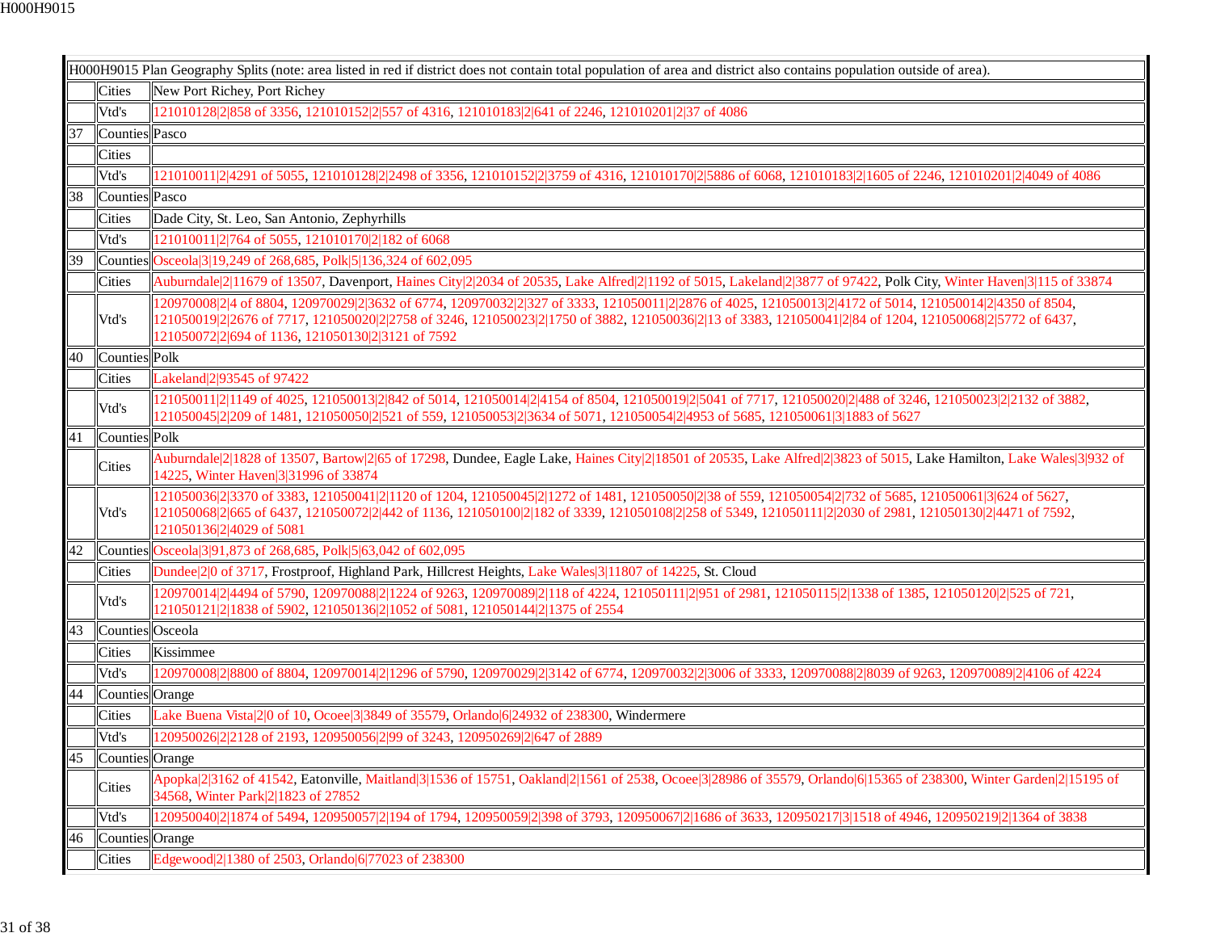| H000H9015 Plan Geography Splits (note: area listed in red if district does not contain total population of area and district also contains population outside of area). | | |
|---|---|---|
| | Cities | New Port Richey, Port Richey |
| | Vtd's | 121010128\|2\|858 of 3356, 121010152\|2\|557 of 4316, 121010183\|2\|641 of 2246, 121010201\|2\|37 of 4086 |
| 37 | Counties | Pasco |
| | Cities | |
| | Vtd's | 121010011\|2\|4291 of 5055, 121010128\|2\|2498 of 3356, 121010152\|2\|3759 of 4316, 121010170\|2\|5886 of 6068, 121010183\|2\|1605 of 2246, 121010201\|2\|4049 of 4086 |
| 38 | Counties | Pasco |
| | Cities | Dade City, St. Leo, San Antonio, Zephyrhills |
| | Vtd's | 121010011\|2\|764 of 5055, 121010170\|2\|182 of 6068 |
| 39 | Counties | Osceola\|3\|19,249 of 268,685, Polk\|5\|136,324 of 602,095 |
| | Cities | Auburndale\|2\|11679 of 13507, Davenport, Haines City\|2\|2034 of 20535, Lake Alfred\|2\|1192 of 5015, Lakeland\|2\|3877 of 97422, Polk City, Winter Haven\|3\|115 of 33874 |
| | Vtd's | 120970008\|2\|4 of 8804, 120970029\|2\|3632 of 6774, 120970032\|2\|327 of 3333, 121050011\|2\|2876 of 4025, 121050013\|2\|4172 of 5014, 121050014\|2\|4350 of 8504, 121050019\|2\|2676 of 7717, 121050020\|2\|2758 of 3246, 121050023\|2\|1750 of 3882, 121050036\|2\|13 of 3383, 121050041\|2\|84 of 1204, 121050068\|2\|5772 of 6437, 121050072\|2\|694 of 1136, 121050130\|2\|3121 of 7592 |
| 40 | Counties | Polk |
| | Cities | Lakeland\|2\|93545 of 97422 |
| | Vtd's | 121050011\|2\|1149 of 4025, 121050013\|2\|842 of 5014, 121050014\|2\|4154 of 8504, 121050019\|2\|5041 of 7717, 121050020\|2\|488 of 3246, 121050023\|2\|2132 of 3882, 121050045\|2\|209 of 1481, 121050050\|2\|521 of 559, 121050053\|2\|3634 of 5071, 121050054\|2\|4953 of 5685, 121050061\|3\|1883 of 5627 |
| 41 | Counties | Polk |
| | Cities | Auburndale\|2\|1828 of 13507, Bartow\|2\|65 of 17298, Dundee, Eagle Lake, Haines City\|2\|18501 of 20535, Lake Alfred\|2\|3823 of 5015, Lake Hamilton, Lake Wales\|3\|932 of 14225, Winter Haven\|3\|31996 of 33874 |
| | Vtd's | 121050036\|2\|3370 of 3383, 121050041\|2\|1120 of 1204, 121050045\|2\|1272 of 1481, 121050050\|2\|38 of 559, 121050054\|2\|732 of 5685, 121050061\|3\|624 of 5627, 121050068\|2\|665 of 6437, 121050072\|2\|442 of 1136, 121050100\|2\|182 of 3339, 121050108\|2\|258 of 5349, 121050111\|2\|2030 of 2981, 121050130\|2\|4471 of 7592, 121050136\|2\|4029 of 5081 |
| 42 | Counties | Osceola\|3\|91,873 of 268,685, Polk\|5\|63,042 of 602,095 |
| | Cities | Dundee\|2\|0 of 3717, Frostproof, Highland Park, Hillcrest Heights, Lake Wales\|3\|11807 of 14225, St. Cloud |
| | Vtd's | 120970014\|2\|4494 of 5790, 120970088\|2\|1224 of 9263, 120970089\|2\|118 of 4224, 121050111\|2\|951 of 2981, 121050115\|2\|1338 of 1385, 121050120\|2\|525 of 721, 121050121\|2\|1838 of 5902, 121050136\|2\|1052 of 5081, 121050144\|2\|1375 of 2554 |
| 43 | Counties | Osceola |
| | Cities | Kissimmee |
| | Vtd's | 120970008\|2\|8800 of 8804, 120970014\|2\|1296 of 5790, 120970029\|2\|3142 of 6774, 120970032\|2\|3006 of 3333, 120970088\|2\|8039 of 9263, 120970089\|2\|4106 of 4224 |
| 44 | Counties | Orange |
| | Cities | Lake Buena Vista\|2\|0 of 10, Ocoee\|3\|3849 of 35579, Orlando\|6\|24932 of 238300, Windermere |
| | Vtd's | 120950026\|2\|2128 of 2193, 120950056\|2\|99 of 3243, 120950269\|2\|647 of 2889 |
| 45 | Counties | Orange |
| | Cities | Apopka\|2\|3162 of 41542, Eatonville, Maitland\|3\|1536 of 15751, Oakland\|2\|1561 of 2538, Ocoee\|3\|28986 of 35579, Orlando\|6\|15365 of 238300, Winter Garden\|2\|15195 of 34568, Winter Park\|2\|1823 of 27852 |
| | Vtd's | 120950040\|2\|1874 of 5494, 120950057\|2\|194 of 1794, 120950059\|2\|398 of 3793, 120950067\|2\|1686 of 3633, 120950217\|3\|1518 of 4946, 120950219\|2\|1364 of 3838 |
| 46 | Counties | Orange |
| | Cities | Edgewood\|2\|1380 of 2503, Orlando\|6\|77023 of 238300 |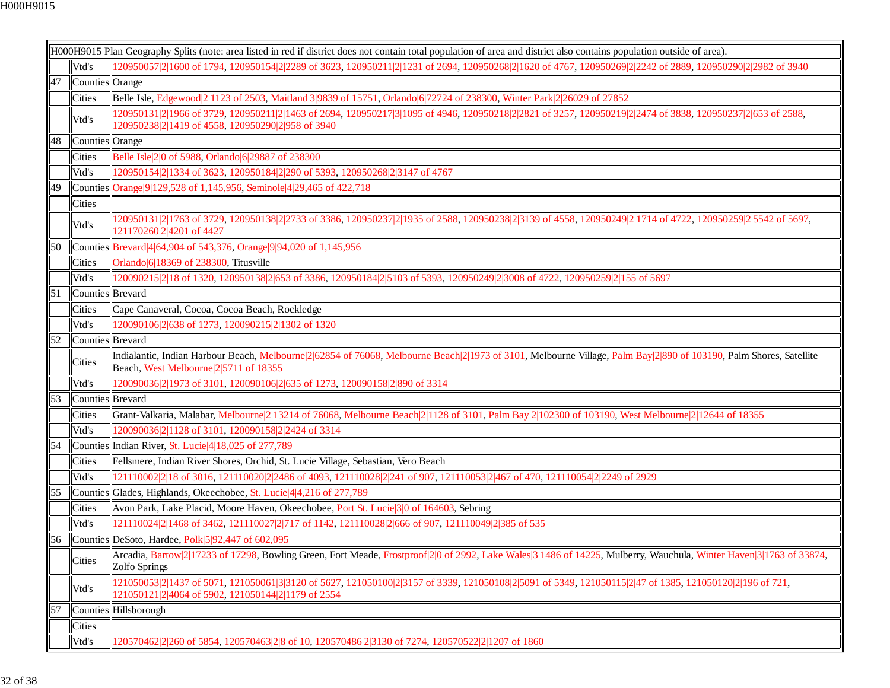| H000H9015 Plan Geography Splits (note: area listed in red if district does not contain total population of area and district also contains population outside of area). | | |
|---|---|---|
| | Vtd's | 120950057\|2\|1600 of 1794, 120950154\|2\|2289 of 3623, 120950211\|2\|1231 of 2694, 120950268\|2\|1620 of 4767, 120950269\|2\|2242 of 2889, 120950290\|2\|2982 of 3940 |
| 47 | Counties | Orange |
| | Cities | Belle Isle, Edgewood\|2\|1123 of 2503, Maitland\|3\|9839 of 15751, Orlando\|6\|72724 of 238300, Winter Park\|2\|26029 of 27852 |
| | Vtd's | 120950131\|2\|1966 of 3729, 120950211\|2\|1463 of 2694, 120950217\|3\|1095 of 4946, 120950218\|2\|2821 of 3257, 120950219\|2\|2474 of 3838, 120950237\|2\|653 of 2588, 120950238\|2\|1419 of 4558, 120950290\|2\|958 of 3940 |
| 48 | Counties | Orange |
| | Cities | Belle Isle\|2\|0 of 5988, Orlando\|6\|29887 of 238300 |
| | Vtd's | 120950154\|2\|1334 of 3623, 120950184\|2\|290 of 5393, 120950268\|2\|3147 of 4767 |
| 49 | Counties | Orange\|9\|129,528 of 1,145,956, Seminole\|4\|29,465 of 422,718 |
| | Cities | |
| | Vtd's | 120950131\|2\|1763 of 3729, 120950138\|2\|2733 of 3386, 120950237\|2\|1935 of 2588, 120950238\|2\|3139 of 4558, 120950249\|2\|1714 of 4722, 120950259\|2\|5542 of 5697, 121170260\|2\|4201 of 4427 |
| 50 | Counties | Brevard\|4\|64,904 of 543,376, Orange\|9\|94,020 of 1,145,956 |
| | Cities | Orlando\|6\|18369 of 238300, Titusville |
| | Vtd's | 120090215\|2\|18 of 1320, 120950138\|2\|653 of 3386, 120950184\|2\|5103 of 5393, 120950249\|2\|3008 of 4722, 120950259\|2\|155 of 5697 |
| 51 | Counties | Brevard |
| | Cities | Cape Canaveral, Cocoa, Cocoa Beach, Rockledge |
| | Vtd's | 120090106\|2\|638 of 1273, 120090215\|2\|1302 of 1320 |
| 52 | Counties | Brevard |
| | Cities | Indialantic, Indian Harbour Beach, Melbourne\|2\|62854 of 76068, Melbourne Beach\|2\|1973 of 3101, Melbourne Village, Palm Bay\|2\|890 of 103190, Palm Shores, Satellite Beach, West Melbourne\|2\|5711 of 18355 |
| | Vtd's | 120090036\|2\|1973 of 3101, 120090106\|2\|635 of 1273, 120090158\|2\|890 of 3314 |
| 53 | Counties | Brevard |
| | Cities | Grant-Valkaria, Malabar, Melbourne\|2\|13214 of 76068, Melbourne Beach\|2\|1128 of 3101, Palm Bay\|2\|102300 of 103190, West Melbourne\|2\|12644 of 18355 |
| | Vtd's | 120090036\|2\|1128 of 3101, 120090158\|2\|2424 of 3314 |
| 54 | Counties | Indian River, St. Lucie\|4\|18,025 of 277,789 |
| | Cities | Fellsmere, Indian River Shores, Orchid, St. Lucie Village, Sebastian, Vero Beach |
| | Vtd's | 121110002\|2\|18 of 3016, 121110020\|2\|2486 of 4093, 121110028\|2\|241 of 907, 121110053\|2\|467 of 470, 121110054\|2\|2249 of 2929 |
| 55 | Counties | Glades, Highlands, Okeechobee, St. Lucie\|4\|4,216 of 277,789 |
| | Cities | Avon Park, Lake Placid, Moore Haven, Okeechobee, Port St. Lucie\|3\|0 of 164603, Sebring |
| | Vtd's | 121110024\|2\|1468 of 3462, 121110027\|2\|717 of 1142, 121110028\|2\|666 of 907, 121110049\|2\|385 of 535 |
| 56 | Counties | DeSoto, Hardee, Polk\|5\|92,447 of 602,095 |
| | Cities | Arcadia, Bartow\|2\|17233 of 17298, Bowling Green, Fort Meade, Frostproof\|2\|0 of 2992, Lake Wales\|3\|1486 of 14225, Mulberry, Wauchula, Winter Haven\|3\|1763 of 33874, Zolfo Springs |
| | Vtd's | 121050053\|2\|1437 of 5071, 121050061\|3\|3120 of 5627, 121050100\|2\|3157 of 3339, 121050108\|2\|5091 of 5349, 121050115\|2\|47 of 1385, 121050120\|2\|196 of 721, 121050121\|2\|4064 of 5902, 121050144\|2\|1179 of 2554 |
| 57 | Counties | Hillsborough |
| | Cities | |
| | Vtd's | 120570462\|2\|260 of 5854, 120570463\|2\|8 of 10, 120570486\|2\|3130 of 7274, 120570522\|2\|1207 of 1860 |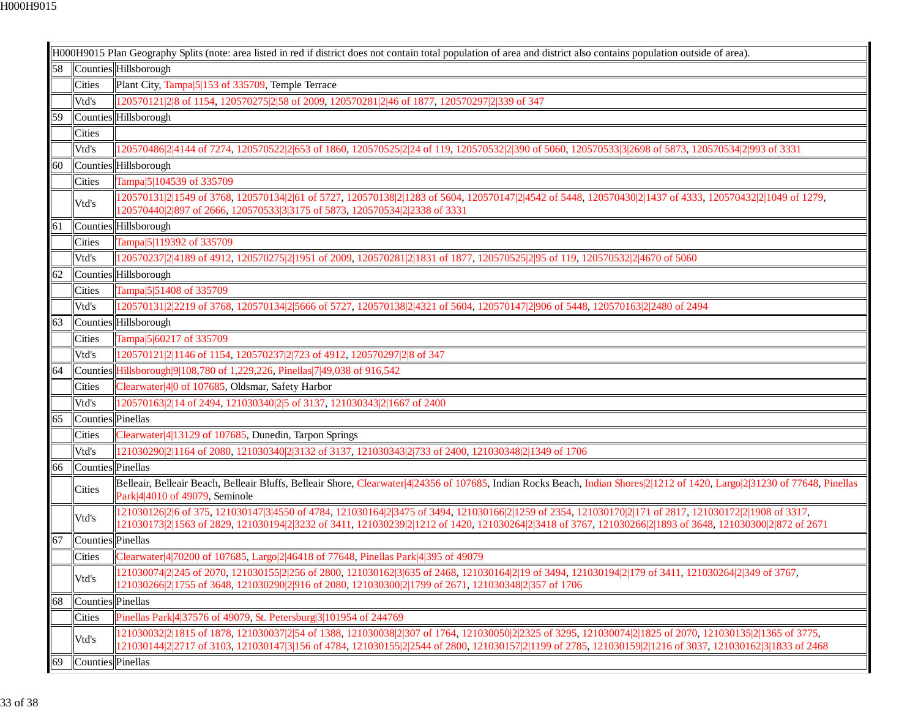| H000H9015 Plan Geography Splits (note: area listed in red if district does not contain total population of area and district also contains population outside of area). | | |
|---|---|---|
| 58 | Counties | Hillsborough |
| | Cities | Plant City, Tampa\|5\|153 of 335709, Temple Terrace |
| | Vtd's | 120570121\|2\|8 of 1154, 120570275\|2\|58 of 2009, 120570281\|2\|46 of 1877, 120570297\|2\|339 of 347 |
| 59 | Counties | Hillsborough |
| | Cities | |
| | Vtd's | 120570486\|2\|4144 of 7274, 120570522\|2\|653 of 1860, 120570525\|2\|24 of 119, 120570532\|2\|390 of 5060, 120570533\|3\|2698 of 5873, 120570534\|2\|993 of 3331 |
| 60 | Counties | Hillsborough |
| | Cities | Tampa\|5\|104539 of 335709 |
| | Vtd's | 120570131\|2\|1549 of 3768, 120570134\|2\|61 of 5727, 120570138\|2\|1283 of 5604, 120570147\|2\|4542 of 5448, 120570430\|2\|1437 of 4333, 120570432\|2\|1049 of 1279, 120570440\|2\|897 of 2666, 120570533\|3\|3175 of 5873, 120570534\|2\|2338 of 3331 |
| 61 | Counties | Hillsborough |
| | Cities | Tampa\|5\|119392 of 335709 |
| | Vtd's | 120570237\|2\|4189 of 4912, 120570275\|2\|1951 of 2009, 120570281\|2\|1831 of 1877, 120570525\|2\|95 of 119, 120570532\|2\|4670 of 5060 |
| 62 | Counties | Hillsborough |
| | Cities | Tampa\|5\|51408 of 335709 |
| | Vtd's | 120570131\|2\|2219 of 3768, 120570134\|2\|5666 of 5727, 120570138\|2\|4321 of 5604, 120570147\|2\|906 of 5448, 120570163\|2\|2480 of 2494 |
| 63 | Counties | Hillsborough |
| | Cities | Tampa\|5\|60217 of 335709 |
| | Vtd's | 120570121\|2\|1146 of 1154, 120570237\|2\|723 of 4912, 120570297\|2\|8 of 347 |
| 64 | Counties | Hillsborough\|9\|108,780 of 1,229,226, Pinellas\|7\|49,038 of 916,542 |
| | Cities | Clearwater\|4\|0 of 107685, Oldsmar, Safety Harbor |
| | Vtd's | 120570163\|2\|14 of 2494, 121030340\|2\|5 of 3137, 121030343\|2\|1667 of 2400 |
| 65 | Counties | Pinellas |
| | Cities | Clearwater\|4\|13129 of 107685, Dunedin, Tarpon Springs |
| | Vtd's | 121030290\|2\|1164 of 2080, 121030340\|2\|3132 of 3137, 121030343\|2\|733 of 2400, 121030348\|2\|1349 of 1706 |
| 66 | Counties | Pinellas |
| | Cities | Belleair, Belleair Beach, Belleair Bluffs, Belleair Shore, Clearwater\|4\|24356 of 107685, Indian Rocks Beach, Indian Shores\|2\|1212 of 1420, Largo\|2\|31230 of 77648, Pinellas Park\|4\|4010 of 49079, Seminole |
| | Vtd's | 121030126\|2\|6 of 375, 121030147\|3\|4550 of 4784, 121030164\|2\|3475 of 3494, 121030166\|2\|1259 of 2354, 121030170\|2\|171 of 2817, 121030172\|2\|1908 of 3317, 121030173\|2\|1563 of 2829, 121030194\|2\|3232 of 3411, 121030239\|2\|1212 of 1420, 121030264\|2\|3418 of 3767, 121030266\|2\|1893 of 3648, 121030300\|2\|872 of 2671 |
| 67 | Counties | Pinellas |
| | Cities | Clearwater\|4\|70200 of 107685, Largo\|2\|46418 of 77648, Pinellas Park\|4\|395 of 49079 |
| | Vtd's | 121030074\|2\|245 of 2070, 121030155\|2\|256 of 2800, 121030162\|3\|635 of 2468, 121030164\|2\|19 of 3494, 121030194\|2\|179 of 3411, 121030264\|2\|349 of 3767, 121030266\|2\|1755 of 3648, 121030290\|2\|916 of 2080, 121030300\|2\|1799 of 2671, 121030348\|2\|357 of 1706 |
| 68 | Counties | Pinellas |
| | Cities | Pinellas Park\|4\|37576 of 49079, St. Petersburg\|3\|101954 of 244769 |
| | Vtd's | 121030032\|2\|1815 of 1878, 121030037\|2\|54 of 1388, 121030038\|2\|307 of 1764, 121030050\|2\|2325 of 3295, 121030074\|2\|1825 of 2070, 121030135\|2\|1365 of 3775, 121030144\|2\|2717 of 3103, 121030147\|3\|156 of 4784, 121030155\|2\|2544 of 2800, 121030157\|2\|1199 of 2785, 121030159\|2\|1216 of 3037, 121030162\|3\|1833 of 2468 |
| 69 | Counties | Pinellas |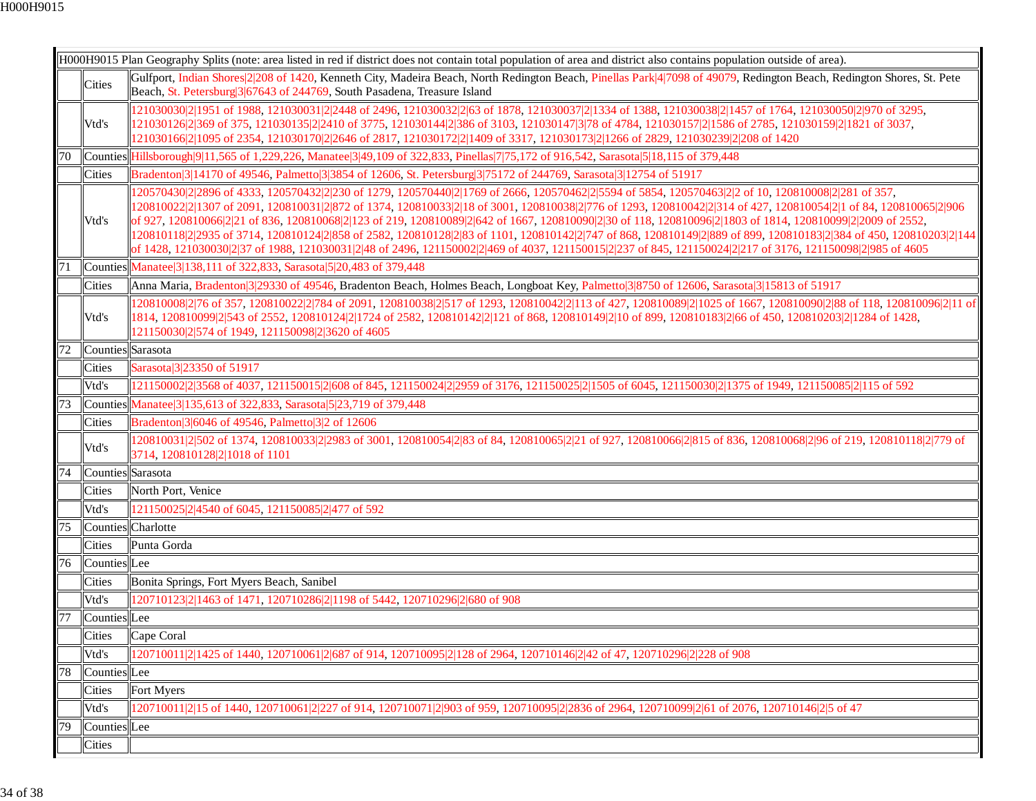| | | H000H9015 Plan Geography Splits (note: area listed in red if district does not contain total population of area and district also contains population outside of area). |
|---|---|---|
| | Cities | Gulfport, Indian Shores\|2\|208 of 1420, Kenneth City, Madeira Beach, North Redington Beach, Pinellas Park\|4\|7098 of 49079, Redington Beach, Redington Shores, St. Pete Beach, St. Petersburg\|3\|67643 of 244769, South Pasadena, Treasure Island |
| | Vtd's | 121030030\|2\|1951 of 1988, 121030031\|2\|2448 of 2496, 121030032\|2\|63 of 1878, 121030037\|2\|1334 of 1388, 121030038\|2\|1457 of 1764, 121030050\|2\|970 of 3295, 121030126\|2\|369 of 375, 121030135\|2\|2410 of 3775, 121030144\|2\|386 of 3103, 121030147\|3\|78 of 4784, 121030157\|2\|1586 of 2785, 121030159\|2\|1821 of 3037, 121030166\|2\|1095 of 2354, 121030170\|2\|2646 of 2817, 121030172\|2\|1409 of 3317, 121030173\|2\|1266 of 2829, 121030239\|2\|208 of 1420 |
| 70 | Counties | Hillsborough\|9\|11,565 of 1,229,226, Manatee\|3\|49,109 of 322,833, Pinellas\|7\|75,172 of 916,542, Sarasota\|5\|18,115 of 379,448 |
| | Cities | Bradenton\|3\|14170 of 49546, Palmetto\|3\|3854 of 12606, St. Petersburg\|3\|75172 of 244769, Sarasota\|3\|12754 of 51917 |
| | Vtd's | 120570430\|2\|2896 of 4333, 120570432\|2\|230 of 1279, 120570440\|2\|1769 of 2666, 120570462\|2\|5594 of 5854, 120570463\|2\|2 of 10, 120810008\|2\|281 of 357, 120810022\|2\|1307 of 2091, 120810031\|2\|872 of 1374, 120810033\|2\|18 of 3001, 120810038\|2\|776 of 1293, 120810042\|2\|314 of 427, 120810054\|2\|1 of 84, 120810065\|2\|906 of 927, 120810066\|2\|21 of 836, 120810068\|2\|123 of 219, 120810089\|2\|642 of 1667, 120810090\|2\|30 of 118, 120810096\|2\|1803 of 1814, 120810099\|2\|2009 of 2552, 120810118\|2\|2935 of 3714, 120810124\|2\|858 of 2582, 120810128\|2\|83 of 1101, 120810142\|2\|747 of 868, 120810149\|2\|889 of 899, 120810183\|2\|384 of 450, 120810203\|2\|144 of 1428, 121030030\|2\|37 of 1988, 121030031\|2\|48 of 2496, 121150002\|2\|469 of 4037, 121150015\|2\|237 of 845, 121150024\|2\|217 of 3176, 121150098\|2\|985 of 4605 |
| 71 | Counties | Manatee\|3\|138,111 of 322,833, Sarasota\|5\|20,483 of 379,448 |
| | Cities | Anna Maria, Bradenton\|3\|29330 of 49546, Bradenton Beach, Holmes Beach, Longboat Key, Palmetto\|3\|8750 of 12606, Sarasota\|3\|15813 of 51917 |
| | Vtd's | 120810008\|2\|76 of 357, 120810022\|2\|784 of 2091, 120810038\|2\|517 of 1293, 120810042\|2\|113 of 427, 120810089\|2\|1025 of 1667, 120810090\|2\|88 of 118, 120810096\|2\|11 of 1814, 120810099\|2\|543 of 2552, 120810124\|2\|1724 of 2582, 120810142\|2\|121 of 868, 120810149\|2\|10 of 899, 120810183\|2\|66 of 450, 120810203\|2\|1284 of 1428, 121150030\|2\|574 of 1949, 121150098\|2\|3620 of 4605 |
| 72 | Counties | Sarasota |
| | Cities | Sarasota\|3\|23350 of 51917 |
| | Vtd's | 121150002\|2\|3568 of 4037, 121150015\|2\|608 of 845, 121150024\|2\|2959 of 3176, 121150025\|2\|1505 of 6045, 121150030\|2\|1375 of 1949, 121150085\|2\|115 of 592 |
| 73 | Counties | Manatee\|3\|135,613 of 322,833, Sarasota\|5\|23,719 of 379,448 |
| | Cities | Bradenton\|3\|6046 of 49546, Palmetto\|3\|2 of 12606 |
| | Vtd's | 120810031\|2\|502 of 1374, 120810033\|2\|2983 of 3001, 120810054\|2\|83 of 84, 120810065\|2\|21 of 927, 120810066\|2\|815 of 836, 120810068\|2\|96 of 219, 120810118\|2\|779 of 3714, 120810128\|2\|1018 of 1101 |
| 74 | Counties | Sarasota |
| | Cities | North Port, Venice |
| | Vtd's | 121150025\|2\|4540 of 6045, 121150085\|2\|477 of 592 |
| 75 | Counties | Charlotte |
| | Cities | Punta Gorda |
| 76 | Counties | Lee |
| | Cities | Bonita Springs, Fort Myers Beach, Sanibel |
| | Vtd's | 120710123\|2\|1463 of 1471, 120710286\|2\|1198 of 5442, 120710296\|2\|680 of 908 |
| 77 | Counties | Lee |
| | Cities | Cape Coral |
| | Vtd's | 120710011\|2\|1425 of 1440, 120710061\|2\|687 of 914, 120710095\|2\|128 of 2964, 120710146\|2\|42 of 47, 120710296\|2\|228 of 908 |
| 78 | Counties | Lee |
| | Cities | Fort Myers |
| | Vtd's | 120710011\|2\|15 of 1440, 120710061\|2\|227 of 914, 120710071\|2\|903 of 959, 120710095\|2\|2836 of 2964, 120710099\|2\|61 of 2076, 120710146\|2\|5 of 47 |
| 79 | Counties | Lee |
| | Cities | |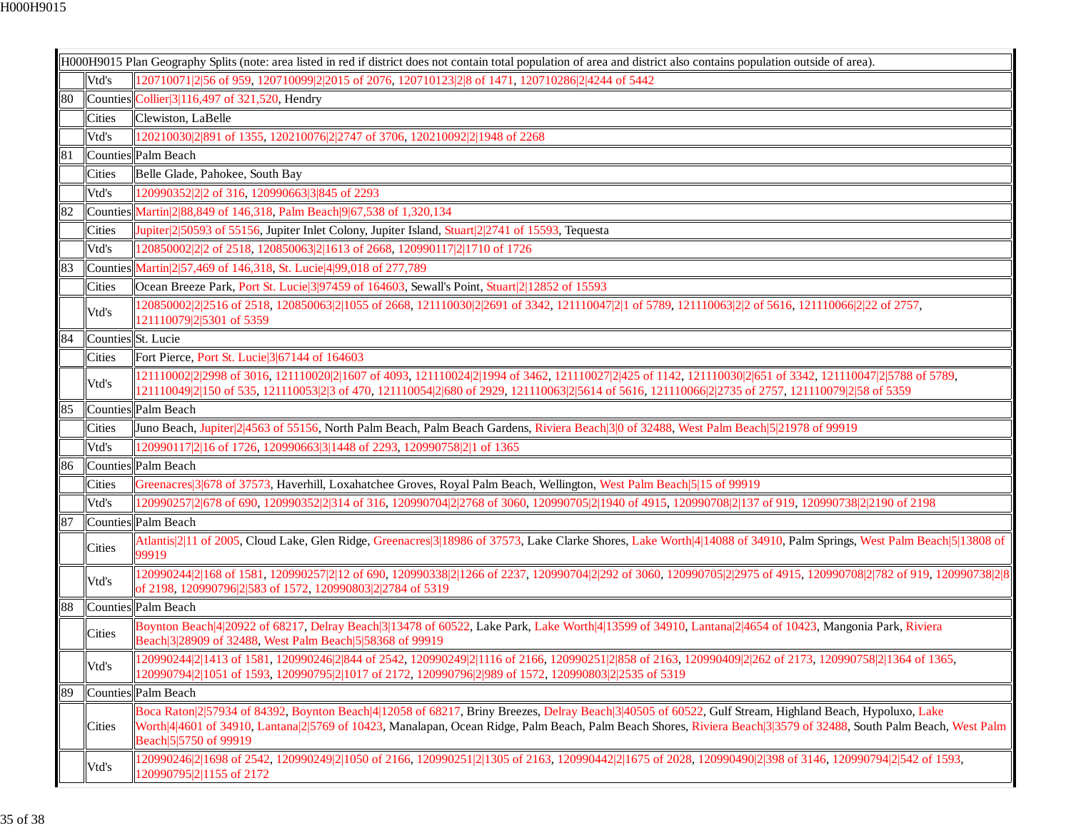| H000H9015 Plan Geography Splits (note: area listed in red if district does not contain total population of area and district also contains population outside of area). | | |
|---|---|---|
| | Vtd's | 120710071\|2\|56 of 959, 120710099\|2\|2015 of 2076, 120710123\|2\|8 of 1471, 120710286\|2\|4244 of 5442 |
| 80 | Counties | Collier\|3\|116,497 of 321,520, Hendry |
| | Cities | Clewiston, LaBelle |
| | Vtd's | 120210030\|2\|891 of 1355, 120210076\|2\|2747 of 3706, 120210092\|2\|1948 of 2268 |
| 81 | Counties | Palm Beach |
| | Cities | Belle Glade, Pahokee, South Bay |
| | Vtd's | 120990352\|2\|2 of 316, 120990663\|3\|845 of 2293 |
| 82 | Counties | Martin\|2\|88,849 of 146,318, Palm Beach\|9\|67,538 of 1,320,134 |
| | Cities | Jupiter\|2\|50593 of 55156, Jupiter Inlet Colony, Jupiter Island, Stuart\|2\|2741 of 15593, Tequesta |
| | Vtd's | 120850002\|2\|2 of 2518, 120850063\|2\|1613 of 2668, 120990117\|2\|1710 of 1726 |
| 83 | Counties | Martin\|2\|57,469 of 146,318, St. Lucie\|4\|99,018 of 277,789 |
| | Cities | Ocean Breeze Park, Port St. Lucie\|3\|97459 of 164603, Sewall's Point, Stuart\|2\|12852 of 15593 |
| | Vtd's | 120850002\|2\|2516 of 2518, 120850063\|2\|1055 of 2668, 121110030\|2\|2691 of 3342, 121110047\|2\|1 of 5789, 121110063\|2\|2 of 5616, 121110066\|2\|22 of 2757, 121110079\|2\|5301 of 5359 |
| 84 | Counties | St. Lucie |
| | Cities | Fort Pierce, Port St. Lucie\|3\|67144 of 164603 |
| | Vtd's | 121110002\|2\|2998 of 3016, 121110020\|2\|1607 of 4093, 121110024\|2\|1994 of 3462, 121110027\|2\|425 of 1142, 121110030\|2\|651 of 3342, 121110047\|2\|5788 of 5789, 121110049\|2\|150 of 535, 121110053\|2\|3 of 470, 121110054\|2\|680 of 2929, 121110063\|2\|5614 of 5616, 121110066\|2\|2735 of 2757, 121110079\|2\|58 of 5359 |
| 85 | Counties | Palm Beach |
| | Cities | Juno Beach, Jupiter\|2\|4563 of 55156, North Palm Beach, Palm Beach Gardens, Riviera Beach\|3\|0 of 32488, West Palm Beach\|5\|21978 of 99919 |
| | Vtd's | 120990117\|2\|16 of 1726, 120990663\|3\|1448 of 2293, 120990758\|2\|1 of 1365 |
| 86 | Counties | Palm Beach |
| | Cities | Greenacres\|3\|678 of 37573, Haverhill, Loxahatchee Groves, Royal Palm Beach, Wellington, West Palm Beach\|5\|15 of 99919 |
| | Vtd's | 120990257\|2\|678 of 690, 120990352\|2\|314 of 316, 120990704\|2\|2768 of 3060, 120990705\|2\|1940 of 4915, 120990708\|2\|137 of 919, 120990738\|2\|2190 of 2198 |
| 87 | Counties | Palm Beach |
| | Cities | Atlantis\|2\|11 of 2005, Cloud Lake, Glen Ridge, Greenacres\|3\|18986 of 37573, Lake Clarke Shores, Lake Worth\|4\|14088 of 34910, Palm Springs, West Palm Beach\|5\|13808 of 99919 |
| | Vtd's | 120990244\|2\|168 of 1581, 120990257\|2\|12 of 690, 120990338\|2\|1266 of 2237, 120990704\|2\|292 of 3060, 120990705\|2\|2975 of 4915, 120990708\|2\|782 of 919, 120990738\|2\|8 of 2198, 120990796\|2\|583 of 1572, 120990803\|2\|2784 of 5319 |
| 88 | Counties | Palm Beach |
| | Cities | Boynton Beach\|4\|20922 of 68217, Delray Beach\|3\|13478 of 60522, Lake Park, Lake Worth\|4\|13599 of 34910, Lantana\|2\|4654 of 10423, Mangonia Park, Riviera Beach\|3\|28909 of 32488, West Palm Beach\|5\|58368 of 99919 |
| | Vtd's | 120990244\|2\|1413 of 1581, 120990246\|2\|844 of 2542, 120990249\|2\|1116 of 2166, 120990251\|2\|858 of 2163, 120990409\|2\|262 of 2173, 120990758\|2\|1364 of 1365, 120990794\|2\|1051 of 1593, 120990795\|2\|1017 of 2172, 120990796\|2\|989 of 1572, 120990803\|2\|2535 of 5319 |
| 89 | Counties | Palm Beach |
| | Cities | Boca Raton\|2\|57934 of 84392, Boynton Beach\|4\|12058 of 68217, Briny Breezes, Delray Beach\|3\|40505 of 60522, Gulf Stream, Highland Beach, Hypoluxo, Lake Worth\|4\|4601 of 34910, Lantana\|2\|5769 of 10423, Manalapan, Ocean Ridge, Palm Beach, Palm Beach Shores, Riviera Beach\|3\|3579 of 32488, South Palm Beach, West Palm Beach\|5\|5750 of 99919 |
| | Vtd's | 120990246\|2\|1698 of 2542, 120990249\|2\|1050 of 2166, 120990251\|2\|1305 of 2163, 120990442\|2\|1675 of 2028, 120990490\|2\|398 of 3146, 120990794\|2\|542 of 1593, 120990795\|2\|1155 of 2172 |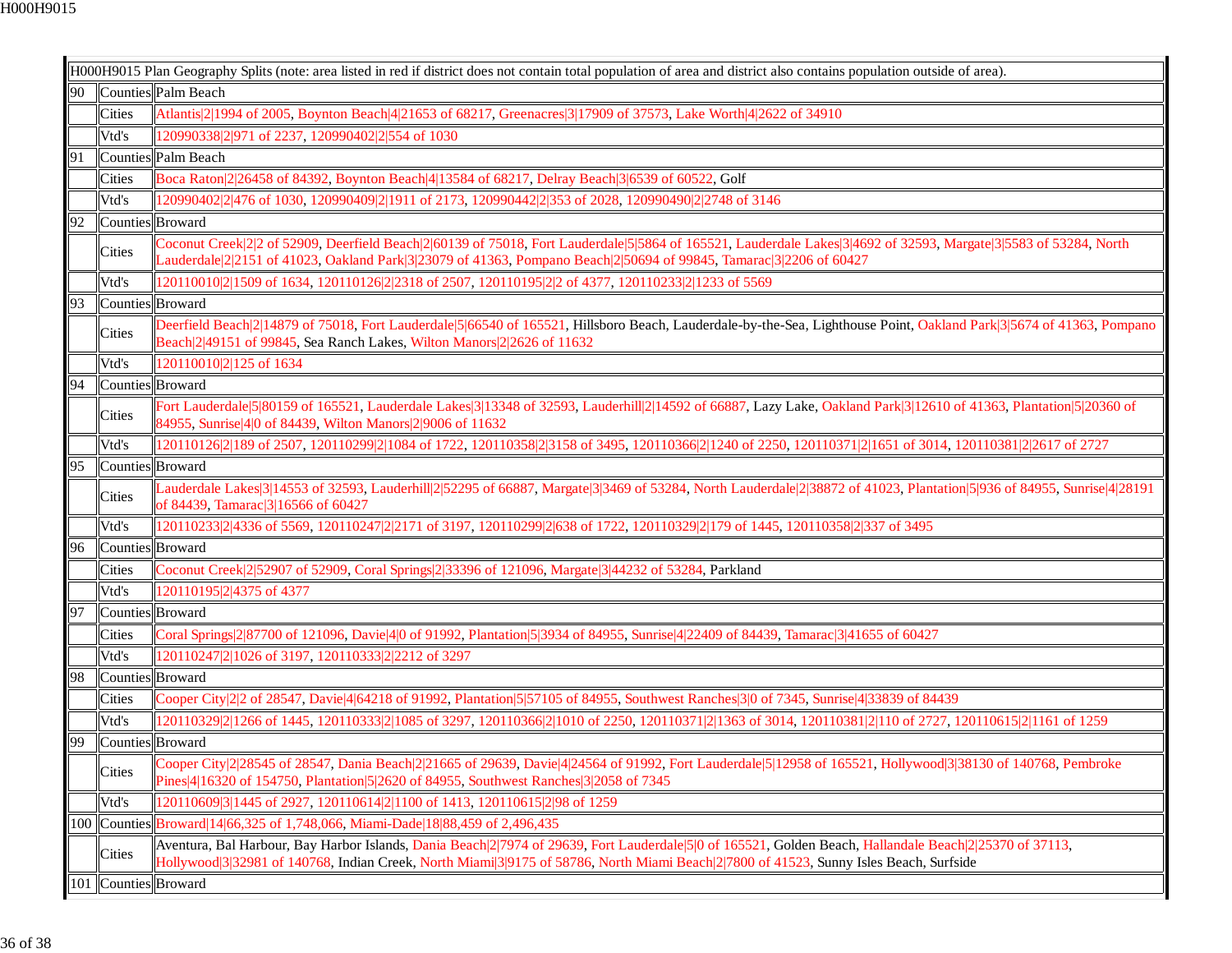| H000H9015 Plan Geography Splits (note: area listed in red if district does not contain total population of area and district also contains population outside of area). | | |
|---|---|---|
| 90 | Counties | Palm Beach |
| | Cities | Atlantis\|2\|1994 of 2005, Boynton Beach\|4\|21653 of 68217, Greenacres\|3\|17909 of 37573, Lake Worth\|4\|2622 of 34910 |
| | Vtd's | 120990338\|2\|971 of 2237, 120990402\|2\|554 of 1030 |
| 91 | Counties | Palm Beach |
| | Cities | Boca Raton\|2\|26458 of 84392, Boynton Beach\|4\|13584 of 68217, Delray Beach\|3\|6539 of 60522, Golf |
| | Vtd's | 120990402\|2\|476 of 1030, 120990409\|2\|1911 of 2173, 120990442\|2\|353 of 2028, 120990490\|2\|2748 of 3146 |
| 92 | Counties | Broward |
| | Cities | Coconut Creek\|2\|2 of 52909, Deerfield Beach\|2\|60139 of 75018, Fort Lauderdale\|5\|5864 of 165521, Lauderdale Lakes\|3\|4692 of 32593, Margate\|3\|5583 of 53284, North Lauderdale\|2\|2151 of 41023, Oakland Park\|3\|23079 of 41363, Pompano Beach\|2\|50694 of 99845, Tamarac\|3\|2206 of 60427 |
| | Vtd's | 120110010\|2\|1509 of 1634, 120110126\|2\|2318 of 2507, 120110195\|2\|2 of 4377, 120110233\|2\|1233 of 5569 |
| 93 | Counties | Broward |
| | Cities | Deerfield Beach\|2\|14879 of 75018, Fort Lauderdale\|5\|66540 of 165521, Hillsboro Beach, Lauderdale-by-the-Sea, Lighthouse Point, Oakland Park\|3\|5674 of 41363, Pompano Beach\|2\|49151 of 99845, Sea Ranch Lakes, Wilton Manors\|2\|2626 of 11632 |
| | Vtd's | 120110010\|2\|125 of 1634 |
| 94 | Counties | Broward |
| | Cities | Fort Lauderdale\|5\|80159 of 165521, Lauderdale Lakes\|3\|13348 of 32593, Lauderhill\|2\|14592 of 66887, Lazy Lake, Oakland Park\|3\|12610 of 41363, Plantation\|5\|20360 of 84955, Sunrise\|4\|0 of 84439, Wilton Manors\|2\|9006 of 11632 |
| | Vtd's | 120110126\|2\|189 of 2507, 120110299\|2\|1084 of 1722, 120110358\|2\|3158 of 3495, 120110366\|2\|1240 of 2250, 120110371\|2\|1651 of 3014, 120110381\|2\|2617 of 2727 |
| 95 | Counties | Broward |
| | Cities | Lauderdale Lakes\|3\|14553 of 32593, Lauderhill\|2\|52295 of 66887, Margate\|3\|3469 of 53284, North Lauderdale\|2\|38872 of 41023, Plantation\|5\|936 of 84955, Sunrise\|4\|28191 of 84439, Tamarac\|3\|16566 of 60427 |
| | Vtd's | 120110233\|2\|4336 of 5569, 120110247\|2\|2171 of 3197, 120110299\|2\|638 of 1722, 120110329\|2\|179 of 1445, 120110358\|2\|337 of 3495 |
| 96 | Counties | Broward |
| | Cities | Coconut Creek\|2\|52907 of 52909, Coral Springs\|2\|33396 of 121096, Margate\|3\|44232 of 53284, Parkland |
| | Vtd's | 120110195\|2\|4375 of 4377 |
| 97 | Counties | Broward |
| | Cities | Coral Springs\|2\|87700 of 121096, Davie\|4\|0 of 91992, Plantation\|5\|3934 of 84955, Sunrise\|4\|22409 of 84439, Tamarac\|3\|41655 of 60427 |
| | Vtd's | 120110247\|2\|1026 of 3197, 120110333\|2\|2212 of 3297 |
| 98 | Counties | Broward |
| | Cities | Cooper City\|2\|2 of 28547, Davie\|4\|64218 of 91992, Plantation\|5\|57105 of 84955, Southwest Ranches\|3\|0 of 7345, Sunrise\|4\|33839 of 84439 |
| | Vtd's | 120110329\|2\|1266 of 1445, 120110333\|2\|1085 of 3297, 120110366\|2\|1010 of 2250, 120110371\|2\|1363 of 3014, 120110381\|2\|110 of 2727, 120110615\|2\|1161 of 1259 |
| 99 | Counties | Broward |
| | Cities | Cooper City\|2\|28545 of 28547, Dania Beach\|2\|21665 of 29639, Davie\|4\|24564 of 91992, Fort Lauderdale\|5\|12958 of 165521, Hollywood\|3\|38130 of 140768, Pembroke Pines\|4\|16320 of 154750, Plantation\|5\|2620 of 84955, Southwest Ranches\|3\|2058 of 7345 |
| | Vtd's | 120110609\|3\|1445 of 2927, 120110614\|2\|1100 of 1413, 120110615\|2\|98 of 1259 |
| 100 | Counties | Broward\|14\|66,325 of 1,748,066, Miami-Dade\|18\|88,459 of 2,496,435 |
| | Cities | Aventura, Bal Harbour, Bay Harbor Islands, Dania Beach\|2\|7974 of 29639, Fort Lauderdale\|5\|0 of 165521, Golden Beach, Hallandale Beach\|2\|25370 of 37113, Hollywood\|3\|32981 of 140768, Indian Creek, North Miami\|3\|9175 of 58786, North Miami Beach\|2\|7800 of 41523, Sunny Isles Beach, Surfside |
| 101 | Counties | Broward |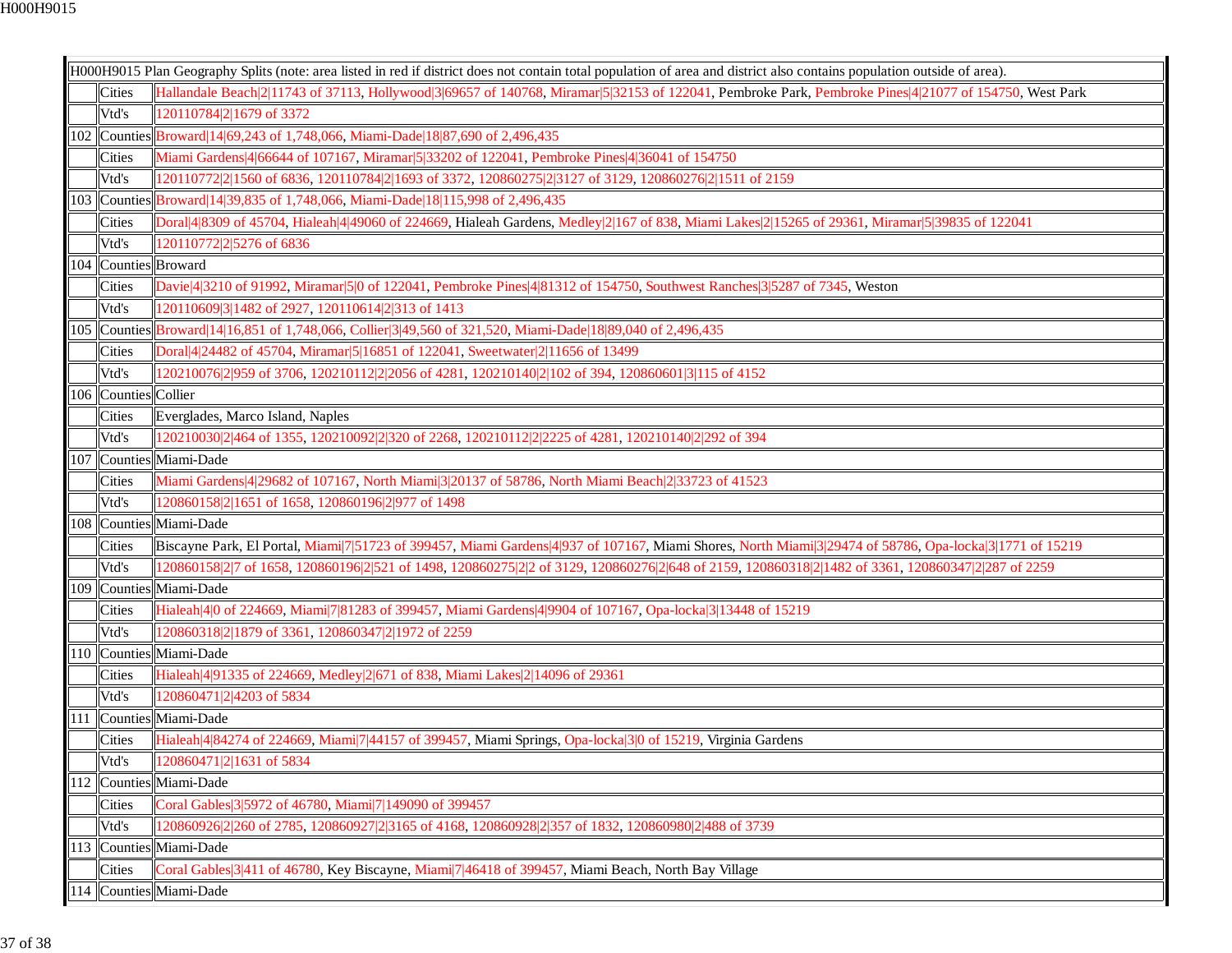| H000H9015 Plan Geography Splits (note: area listed in red if district does not contain total population of area and district also contains population outside of area). | | |
|---|---|---|
| | Cities | Hallandale Beach\|2\|11743 of 37113, Hollywood\|3\|69657 of 140768, Miramar\|5\|32153 of 122041, Pembroke Park, Pembroke Pines\|4\|21077 of 154750, West Park |
| | Vtd's | 120110784\|2\|1679 of 3372 |
| 102 | Counties | Broward\|14\|69,243 of 1,748,066, Miami-Dade\|18\|87,690 of 2,496,435 |
| | Cities | Miami Gardens\|4\|66644 of 107167, Miramar\|5\|33202 of 122041, Pembroke Pines\|4\|36041 of 154750 |
| | Vtd's | 120110772\|2\|1560 of 6836, 120110784\|2\|1693 of 3372, 120860275\|2\|3127 of 3129, 120860276\|2\|1511 of 2159 |
| 103 | Counties | Broward\|14\|39,835 of 1,748,066, Miami-Dade\|18\|115,998 of 2,496,435 |
| | Cities | Doral\|4\|8309 of 45704, Hialeah\|4\|49060 of 224669, Hialeah Gardens, Medley\|2\|167 of 838, Miami Lakes\|2\|15265 of 29361, Miramar\|5\|39835 of 122041 |
| | Vtd's | 120110772\|2\|5276 of 6836 |
| 104 | Counties | Broward |
| | Cities | Davie\|4\|3210 of 91992, Miramar\|5\|0 of 122041, Pembroke Pines\|4\|81312 of 154750, Southwest Ranches\|3\|5287 of 7345, Weston |
| | Vtd's | 120110609\|3\|1482 of 2927, 120110614\|2\|313 of 1413 |
| 105 | Counties | Broward\|14\|16,851 of 1,748,066, Collier\|3\|49,560 of 321,520, Miami-Dade\|18\|89,040 of 2,496,435 |
| | Cities | Doral\|4\|24482 of 45704, Miramar\|5\|16851 of 122041, Sweetwater\|2\|11656 of 13499 |
| | Vtd's | 120210076\|2\|959 of 3706, 120210112\|2\|2056 of 4281, 120210140\|2\|102 of 394, 120860601\|3\|115 of 4152 |
| 106 | Counties | Collier |
| | Cities | Everglades, Marco Island, Naples |
| | Vtd's | 120210030\|2\|464 of 1355, 120210092\|2\|320 of 2268, 120210112\|2\|2225 of 4281, 120210140\|2\|292 of 394 |
| 107 | Counties | Miami-Dade |
| | Cities | Miami Gardens\|4\|29682 of 107167, North Miami\|3\|20137 of 58786, North Miami Beach\|2\|33723 of 41523 |
| | Vtd's | 120860158\|2\|1651 of 1658, 120860196\|2\|977 of 1498 |
| 108 | Counties | Miami-Dade |
| | Cities | Biscayne Park, El Portal, Miami\|7\|51723 of 399457, Miami Gardens\|4\|937 of 107167, Miami Shores, North Miami\|3\|29474 of 58786, Opa-locka\|3\|1771 of 15219 |
| | Vtd's | 120860158\|2\|7 of 1658, 120860196\|2\|521 of 1498, 120860275\|2\|2 of 3129, 120860276\|2\|648 of 2159, 120860318\|2\|1482 of 3361, 120860347\|2\|287 of 2259 |
| 109 | Counties | Miami-Dade |
| | Cities | Hialeah\|4\|0 of 224669, Miami\|7\|81283 of 399457, Miami Gardens\|4\|9904 of 107167, Opa-locka\|3\|13448 of 15219 |
| | Vtd's | 120860318\|2\|1879 of 3361, 120860347\|2\|1972 of 2259 |
| 110 | Counties | Miami-Dade |
| | Cities | Hialeah\|4\|91335 of 224669, Medley\|2\|671 of 838, Miami Lakes\|2\|14096 of 29361 |
| | Vtd's | 120860471\|2\|4203 of 5834 |
| 111 | Counties | Miami-Dade |
| | Cities | Hialeah\|4\|84274 of 224669, Miami\|7\|44157 of 399457, Miami Springs, Opa-locka\|3\|0 of 15219, Virginia Gardens |
| | Vtd's | 120860471\|2\|1631 of 5834 |
| 112 | Counties | Miami-Dade |
| | Cities | Coral Gables\|3\|5972 of 46780, Miami\|7\|149090 of 399457 |
| | Vtd's | 120860926\|2\|260 of 2785, 120860927\|2\|3165 of 4168, 120860928\|2\|357 of 1832, 120860980\|2\|488 of 3739 |
| 113 | Counties | Miami-Dade |
| | Cities | Coral Gables\|3\|411 of 46780, Key Biscayne, Miami\|7\|46418 of 399457, Miami Beach, North Bay Village |
| 114 | Counties | Miami-Dade |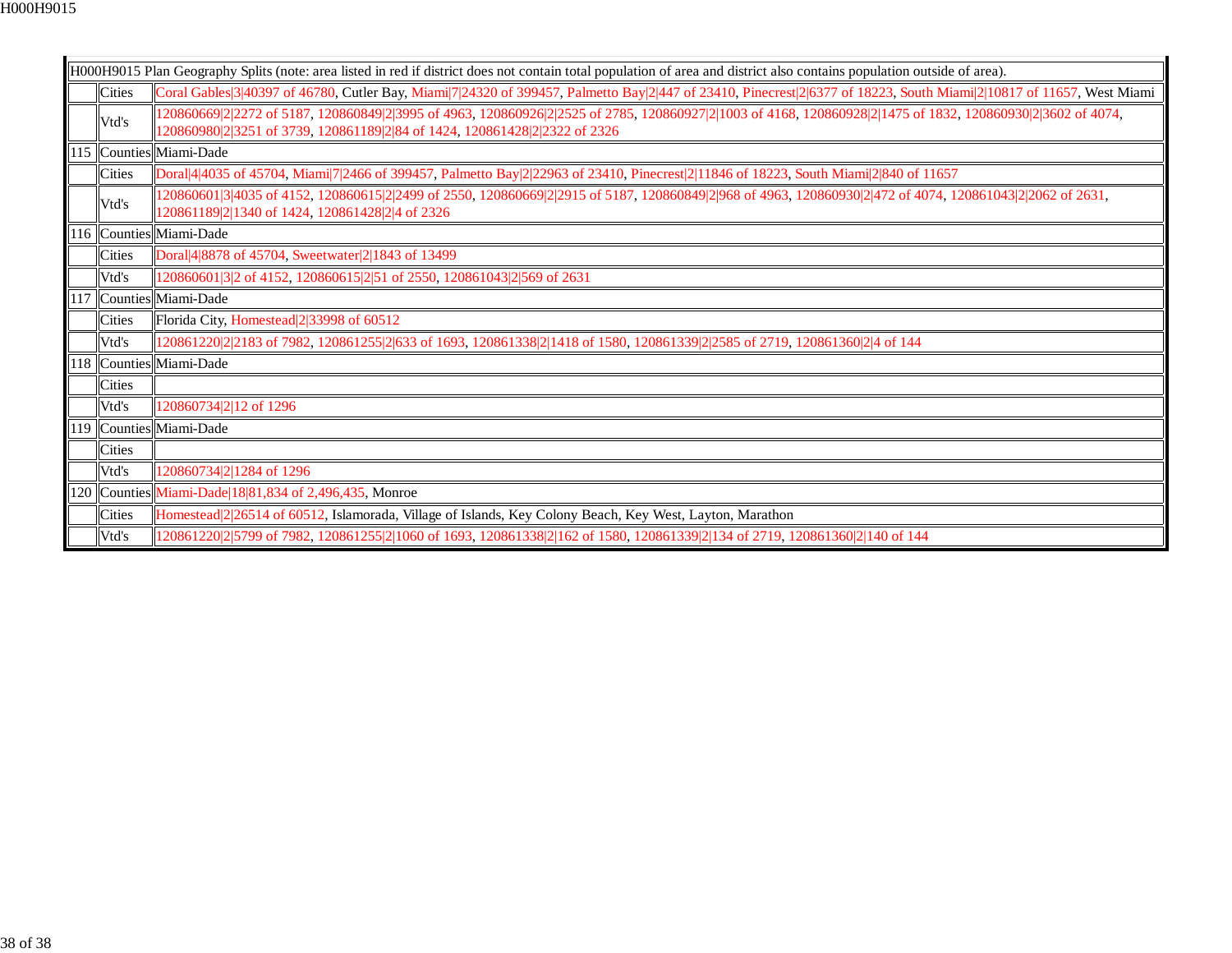| H000H9015 Plan Geography Splits (note: area listed in red if district does not contain total population of area and district also contains population outside of area). | | |
|---|---|---|
| | Cities | Coral Gables\|3\|40397 of 46780, Cutler Bay, Miami\|7\|24320 of 399457, Palmetto Bay\|2\|447 of 23410, Pinecrest\|2\|6377 of 18223, South Miami\|2\|10817 of 11657, West Miami |
| | Vtd's | 120860669\|2\|2272 of 5187, 120860849\|2\|3995 of 4963, 120860926\|2\|2525 of 2785, 120860927\|2\|1003 of 4168, 120860928\|2\|1475 of 1832, 120860930\|2\|3602 of 4074, 120860980\|2\|3251 of 3739, 120861189\|2\|84 of 1424, 120861428\|2\|2322 of 2326 |
| 115 | Counties | Miami-Dade |
| | Cities | Doral\|4\|4035 of 45704, Miami\|7\|2466 of 399457, Palmetto Bay\|2\|22963 of 23410, Pinecrest\|2\|11846 of 18223, South Miami\|2\|840 of 11657 |
| | Vtd's | 120860601\|3\|4035 of 4152, 120860615\|2\|2499 of 2550, 120860669\|2\|2915 of 5187, 120860849\|2\|968 of 4963, 120860930\|2\|472 of 4074, 120861043\|2\|2062 of 2631, 120861189\|2\|1340 of 1424, 120861428\|2\|4 of 2326 |
| 116 | Counties | Miami-Dade |
| | Cities | Doral\|4\|8878 of 45704, Sweetwater\|2\|1843 of 13499 |
| | Vtd's | 120860601\|3\|2 of 4152, 120860615\|2\|51 of 2550, 120861043\|2\|569 of 2631 |
| 117 | Counties | Miami-Dade |
| | Cities | Florida City, Homestead\|2\|33998 of 60512 |
| | Vtd's | 120861220\|2\|2183 of 7982, 120861255\|2\|633 of 1693, 120861338\|2\|1418 of 1580, 120861339\|2\|2585 of 2719, 120861360\|2\|4 of 144 |
| 118 | Counties | Miami-Dade |
| | Cities | |
| | Vtd's | 120860734\|2\|12 of 1296 |
| 119 | Counties | Miami-Dade |
| | Cities | |
| | Vtd's | 120860734\|2\|1284 of 1296 |
| 120 | Counties | Miami-Dade\|18\|81,834 of 2,496,435, Monroe |
| | Cities | Homestead\|2\|26514 of 60512, Islamorada, Village of Islands, Key Colony Beach, Key West, Layton, Marathon |
| | Vtd's | 120861220\|2\|5799 of 7982, 120861255\|2\|1060 of 1693, 120861338\|2\|162 of 1580, 120861339\|2\|134 of 2719, 120861360\|2\|140 of 144 |